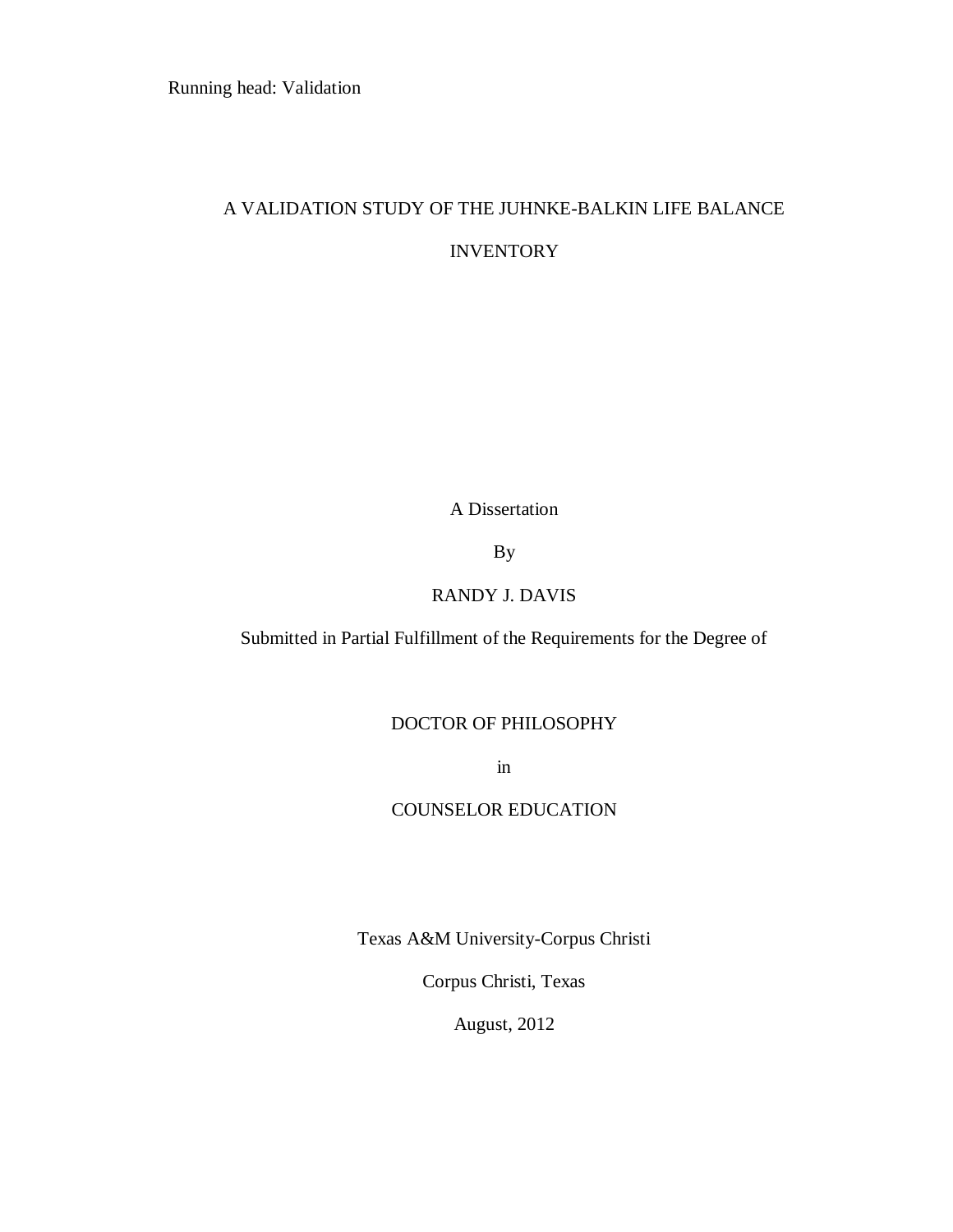# A VALIDATION STUDY OF THE JUHNKE-BALKIN LIFE BALANCE INVENTORY

A Dissertation

By

RANDY J. DAVIS

Submitted in Partial Fulfillment of the Requirements for the Degree of

DOCTOR OF PHILOSOPHY

in

COUNSELOR EDUCATION

Texas A&M University-Corpus Christi

Corpus Christi, Texas

August, 2012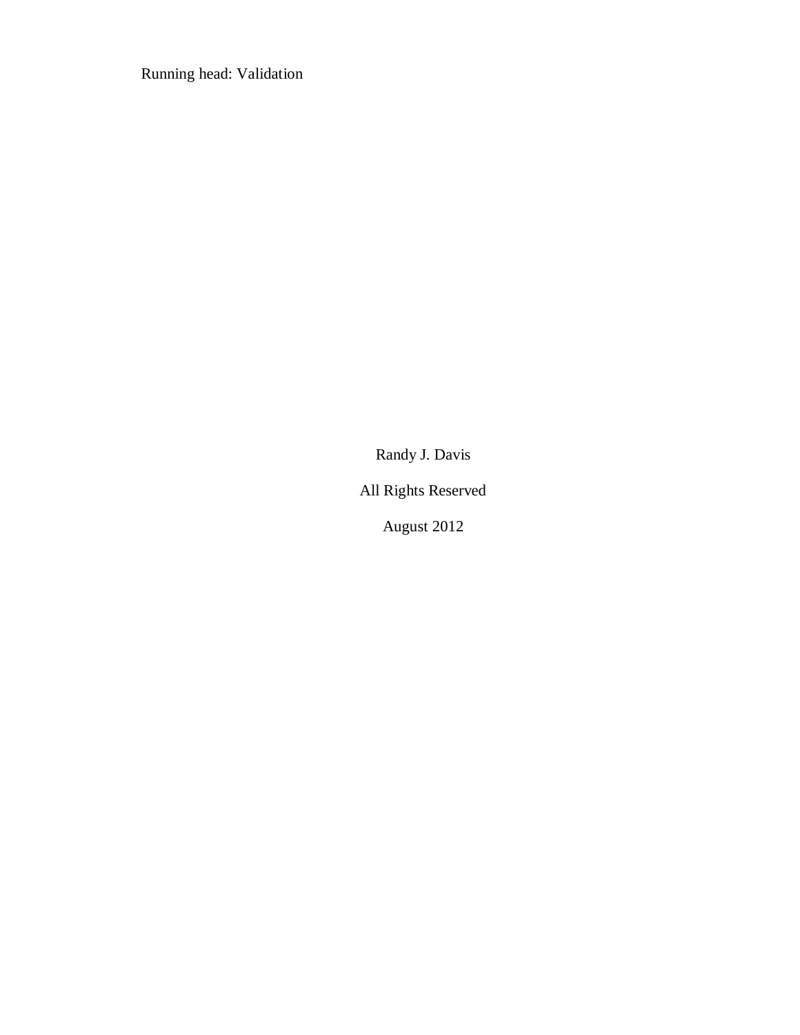Randy J. Davis

All Rights Reserved

August 2012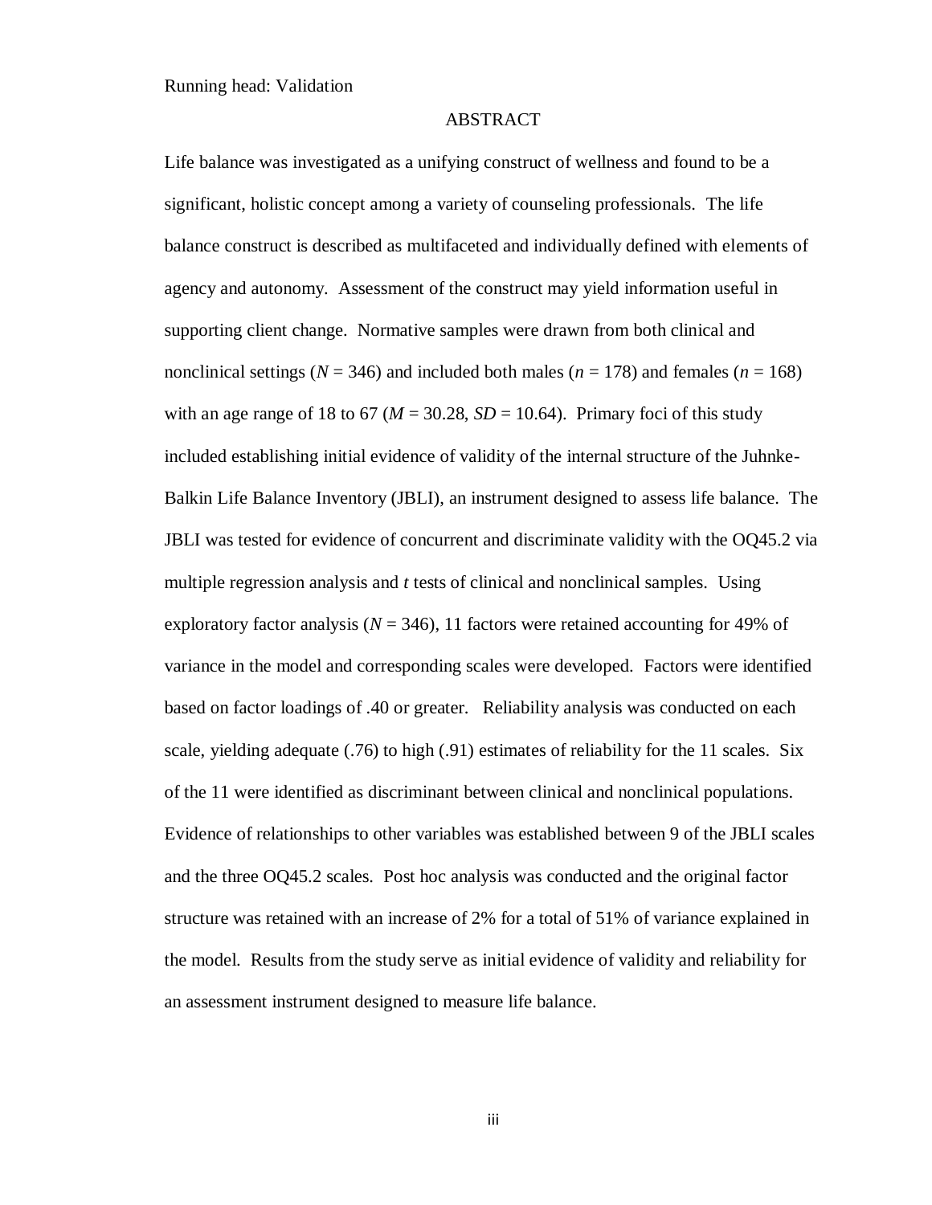# ABSTRACT

Life balance was investigated as a unifying construct of wellness and found to be a significant, holistic concept among a variety of counseling professionals. The life balance construct is described as multifaceted and individually defined with elements of agency and autonomy. Assessment of the construct may yield information useful in supporting client change. Normative samples were drawn from both clinical and nonclinical settings ($N$ = 346) and included both males ($n$ = 178) and females ($n$ = 168) with an age range of 18 to 67 ($M$ = 30.28, $SD$ = 10.64). Primary foci of this study included establishing initial evidence of validity of the internal structure of the Juhnke-Balkin Life Balance Inventory (JBLI), an instrument designed to assess life balance. The JBLI was tested for evidence of concurrent and discriminate validity with the OQ45.2 via multiple regression analysis and $t$ tests of clinical and nonclinical samples. Using exploratory factor analysis ($N$ = 346), 11 factors were retained accounting for 49% of variance in the model and corresponding scales were developed. Factors were identified based on factor loadings of .40 or greater. Reliability analysis was conducted on each scale, yielding adequate (.76) to high (.91) estimates of reliability for the 11 scales. Six of the 11 were identified as discriminant between clinical and nonclinical populations. Evidence of relationships to other variables was established between 9 of the JBLI scales and the three OQ45.2 scales. Post hoc analysis was conducted and the original factor structure was retained with an increase of 2% for a total of 51% of variance explained in the model. Results from the study serve as initial evidence of validity and reliability for an assessment instrument designed to measure life balance.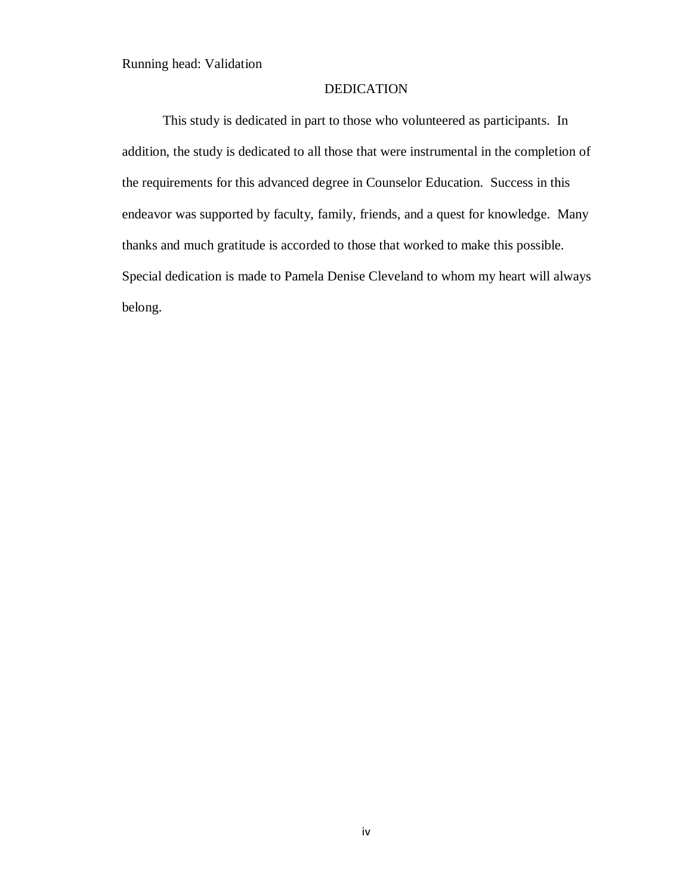# DEDICATION

This study is dedicated in part to those who volunteered as participants. In addition, the study is dedicated to all those that were instrumental in the completion of the requirements for this advanced degree in Counselor Education. Success in this endeavor was supported by faculty, family, friends, and a quest for knowledge. Many thanks and much gratitude is accorded to those that worked to make this possible. Special dedication is made to Pamela Denise Cleveland to whom my heart will always belong.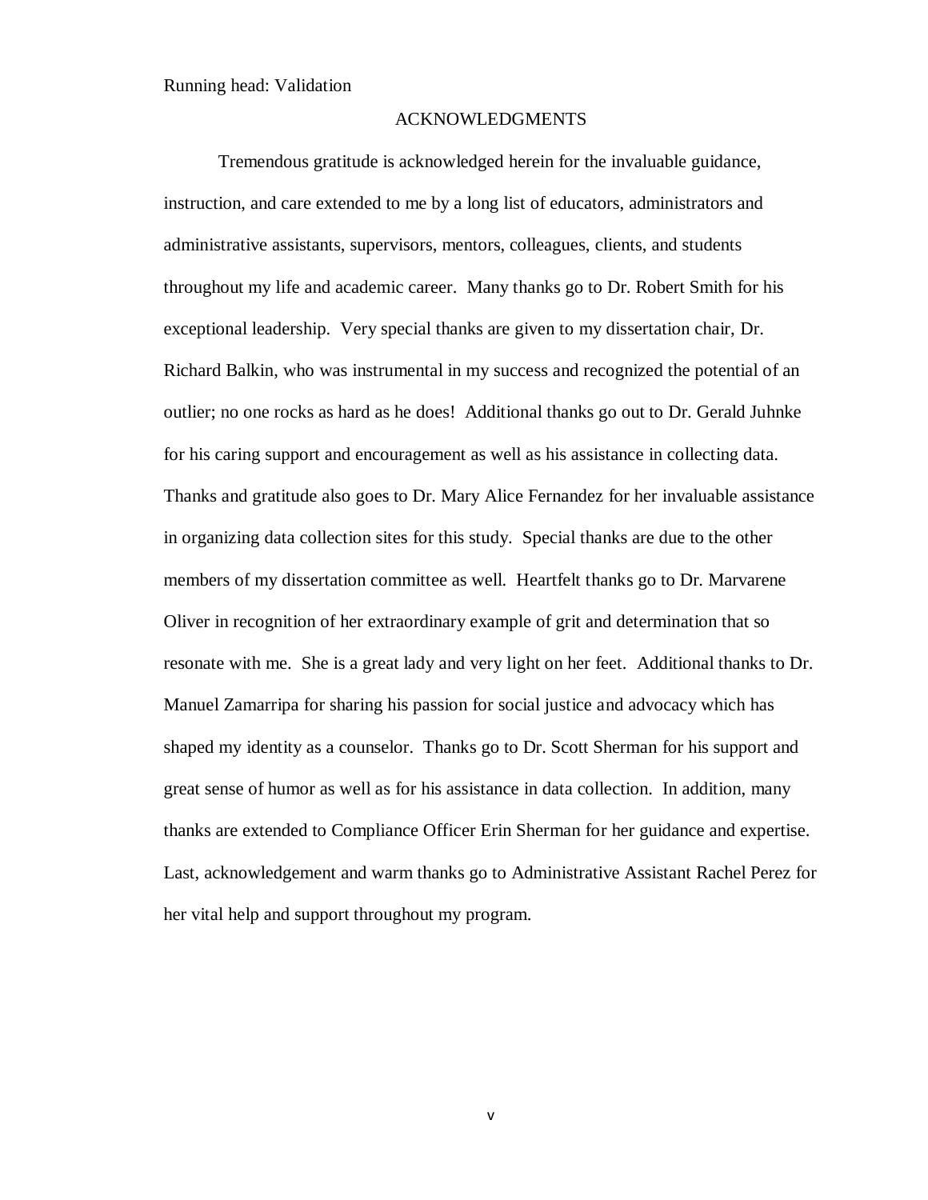# ACKNOWLEDGMENTS

Tremendous gratitude is acknowledged herein for the invaluable guidance, instruction, and care extended to me by a long list of educators, administrators and administrative assistants, supervisors, mentors, colleagues, clients, and students throughout my life and academic career. Many thanks go to Dr. Robert Smith for his exceptional leadership. Very special thanks are given to my dissertation chair, Dr. Richard Balkin, who was instrumental in my success and recognized the potential of an outlier; no one rocks as hard as he does! Additional thanks go out to Dr. Gerald Juhnke for his caring support and encouragement as well as his assistance in collecting data. Thanks and gratitude also goes to Dr. Mary Alice Fernandez for her invaluable assistance in organizing data collection sites for this study. Special thanks are due to the other members of my dissertation committee as well. Heartfelt thanks go to Dr. Marvarene Oliver in recognition of her extraordinary example of grit and determination that so resonate with me. She is a great lady and very light on her feet. Additional thanks to Dr. Manuel Zamarripa for sharing his passion for social justice and advocacy which has shaped my identity as a counselor. Thanks go to Dr. Scott Sherman for his support and great sense of humor as well as for his assistance in data collection. In addition, many thanks are extended to Compliance Officer Erin Sherman for her guidance and expertise. Last, acknowledgement and warm thanks go to Administrative Assistant Rachel Perez for her vital help and support throughout my program.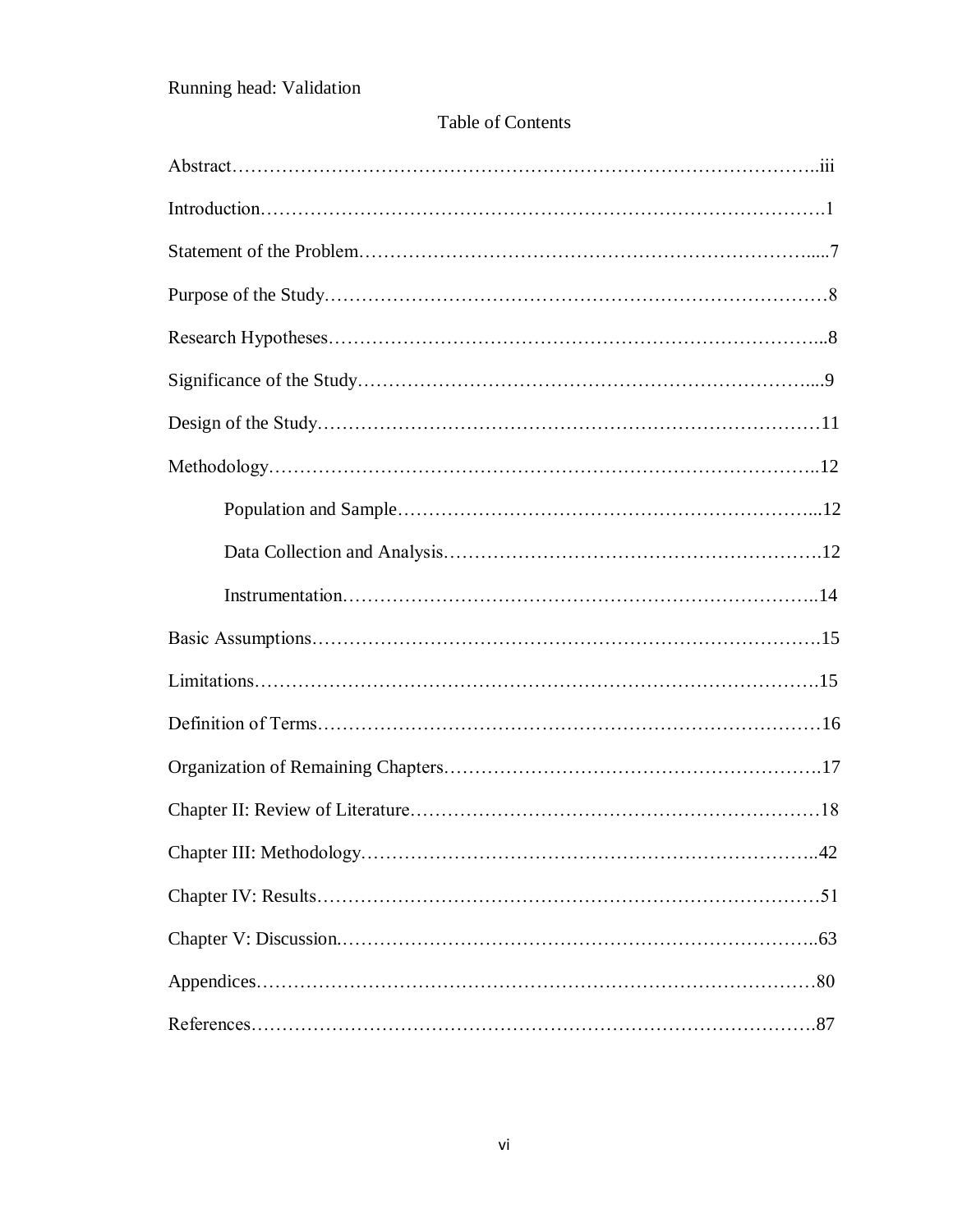## Table of Contents

Abstract……………………………………………………………………………………..iii

Introduction…………………………………………………………………………….1

Statement of the Problem…………………………………………………………….....7

Purpose of the Study……………………………………………………………………8

Research Hypotheses……………………………………………………………………..8

Significance of the Study…………………………………………………………….....9

Design of the Study………………………………………………………………………11

Methodology……………………………………………………………………………..12

- Population and Sample…………………………………………………………...12
- Data Collection and Analysis…………………………………………………….12
- Instrumentation…………………………………………………………………..14

Basic Assumptions………………………………………………………………………15

Limitations……………………………………………………………………………….15

Definition of Terms………………………………………………………………………16

Organization of Remaining Chapters……………………………………………………17

Chapter II: Review of Literature…………………………………………………………18

Chapter III: Methodology………………………………………………………………..42

Chapter IV: Results………………………………………………………………………51

Chapter V: Discussion……………………………………………………………………..63

Appendices………………………………………………………………………………80

References……………………………………………………………………………….87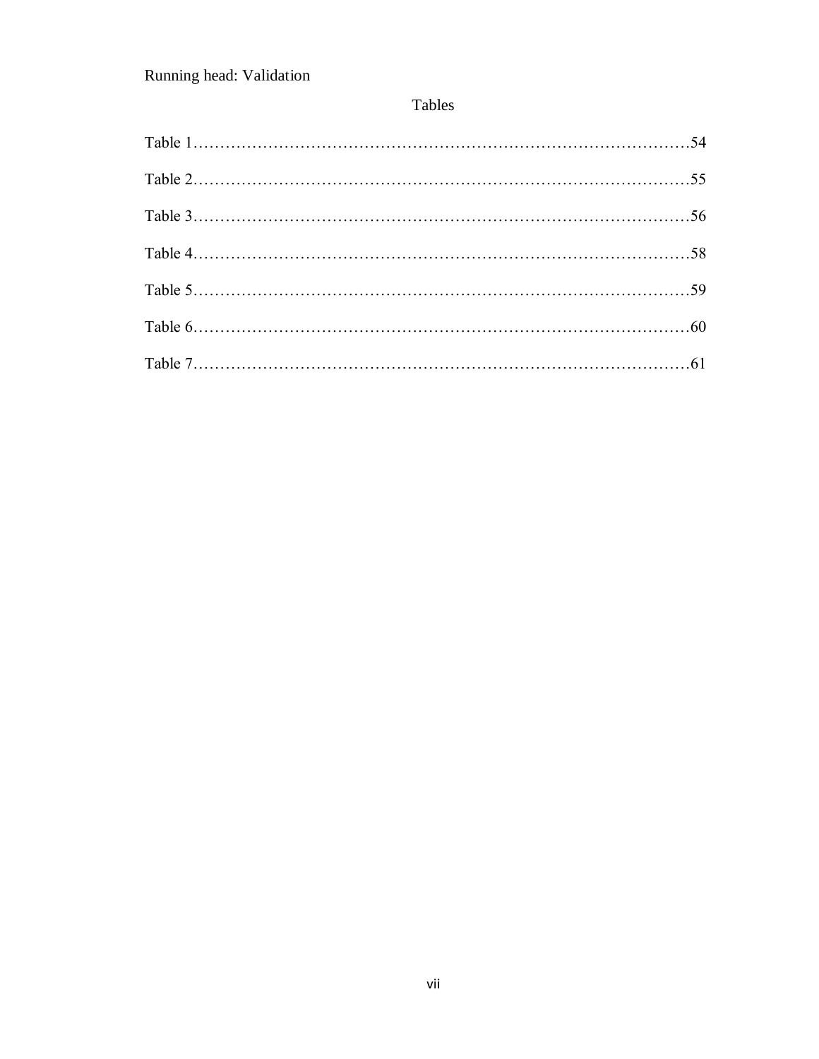# Tables

Table 1……………………………………………………………………………………54

Table 2……………………………………………………………………………………55

Table 3……………………………………………………………………………………56

Table 4……………………………………………………………………………………58

Table 5……………………………………………………………………………………59

Table 6……………………………………………………………………………………60

Table 7……………………………………………………………………………………61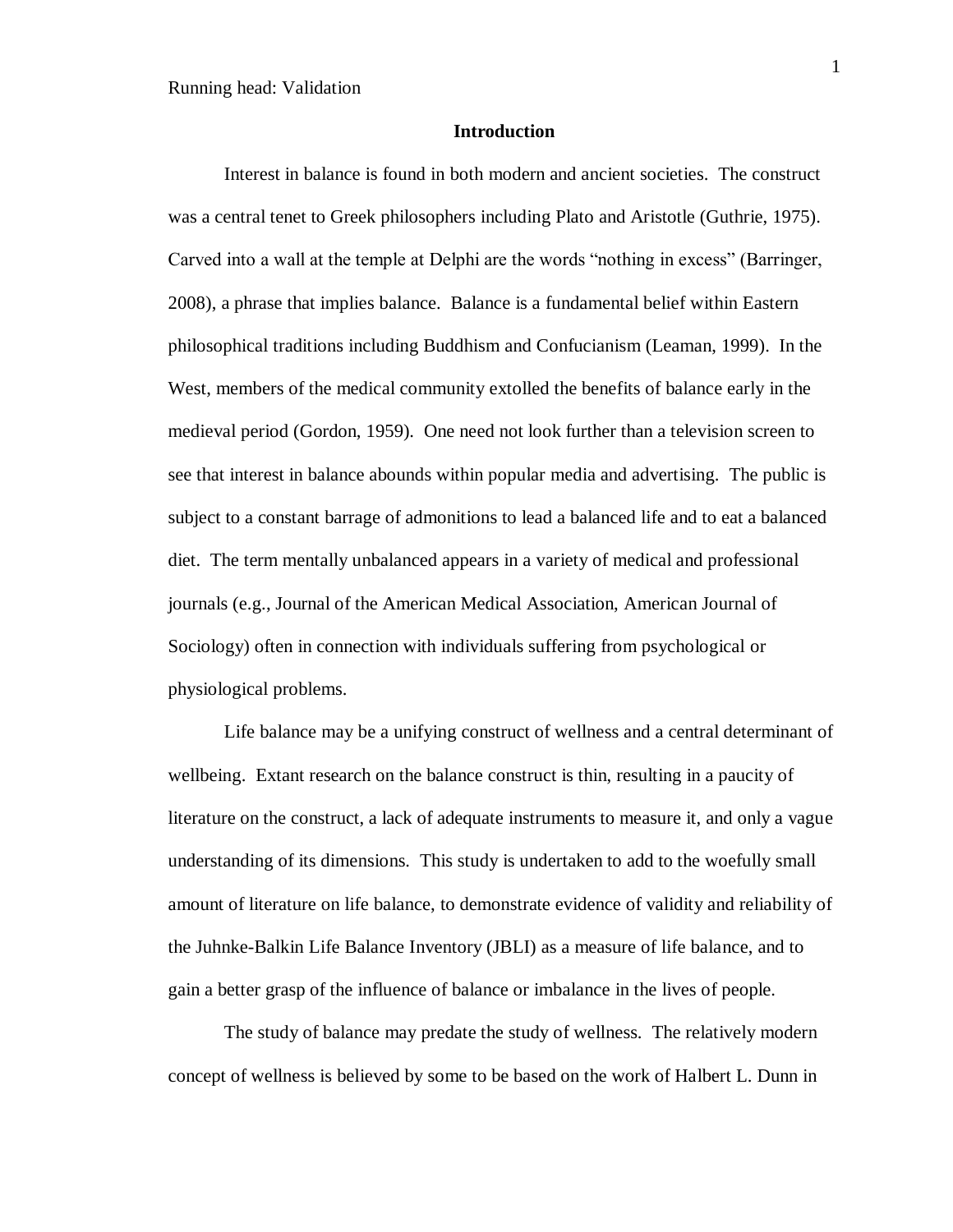## Introduction

Interest in balance is found in both modern and ancient societies. The construct was a central tenet to Greek philosophers including Plato and Aristotle (Guthrie, 1975). Carved into a wall at the temple at Delphi are the words "nothing in excess" (Barringer, 2008), a phrase that implies balance. Balance is a fundamental belief within Eastern philosophical traditions including Buddhism and Confucianism (Leaman, 1999). In the West, members of the medical community extolled the benefits of balance early in the medieval period (Gordon, 1959). One need not look further than a television screen to see that interest in balance abounds within popular media and advertising. The public is subject to a constant barrage of admonitions to lead a balanced life and to eat a balanced diet. The term mentally unbalanced appears in a variety of medical and professional journals (e.g., Journal of the American Medical Association, American Journal of Sociology) often in connection with individuals suffering from psychological or physiological problems.

Life balance may be a unifying construct of wellness and a central determinant of wellbeing. Extant research on the balance construct is thin, resulting in a paucity of literature on the construct, a lack of adequate instruments to measure it, and only a vague understanding of its dimensions. This study is undertaken to add to the woefully small amount of literature on life balance, to demonstrate evidence of validity and reliability of the Juhnke-Balkin Life Balance Inventory (JBLI) as a measure of life balance, and to gain a better grasp of the influence of balance or imbalance in the lives of people.

The study of balance may predate the study of wellness. The relatively modern concept of wellness is believed by some to be based on the work of Halbert L. Dunn in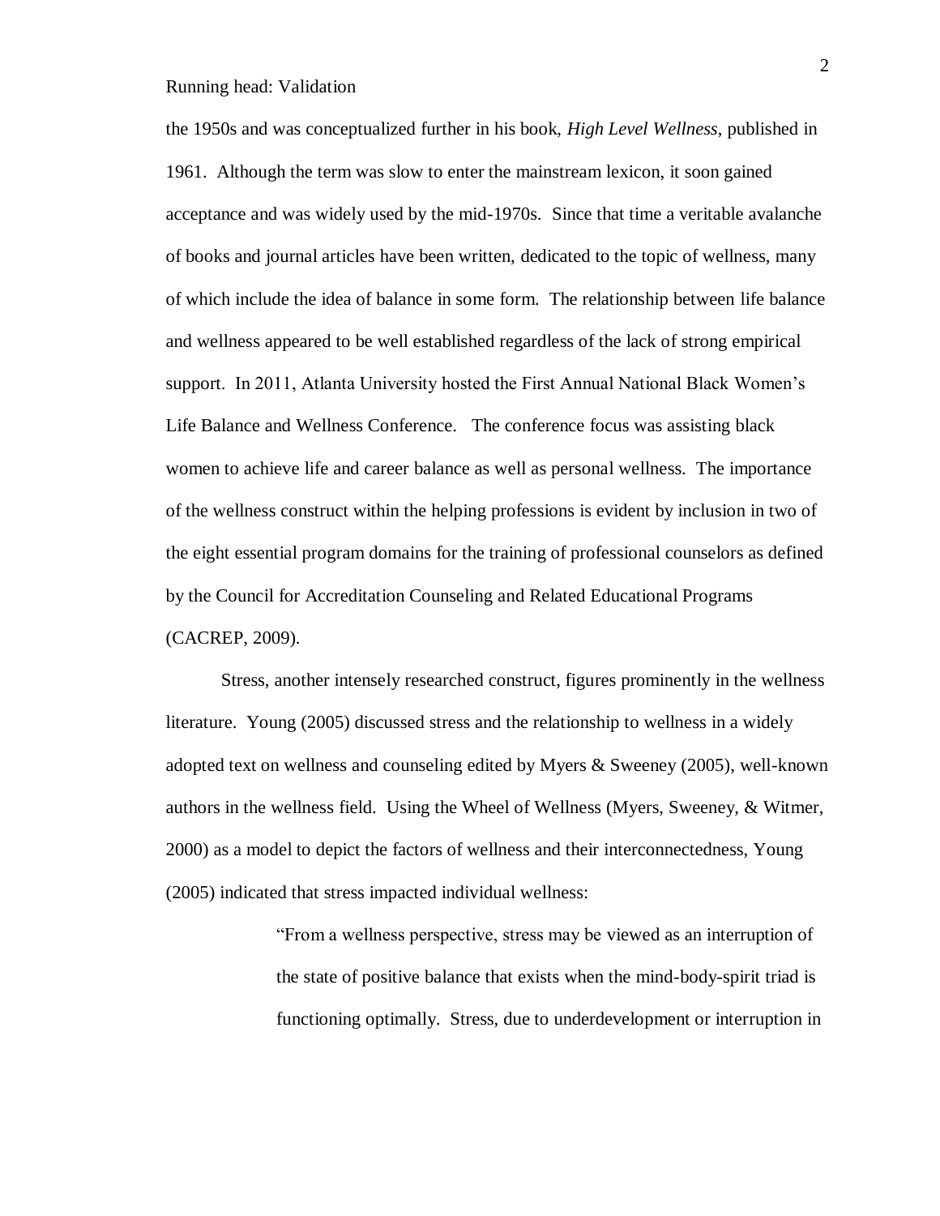the 1950s and was conceptualized further in his book, *High Level Wellness*, published in 1961. Although the term was slow to enter the mainstream lexicon, it soon gained acceptance and was widely used by the mid-1970s. Since that time a veritable avalanche of books and journal articles have been written, dedicated to the topic of wellness, many of which include the idea of balance in some form. The relationship between life balance and wellness appeared to be well established regardless of the lack of strong empirical support. In 2011, Atlanta University hosted the First Annual National Black Women's Life Balance and Wellness Conference. The conference focus was assisting black women to achieve life and career balance as well as personal wellness. The importance of the wellness construct within the helping professions is evident by inclusion in two of the eight essential program domains for the training of professional counselors as defined by the Council for Accreditation Counseling and Related Educational Programs (CACREP, 2009).

Stress, another intensely researched construct, figures prominently in the wellness literature. Young (2005) discussed stress and the relationship to wellness in a widely adopted text on wellness and counseling edited by Myers & Sweeney (2005), well-known authors in the wellness field. Using the Wheel of Wellness (Myers, Sweeney, & Witmer, 2000) as a model to depict the factors of wellness and their interconnectedness, Young (2005) indicated that stress impacted individual wellness:

> "From a wellness perspective, stress may be viewed as an interruption of the state of positive balance that exists when the mind-body-spirit triad is functioning optimally. Stress, due to underdevelopment or interruption in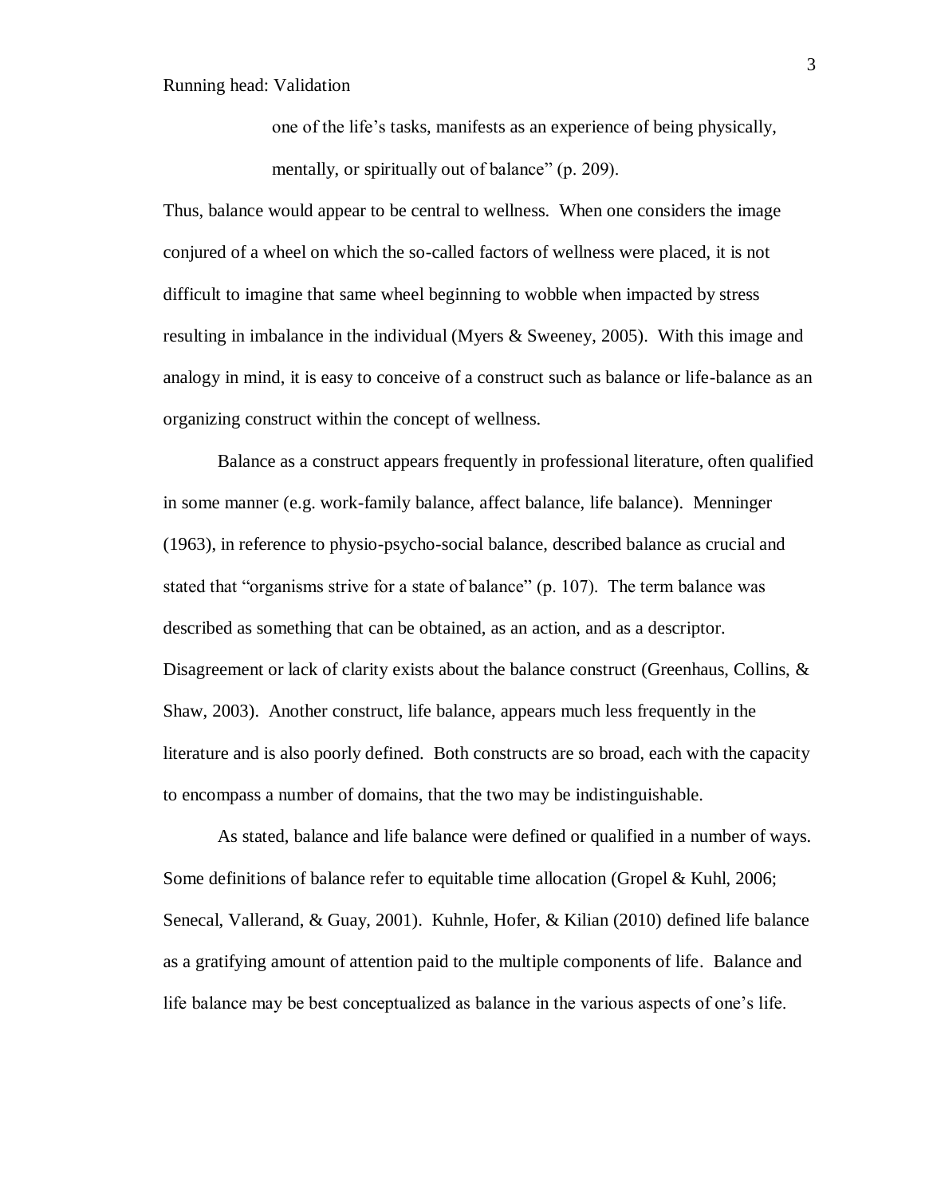> one of the life's tasks, manifests as an experience of being physically, mentally, or spiritually out of balance" (p. 209).

Thus, balance would appear to be central to wellness. When one considers the image conjured of a wheel on which the so-called factors of wellness were placed, it is not difficult to imagine that same wheel beginning to wobble when impacted by stress resulting in imbalance in the individual (Myers & Sweeney, 2005). With this image and analogy in mind, it is easy to conceive of a construct such as balance or life-balance as an organizing construct within the concept of wellness.

Balance as a construct appears frequently in professional literature, often qualified in some manner (e.g. work-family balance, affect balance, life balance). Menninger (1963), in reference to physio-psycho-social balance, described balance as crucial and stated that "organisms strive for a state of balance" (p. 107). The term balance was described as something that can be obtained, as an action, and as a descriptor. Disagreement or lack of clarity exists about the balance construct (Greenhaus, Collins, & Shaw, 2003). Another construct, life balance, appears much less frequently in the literature and is also poorly defined. Both constructs are so broad, each with the capacity to encompass a number of domains, that the two may be indistinguishable.

As stated, balance and life balance were defined or qualified in a number of ways. Some definitions of balance refer to equitable time allocation (Gropel & Kuhl, 2006; Senecal, Vallerand, & Guay, 2001). Kuhnle, Hofer, & Kilian (2010) defined life balance as a gratifying amount of attention paid to the multiple components of life. Balance and life balance may be best conceptualized as balance in the various aspects of one's life.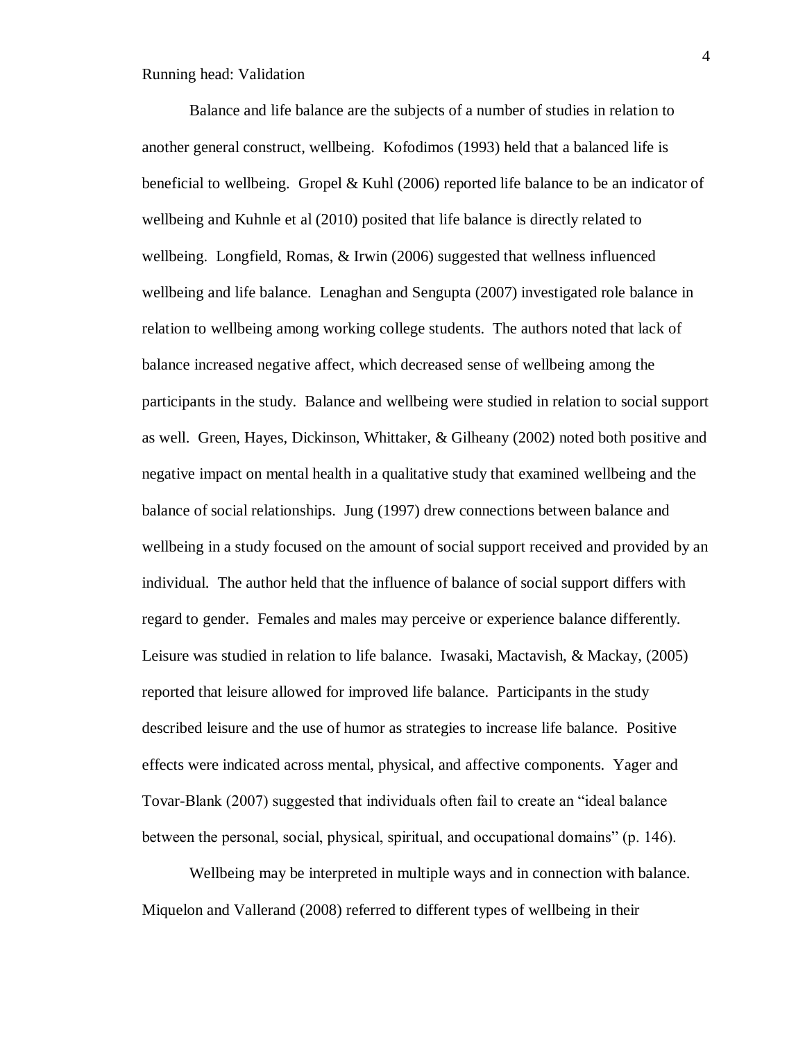Balance and life balance are the subjects of a number of studies in relation to another general construct, wellbeing. Kofodimos (1993) held that a balanced life is beneficial to wellbeing. Gropel & Kuhl (2006) reported life balance to be an indicator of wellbeing and Kuhnle et al (2010) posited that life balance is directly related to wellbeing. Longfield, Romas, & Irwin (2006) suggested that wellness influenced wellbeing and life balance. Lenaghan and Sengupta (2007) investigated role balance in relation to wellbeing among working college students. The authors noted that lack of balance increased negative affect, which decreased sense of wellbeing among the participants in the study. Balance and wellbeing were studied in relation to social support as well. Green, Hayes, Dickinson, Whittaker, & Gilheany (2002) noted both positive and negative impact on mental health in a qualitative study that examined wellbeing and the balance of social relationships. Jung (1997) drew connections between balance and wellbeing in a study focused on the amount of social support received and provided by an individual. The author held that the influence of balance of social support differs with regard to gender. Females and males may perceive or experience balance differently. Leisure was studied in relation to life balance. Iwasaki, Mactavish, & Mackay, (2005) reported that leisure allowed for improved life balance. Participants in the study described leisure and the use of humor as strategies to increase life balance. Positive effects were indicated across mental, physical, and affective components. Yager and Tovar-Blank (2007) suggested that individuals often fail to create an "ideal balance between the personal, social, physical, spiritual, and occupational domains" (p. 146).

Wellbeing may be interpreted in multiple ways and in connection with balance. Miquelon and Vallerand (2008) referred to different types of wellbeing in their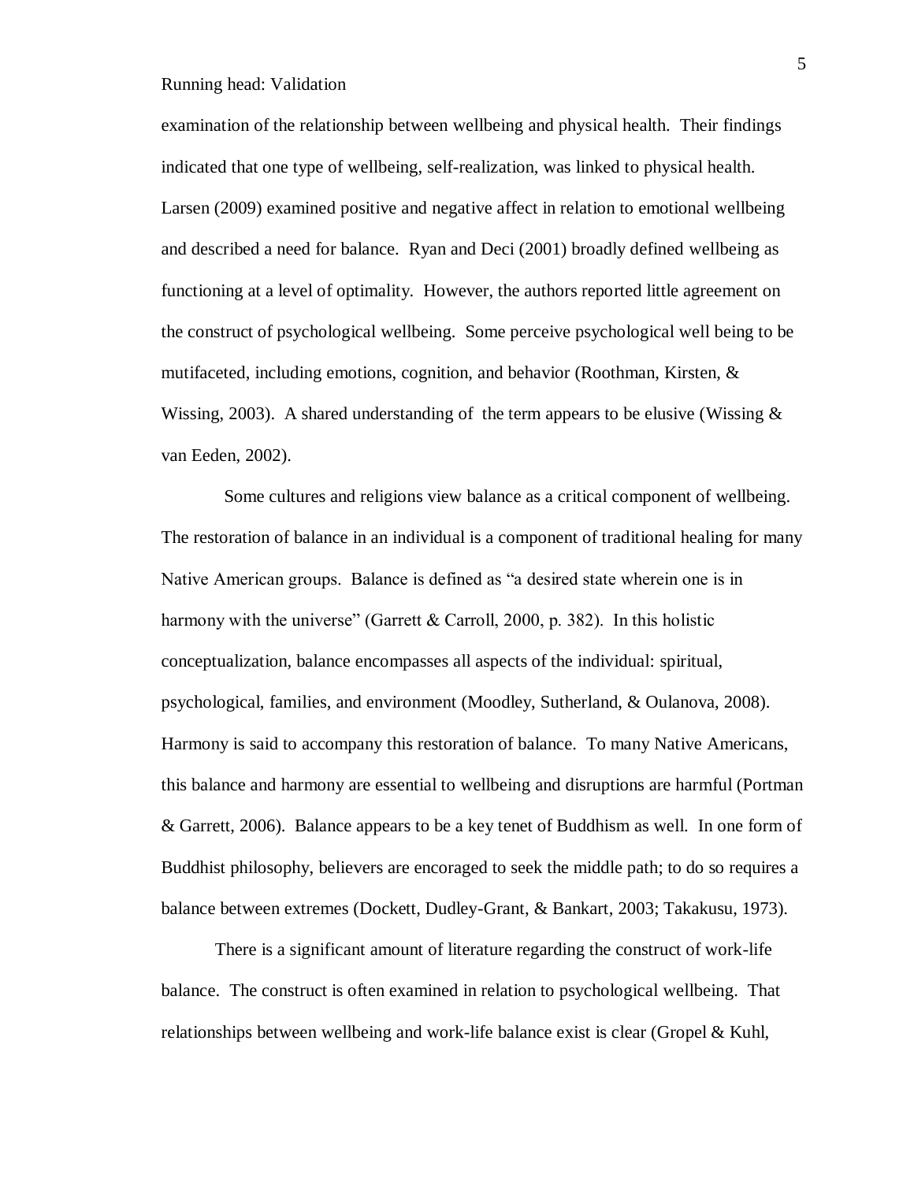examination of the relationship between wellbeing and physical health. Their findings indicated that one type of wellbeing, self-realization, was linked to physical health. Larsen (2009) examined positive and negative affect in relation to emotional wellbeing and described a need for balance. Ryan and Deci (2001) broadly defined wellbeing as functioning at a level of optimality. However, the authors reported little agreement on the construct of psychological wellbeing. Some perceive psychological well being to be mutifaceted, including emotions, cognition, and behavior (Roothman, Kirsten, & Wissing, 2003). A shared understanding of the term appears to be elusive (Wissing & van Eeden, 2002).

Some cultures and religions view balance as a critical component of wellbeing. The restoration of balance in an individual is a component of traditional healing for many Native American groups. Balance is defined as "a desired state wherein one is in harmony with the universe" (Garrett & Carroll, 2000, p. 382). In this holistic conceptualization, balance encompasses all aspects of the individual: spiritual, psychological, families, and environment (Moodley, Sutherland, & Oulanova, 2008). Harmony is said to accompany this restoration of balance. To many Native Americans, this balance and harmony are essential to wellbeing and disruptions are harmful (Portman & Garrett, 2006). Balance appears to be a key tenet of Buddhism as well. In one form of Buddhist philosophy, believers are encoraged to seek the middle path; to do so requires a balance between extremes (Dockett, Dudley-Grant, & Bankart, 2003; Takakusu, 1973).

There is a significant amount of literature regarding the construct of work-life balance. The construct is often examined in relation to psychological wellbeing. That relationships between wellbeing and work-life balance exist is clear (Gropel & Kuhl,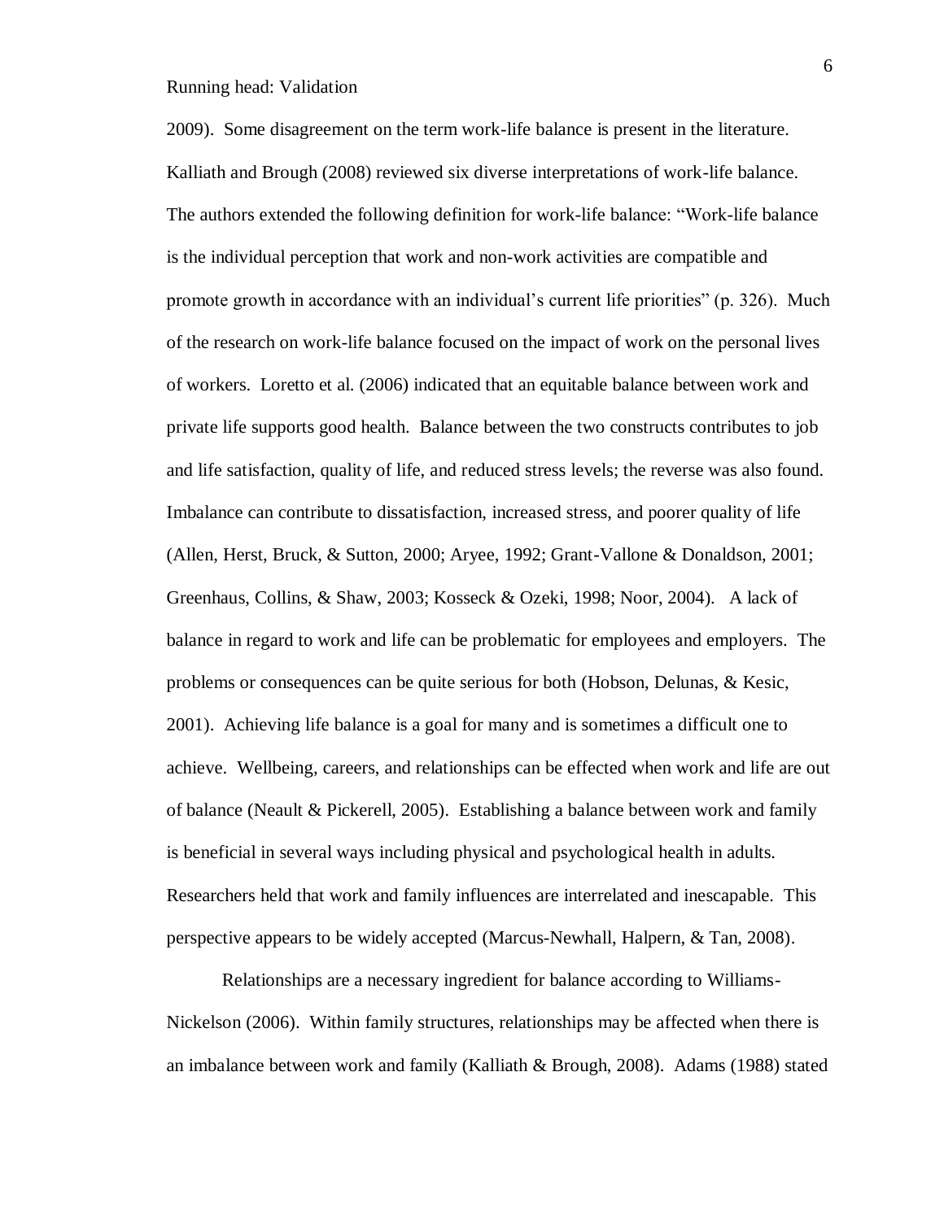2009). Some disagreement on the term work-life balance is present in the literature. Kalliath and Brough (2008) reviewed six diverse interpretations of work-life balance. The authors extended the following definition for work-life balance: "Work-life balance is the individual perception that work and non-work activities are compatible and promote growth in accordance with an individual's current life priorities" (p. 326). Much of the research on work-life balance focused on the impact of work on the personal lives of workers. Loretto et al. (2006) indicated that an equitable balance between work and private life supports good health. Balance between the two constructs contributes to job and life satisfaction, quality of life, and reduced stress levels; the reverse was also found. Imbalance can contribute to dissatisfaction, increased stress, and poorer quality of life (Allen, Herst, Bruck, & Sutton, 2000; Aryee, 1992; Grant-Vallone & Donaldson, 2001; Greenhaus, Collins, & Shaw, 2003; Kosseck & Ozeki, 1998; Noor, 2004). A lack of balance in regard to work and life can be problematic for employees and employers. The problems or consequences can be quite serious for both (Hobson, Delunas, & Kesic, 2001). Achieving life balance is a goal for many and is sometimes a difficult one to achieve. Wellbeing, careers, and relationships can be effected when work and life are out of balance (Neault & Pickerell, 2005). Establishing a balance between work and family is beneficial in several ways including physical and psychological health in adults. Researchers held that work and family influences are interrelated and inescapable. This perspective appears to be widely accepted (Marcus-Newhall, Halpern, & Tan, 2008).

Relationships are a necessary ingredient for balance according to Williams-Nickelson (2006). Within family structures, relationships may be affected when there is an imbalance between work and family (Kalliath & Brough, 2008). Adams (1988) stated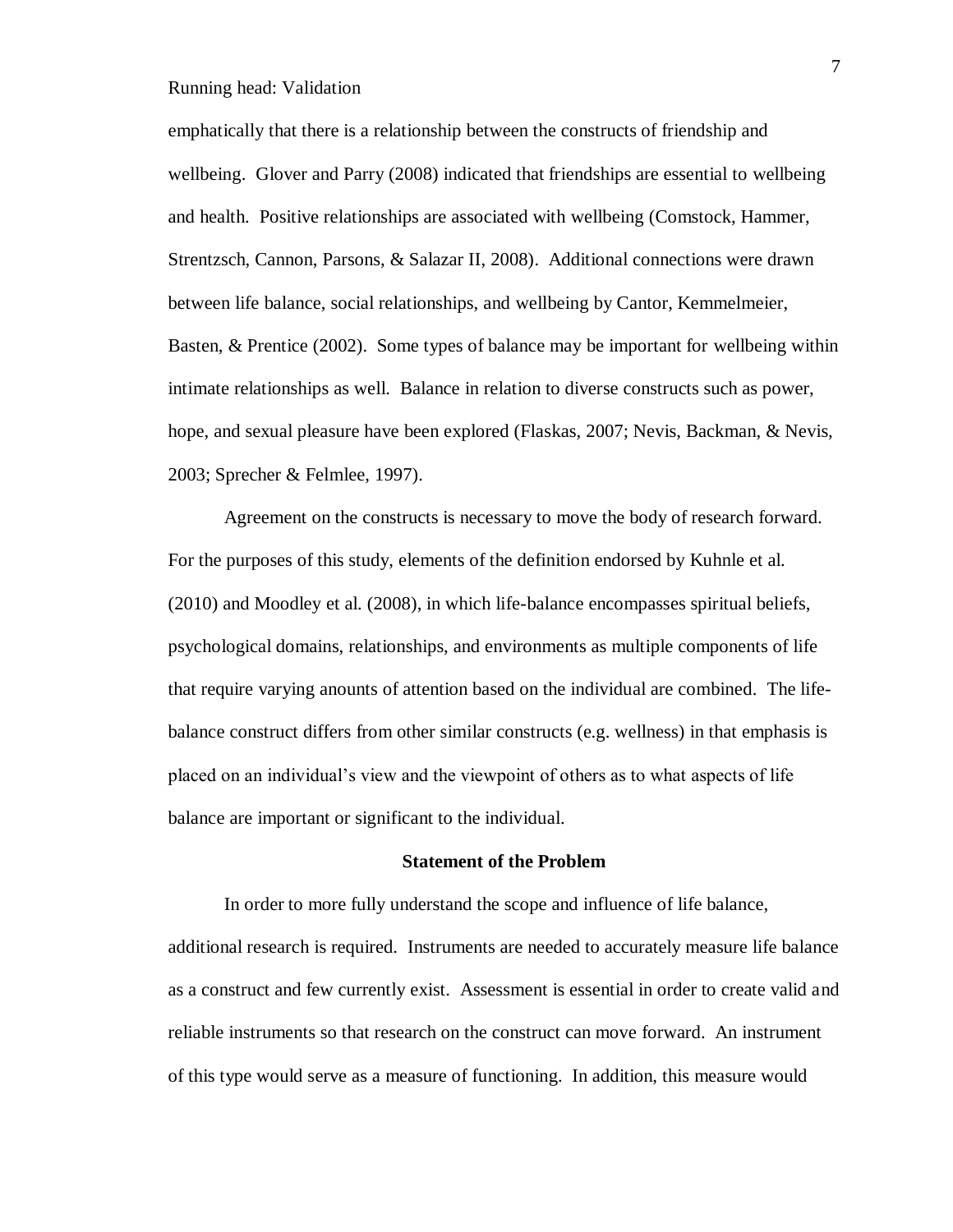emphatically that there is a relationship between the constructs of friendship and wellbeing. Glover and Parry (2008) indicated that friendships are essential to wellbeing and health. Positive relationships are associated with wellbeing (Comstock, Hammer, Strentzsch, Cannon, Parsons, & Salazar II, 2008). Additional connections were drawn between life balance, social relationships, and wellbeing by Cantor, Kemmelmeier, Basten, & Prentice (2002). Some types of balance may be important for wellbeing within intimate relationships as well. Balance in relation to diverse constructs such as power, hope, and sexual pleasure have been explored (Flaskas, 2007; Nevis, Backman, & Nevis, 2003; Sprecher & Felmlee, 1997).

Agreement on the constructs is necessary to move the body of research forward. For the purposes of this study, elements of the definition endorsed by Kuhnle et al. (2010) and Moodley et al. (2008), in which life-balance encompasses spiritual beliefs, psychological domains, relationships, and environments as multiple components of life that require varying anounts of attention based on the individual are combined. The life-balance construct differs from other similar constructs (e.g. wellness) in that emphasis is placed on an individual's view and the viewpoint of others as to what aspects of life balance are important or significant to the individual.

## Statement of the Problem

In order to more fully understand the scope and influence of life balance, additional research is required. Instruments are needed to accurately measure life balance as a construct and few currently exist. Assessment is essential in order to create valid and reliable instruments so that research on the construct can move forward. An instrument of this type would serve as a measure of functioning. In addition, this measure would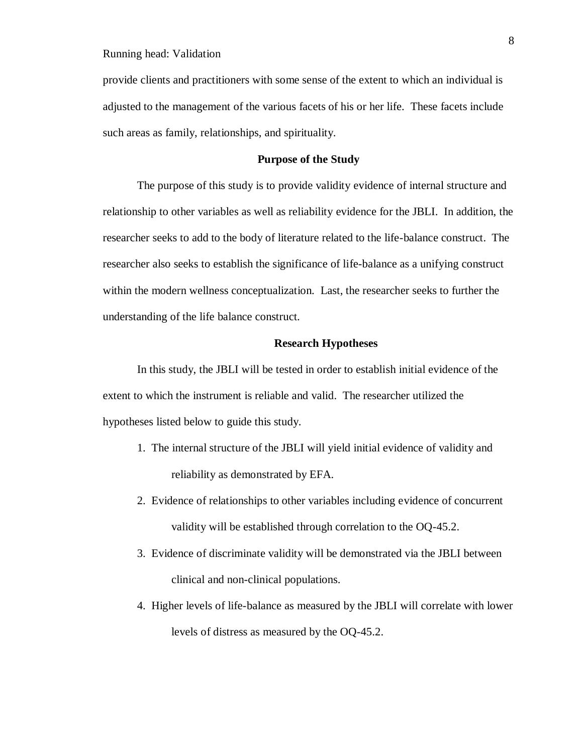provide clients and practitioners with some sense of the extent to which an individual is adjusted to the management of the various facets of his or her life. These facets include such areas as family, relationships, and spirituality.

## Purpose of the Study

The purpose of this study is to provide validity evidence of internal structure and relationship to other variables as well as reliability evidence for the JBLI. In addition, the researcher seeks to add to the body of literature related to the life-balance construct. The researcher also seeks to establish the significance of life-balance as a unifying construct within the modern wellness conceptualization. Last, the researcher seeks to further the understanding of the life balance construct.

## Research Hypotheses

In this study, the JBLI will be tested in order to establish initial evidence of the extent to which the instrument is reliable and valid. The researcher utilized the hypotheses listed below to guide this study.

1. The internal structure of the JBLI will yield initial evidence of validity and reliability as demonstrated by EFA.
2. Evidence of relationships to other variables including evidence of concurrent validity will be established through correlation to the OQ-45.2.
3. Evidence of discriminate validity will be demonstrated via the JBLI between clinical and non-clinical populations.
4. Higher levels of life-balance as measured by the JBLI will correlate with lower levels of distress as measured by the OQ-45.2.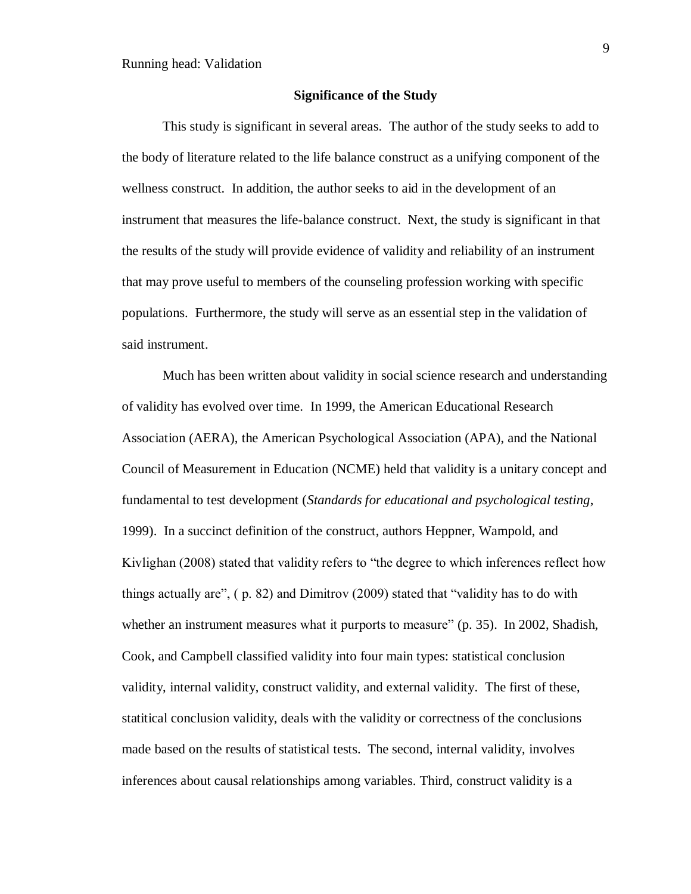## Significance of the Study

This study is significant in several areas. The author of the study seeks to add to the body of literature related to the life balance construct as a unifying component of the wellness construct. In addition, the author seeks to aid in the development of an instrument that measures the life-balance construct. Next, the study is significant in that the results of the study will provide evidence of validity and reliability of an instrument that may prove useful to members of the counseling profession working with specific populations. Furthermore, the study will serve as an essential step in the validation of said instrument.

Much has been written about validity in social science research and understanding of validity has evolved over time. In 1999, the American Educational Research Association (AERA), the American Psychological Association (APA), and the National Council of Measurement in Education (NCME) held that validity is a unitary concept and fundamental to test development (*Standards for educational and psychological testing*, 1999). In a succinct definition of the construct, authors Heppner, Wampold, and Kivlighan (2008) stated that validity refers to "the degree to which inferences reflect how things actually are", ( p. 82) and Dimitrov (2009) stated that "validity has to do with whether an instrument measures what it purports to measure" (p. 35). In 2002, Shadish, Cook, and Campbell classified validity into four main types: statistical conclusion validity, internal validity, construct validity, and external validity. The first of these, statitical conclusion validity, deals with the validity or correctness of the conclusions made based on the results of statistical tests. The second, internal validity, involves inferences about causal relationships among variables. Third, construct validity is a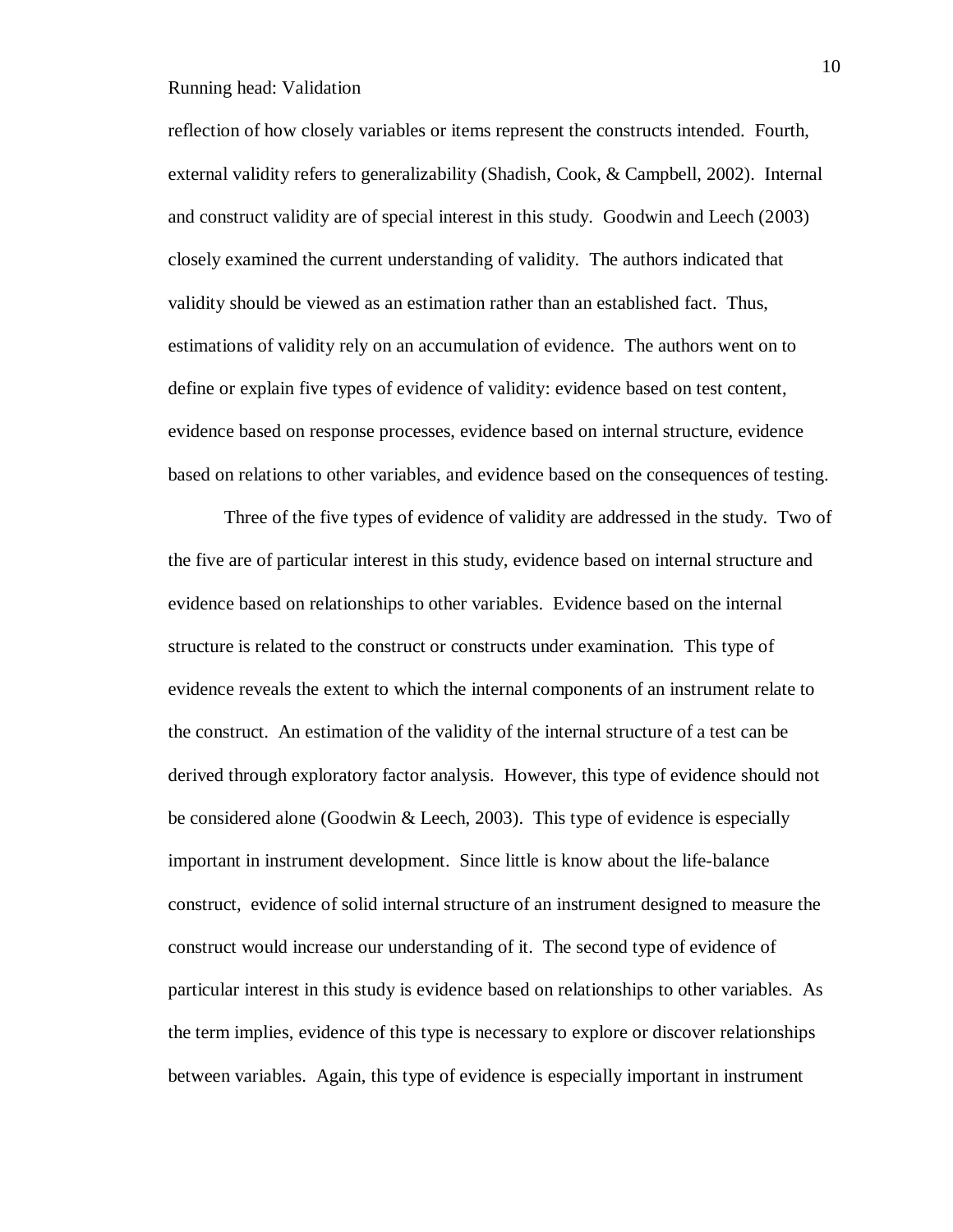reflection of how closely variables or items represent the constructs intended. Fourth, external validity refers to generalizability (Shadish, Cook, & Campbell, 2002). Internal and construct validity are of special interest in this study. Goodwin and Leech (2003) closely examined the current understanding of validity. The authors indicated that validity should be viewed as an estimation rather than an established fact. Thus, estimations of validity rely on an accumulation of evidence. The authors went on to define or explain five types of evidence of validity: evidence based on test content, evidence based on response processes, evidence based on internal structure, evidence based on relations to other variables, and evidence based on the consequences of testing.

Three of the five types of evidence of validity are addressed in the study. Two of the five are of particular interest in this study, evidence based on internal structure and evidence based on relationships to other variables. Evidence based on the internal structure is related to the construct or constructs under examination. This type of evidence reveals the extent to which the internal components of an instrument relate to the construct. An estimation of the validity of the internal structure of a test can be derived through exploratory factor analysis. However, this type of evidence should not be considered alone (Goodwin & Leech, 2003). This type of evidence is especially important in instrument development. Since little is know about the life-balance construct, evidence of solid internal structure of an instrument designed to measure the construct would increase our understanding of it. The second type of evidence of particular interest in this study is evidence based on relationships to other variables. As the term implies, evidence of this type is necessary to explore or discover relationships between variables. Again, this type of evidence is especially important in instrument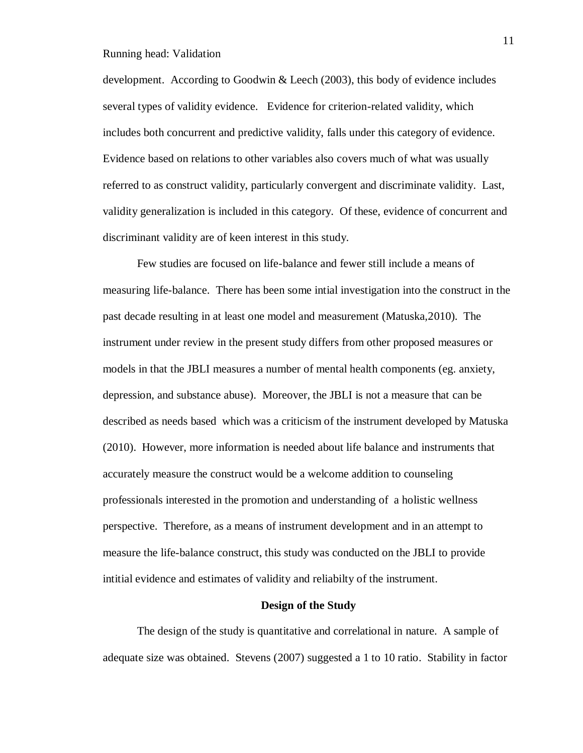development. According to Goodwin & Leech (2003), this body of evidence includes several types of validity evidence. Evidence for criterion-related validity, which includes both concurrent and predictive validity, falls under this category of evidence. Evidence based on relations to other variables also covers much of what was usually referred to as construct validity, particularly convergent and discriminate validity. Last, validity generalization is included in this category. Of these, evidence of concurrent and discriminant validity are of keen interest in this study.

Few studies are focused on life-balance and fewer still include a means of measuring life-balance. There has been some intial investigation into the construct in the past decade resulting in at least one model and measurement (Matuska,2010). The instrument under review in the present study differs from other proposed measures or models in that the JBLI measures a number of mental health components (eg. anxiety, depression, and substance abuse). Moreover, the JBLI is not a measure that can be described as needs based which was a criticism of the instrument developed by Matuska (2010). However, more information is needed about life balance and instruments that accurately measure the construct would be a welcome addition to counseling professionals interested in the promotion and understanding of a holistic wellness perspective. Therefore, as a means of instrument development and in an attempt to measure the life-balance construct, this study was conducted on the JBLI to provide intitial evidence and estimates of validity and reliabilty of the instrument.

## Design of the Study

The design of the study is quantitative and correlational in nature. A sample of adequate size was obtained. Stevens (2007) suggested a 1 to 10 ratio. Stability in factor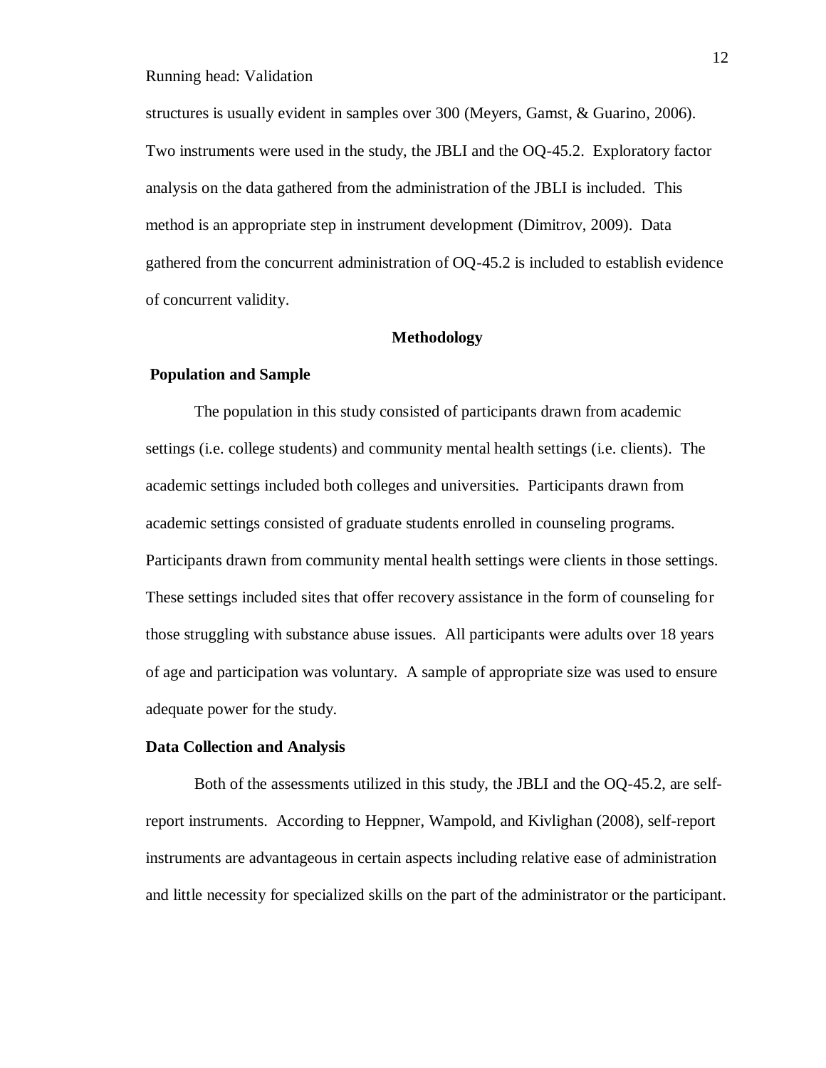structures is usually evident in samples over 300 (Meyers, Gamst, & Guarino, 2006). Two instruments were used in the study, the JBLI and the OQ-45.2. Exploratory factor analysis on the data gathered from the administration of the JBLI is included. This method is an appropriate step in instrument development (Dimitrov, 2009). Data gathered from the concurrent administration of OQ-45.2 is included to establish evidence of concurrent validity.

## Methodology

### Population and Sample

The population in this study consisted of participants drawn from academic settings (i.e. college students) and community mental health settings (i.e. clients). The academic settings included both colleges and universities. Participants drawn from academic settings consisted of graduate students enrolled in counseling programs. Participants drawn from community mental health settings were clients in those settings. These settings included sites that offer recovery assistance in the form of counseling for those struggling with substance abuse issues. All participants were adults over 18 years of age and participation was voluntary. A sample of appropriate size was used to ensure adequate power for the study.

### Data Collection and Analysis

Both of the assessments utilized in this study, the JBLI and the OQ-45.2, are self-report instruments. According to Heppner, Wampold, and Kivlighan (2008), self-report instruments are advantageous in certain aspects including relative ease of administration and little necessity for specialized skills on the part of the administrator or the participant.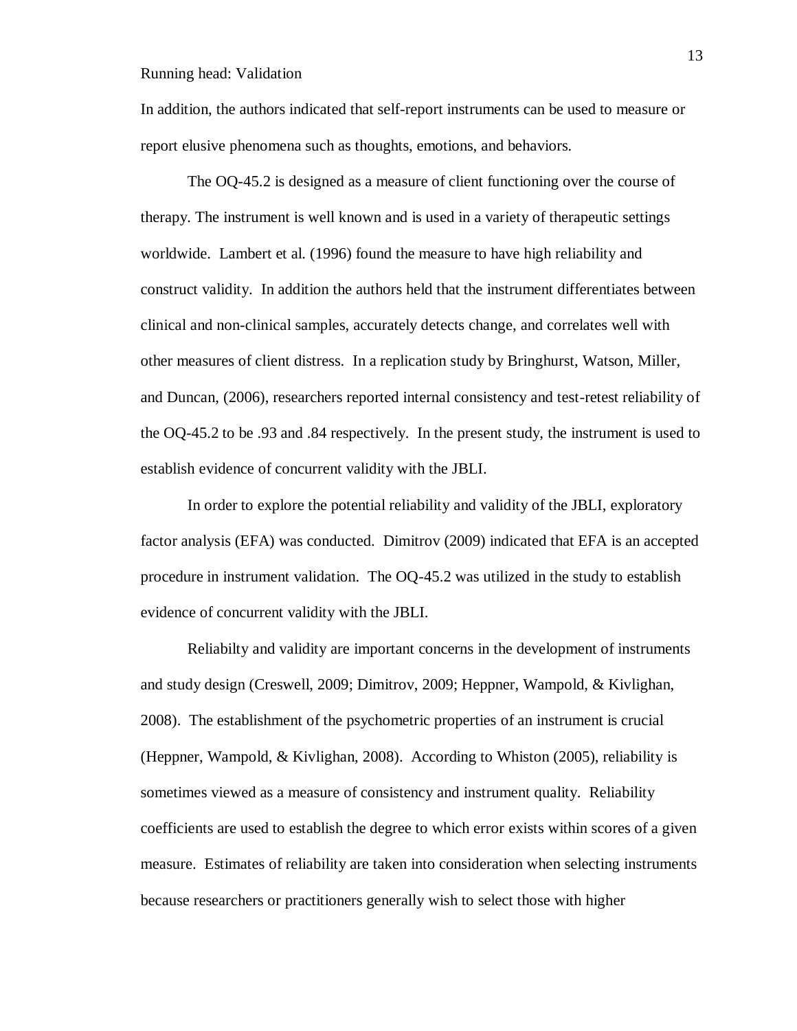In addition, the authors indicated that self-report instruments can be used to measure or report elusive phenomena such as thoughts, emotions, and behaviors.

The OQ-45.2 is designed as a measure of client functioning over the course of therapy. The instrument is well known and is used in a variety of therapeutic settings worldwide. Lambert et al. (1996) found the measure to have high reliability and construct validity. In addition the authors held that the instrument differentiates between clinical and non-clinical samples, accurately detects change, and correlates well with other measures of client distress. In a replication study by Bringhurst, Watson, Miller, and Duncan, (2006), researchers reported internal consistency and test-retest reliability of the OQ-45.2 to be .93 and .84 respectively. In the present study, the instrument is used to establish evidence of concurrent validity with the JBLI.

In order to explore the potential reliability and validity of the JBLI, exploratory factor analysis (EFA) was conducted. Dimitrov (2009) indicated that EFA is an accepted procedure in instrument validation. The OQ-45.2 was utilized in the study to establish evidence of concurrent validity with the JBLI.

Reliabilty and validity are important concerns in the development of instruments and study design (Creswell, 2009; Dimitrov, 2009; Heppner, Wampold, & Kivlighan, 2008). The establishment of the psychometric properties of an instrument is crucial (Heppner, Wampold, & Kivlighan, 2008). According to Whiston (2005), reliability is sometimes viewed as a measure of consistency and instrument quality. Reliability coefficients are used to establish the degree to which error exists within scores of a given measure. Estimates of reliability are taken into consideration when selecting instruments because researchers or practitioners generally wish to select those with higher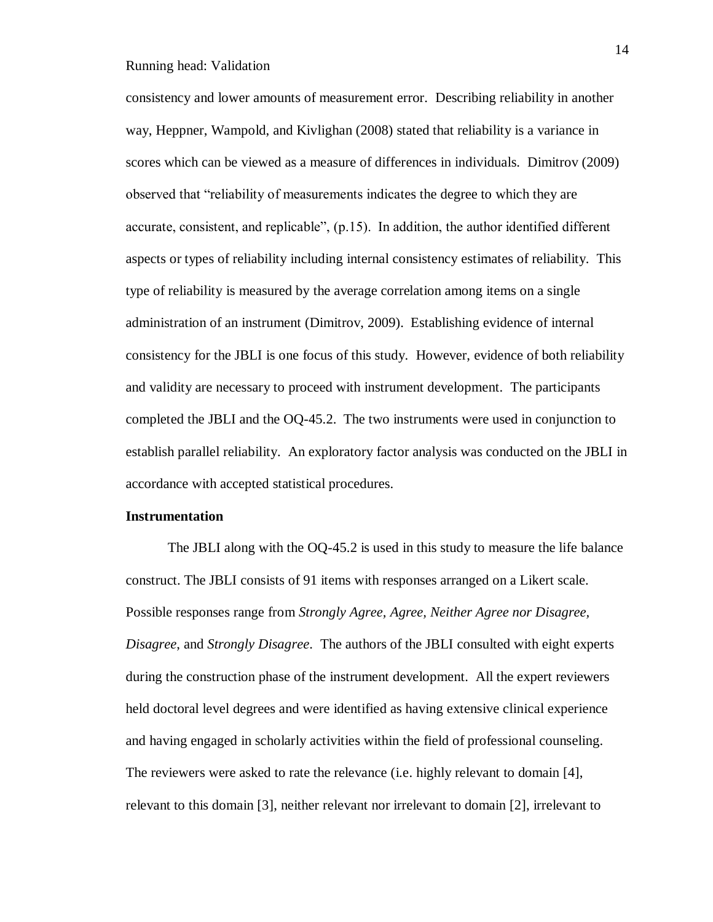consistency and lower amounts of measurement error. Describing reliability in another way, Heppner, Wampold, and Kivlighan (2008) stated that reliability is a variance in scores which can be viewed as a measure of differences in individuals. Dimitrov (2009) observed that "reliability of measurements indicates the degree to which they are accurate, consistent, and replicable", (p.15). In addition, the author identified different aspects or types of reliability including internal consistency estimates of reliability. This type of reliability is measured by the average correlation among items on a single administration of an instrument (Dimitrov, 2009). Establishing evidence of internal consistency for the JBLI is one focus of this study. However, evidence of both reliability and validity are necessary to proceed with instrument development. The participants completed the JBLI and the OQ-45.2. The two instruments were used in conjunction to establish parallel reliability. An exploratory factor analysis was conducted on the JBLI in accordance with accepted statistical procedures.

**Instrumentation**

The JBLI along with the OQ-45.2 is used in this study to measure the life balance construct. The JBLI consists of 91 items with responses arranged on a Likert scale. Possible responses range from *Strongly Agree, Agree, Neither Agree nor Disagree, Disagree,* and *Strongly Disagree*. The authors of the JBLI consulted with eight experts during the construction phase of the instrument development. All the expert reviewers held doctoral level degrees and were identified as having extensive clinical experience and having engaged in scholarly activities within the field of professional counseling. The reviewers were asked to rate the relevance (i.e. highly relevant to domain [4], relevant to this domain [3], neither relevant nor irrelevant to domain [2], irrelevant to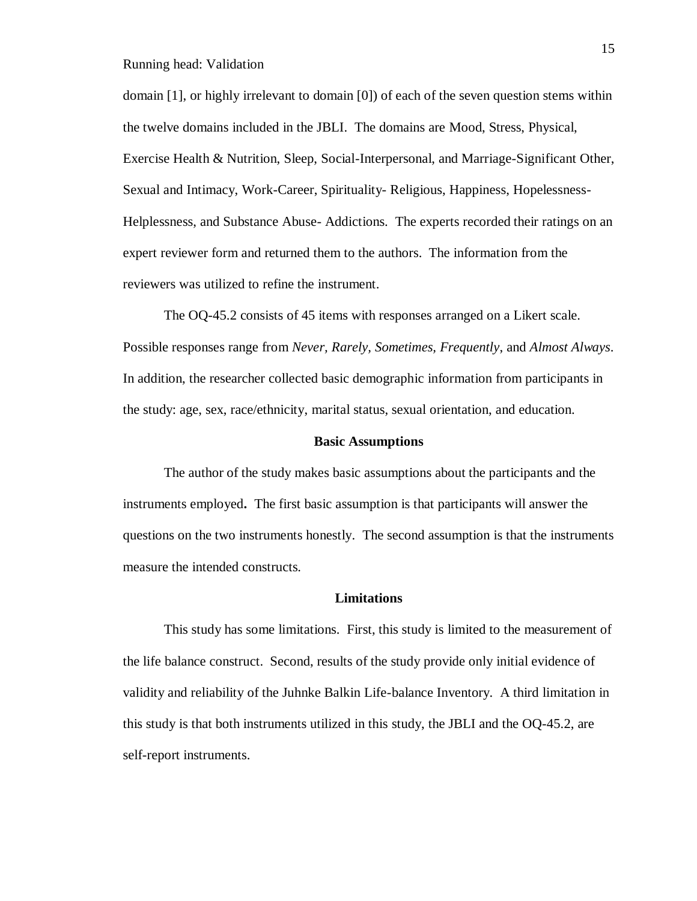domain [1], or highly irrelevant to domain [0]) of each of the seven question stems within the twelve domains included in the JBLI. The domains are Mood, Stress, Physical, Exercise Health & Nutrition, Sleep, Social-Interpersonal, and Marriage-Significant Other, Sexual and Intimacy, Work-Career, Spirituality- Religious, Happiness, Hopelessness-Helplessness, and Substance Abuse- Addictions. The experts recorded their ratings on an expert reviewer form and returned them to the authors. The information from the reviewers was utilized to refine the instrument.

The OQ-45.2 consists of 45 items with responses arranged on a Likert scale. Possible responses range from *Never, Rarely, Sometimes, Frequently*, and *Almost Always*. In addition, the researcher collected basic demographic information from participants in the study: age, sex, race/ethnicity, marital status, sexual orientation, and education.

## Basic Assumptions

The author of the study makes basic assumptions about the participants and the instruments employed**.** The first basic assumption is that participants will answer the questions on the two instruments honestly. The second assumption is that the instruments measure the intended constructs.

## Limitations

This study has some limitations. First, this study is limited to the measurement of the life balance construct. Second, results of the study provide only initial evidence of validity and reliability of the Juhnke Balkin Life-balance Inventory. A third limitation in this study is that both instruments utilized in this study, the JBLI and the OQ-45.2, are self-report instruments.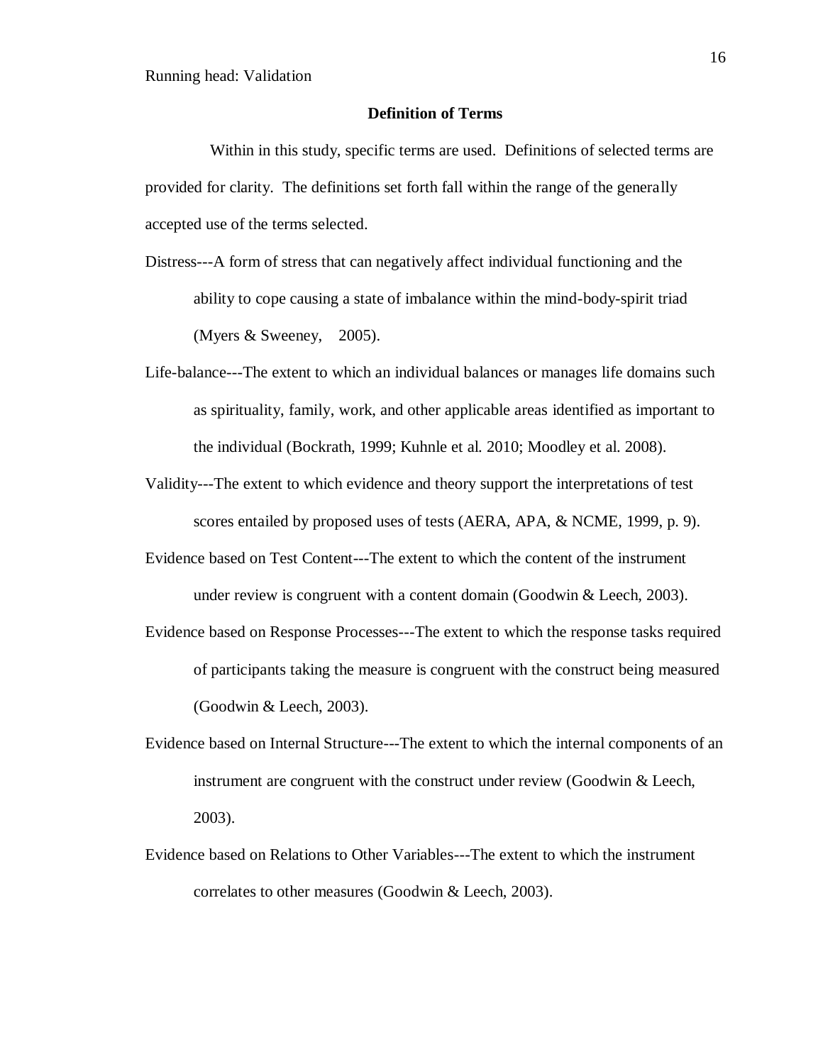## Definition of Terms

Within in this study, specific terms are used. Definitions of selected terms are provided for clarity. The definitions set forth fall within the range of the generally accepted use of the terms selected.

Distress---A form of stress that can negatively affect individual functioning and the ability to cope causing a state of imbalance within the mind-body-spirit triad (Myers & Sweeney, 2005).

Life-balance---The extent to which an individual balances or manages life domains such as spirituality, family, work, and other applicable areas identified as important to the individual (Bockrath, 1999; Kuhnle et al. 2010; Moodley et al. 2008).

Validity---The extent to which evidence and theory support the interpretations of test scores entailed by proposed uses of tests (AERA, APA, & NCME, 1999, p. 9).

Evidence based on Test Content---The extent to which the content of the instrument under review is congruent with a content domain (Goodwin & Leech, 2003).

Evidence based on Response Processes---The extent to which the response tasks required of participants taking the measure is congruent with the construct being measured (Goodwin & Leech, 2003).

Evidence based on Internal Structure---The extent to which the internal components of an instrument are congruent with the construct under review (Goodwin & Leech, 2003).

Evidence based on Relations to Other Variables---The extent to which the instrument correlates to other measures (Goodwin & Leech, 2003).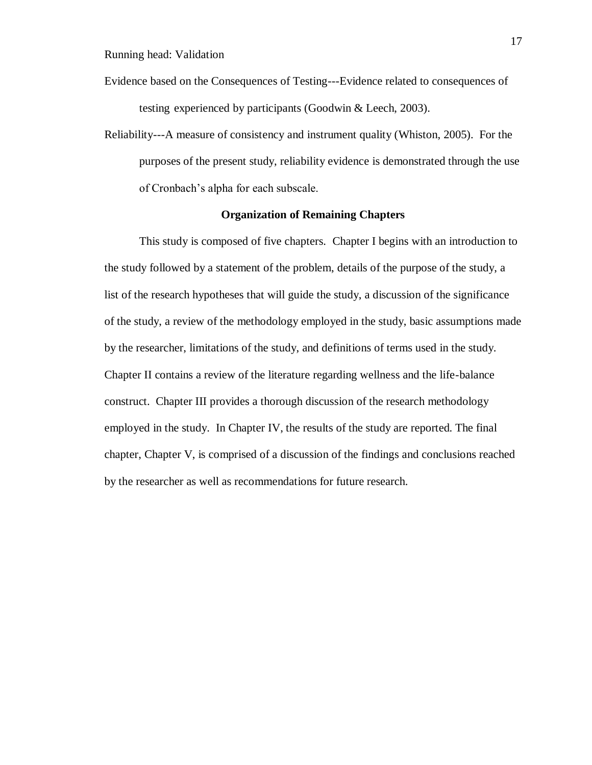Evidence based on the Consequences of Testing---Evidence related to consequences of testing experienced by participants (Goodwin & Leech, 2003).

Reliability---A measure of consistency and instrument quality (Whiston, 2005). For the purposes of the present study, reliability evidence is demonstrated through the use of Cronbach's alpha for each subscale.

## Organization of Remaining Chapters

This study is composed of five chapters. Chapter I begins with an introduction to the study followed by a statement of the problem, details of the purpose of the study, a list of the research hypotheses that will guide the study, a discussion of the significance of the study, a review of the methodology employed in the study, basic assumptions made by the researcher, limitations of the study, and definitions of terms used in the study. Chapter II contains a review of the literature regarding wellness and the life-balance construct. Chapter III provides a thorough discussion of the research methodology employed in the study. In Chapter IV, the results of the study are reported. The final chapter, Chapter V, is comprised of a discussion of the findings and conclusions reached by the researcher as well as recommendations for future research.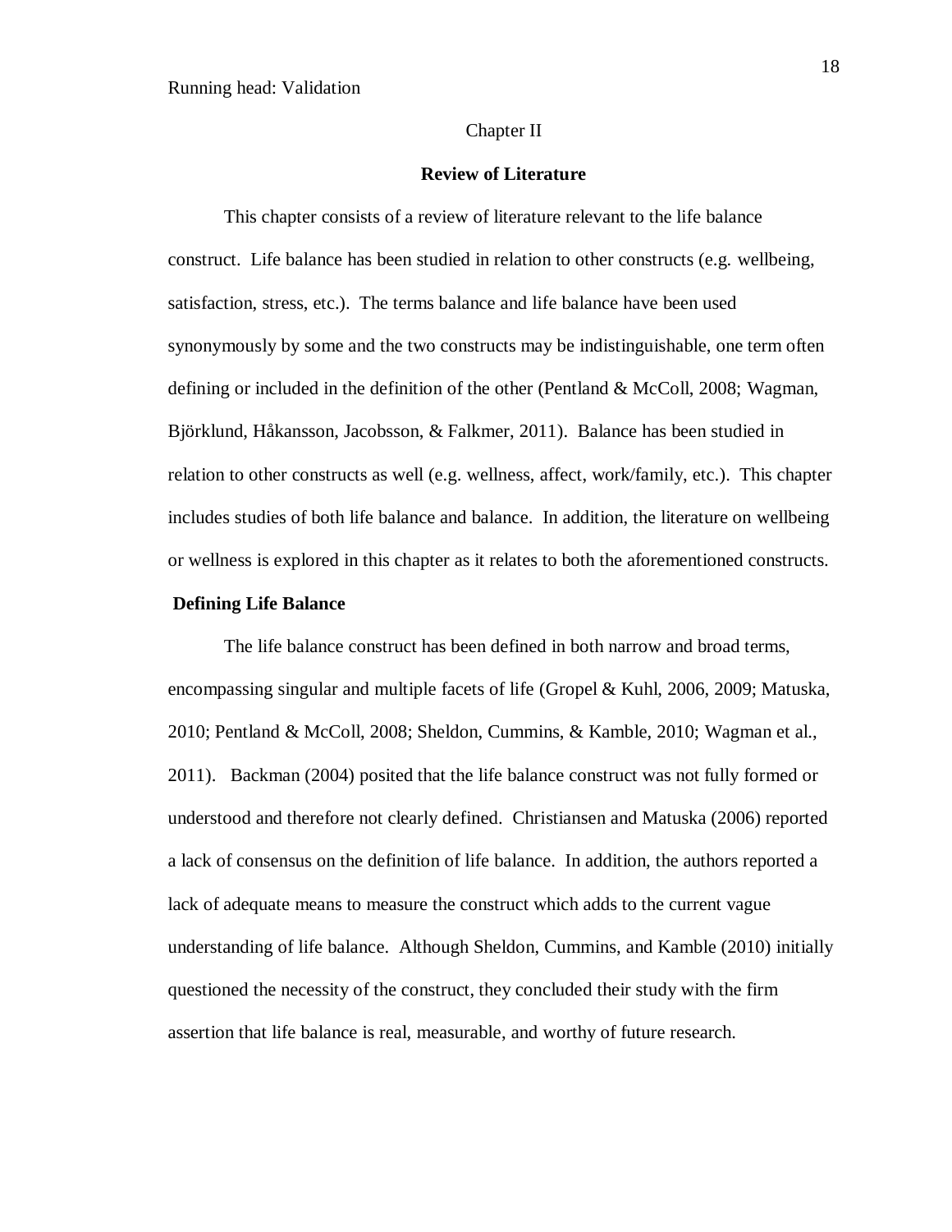# Chapter II

## Review of Literature

This chapter consists of a review of literature relevant to the life balance construct. Life balance has been studied in relation to other constructs (e.g. wellbeing, satisfaction, stress, etc.). The terms balance and life balance have been used synonymously by some and the two constructs may be indistinguishable, one term often defining or included in the definition of the other (Pentland & McColl, 2008; Wagman, Björklund, Håkansson, Jacobsson, & Falkmer, 2011). Balance has been studied in relation to other constructs as well (e.g. wellness, affect, work/family, etc.). This chapter includes studies of both life balance and balance. In addition, the literature on wellbeing or wellness is explored in this chapter as it relates to both the aforementioned constructs.

### Defining Life Balance

The life balance construct has been defined in both narrow and broad terms, encompassing singular and multiple facets of life (Gropel & Kuhl, 2006, 2009; Matuska, 2010; Pentland & McColl, 2008; Sheldon, Cummins, & Kamble, 2010; Wagman et al., 2011). Backman (2004) posited that the life balance construct was not fully formed or understood and therefore not clearly defined. Christiansen and Matuska (2006) reported a lack of consensus on the definition of life balance. In addition, the authors reported a lack of adequate means to measure the construct which adds to the current vague understanding of life balance. Although Sheldon, Cummins, and Kamble (2010) initially questioned the necessity of the construct, they concluded their study with the firm assertion that life balance is real, measurable, and worthy of future research.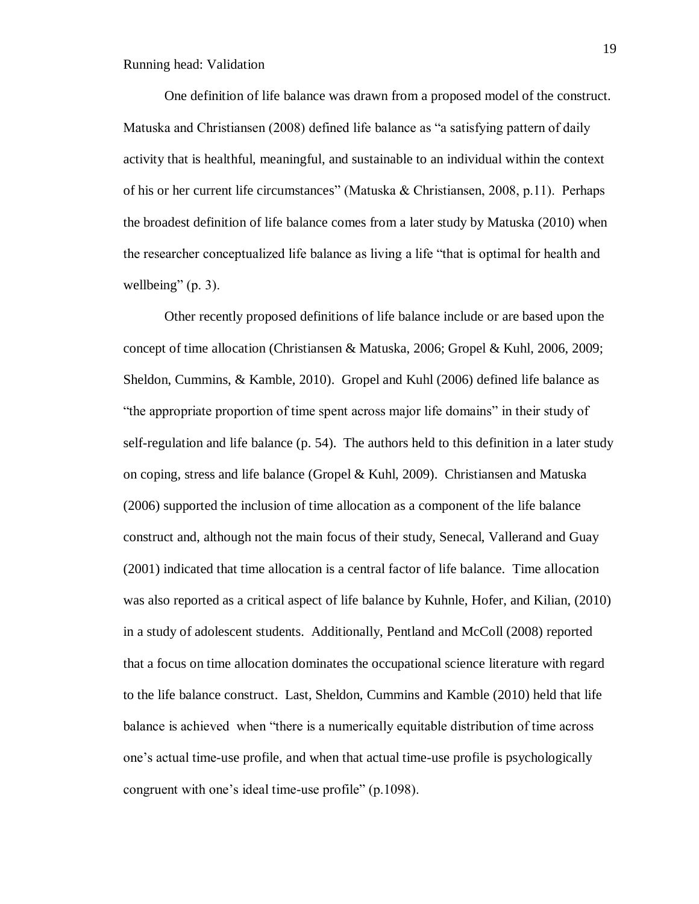One definition of life balance was drawn from a proposed model of the construct. Matuska and Christiansen (2008) defined life balance as "a satisfying pattern of daily activity that is healthful, meaningful, and sustainable to an individual within the context of his or her current life circumstances" (Matuska & Christiansen, 2008, p.11). Perhaps the broadest definition of life balance comes from a later study by Matuska (2010) when the researcher conceptualized life balance as living a life "that is optimal for health and wellbeing" (p. 3).

Other recently proposed definitions of life balance include or are based upon the concept of time allocation (Christiansen & Matuska, 2006; Gropel & Kuhl, 2006, 2009; Sheldon, Cummins, & Kamble, 2010). Gropel and Kuhl (2006) defined life balance as "the appropriate proportion of time spent across major life domains" in their study of self-regulation and life balance (p. 54). The authors held to this definition in a later study on coping, stress and life balance (Gropel & Kuhl, 2009). Christiansen and Matuska (2006) supported the inclusion of time allocation as a component of the life balance construct and, although not the main focus of their study, Senecal, Vallerand and Guay (2001) indicated that time allocation is a central factor of life balance. Time allocation was also reported as a critical aspect of life balance by Kuhnle, Hofer, and Kilian, (2010) in a study of adolescent students. Additionally, Pentland and McColl (2008) reported that a focus on time allocation dominates the occupational science literature with regard to the life balance construct. Last, Sheldon, Cummins and Kamble (2010) held that life balance is achieved when "there is a numerically equitable distribution of time across one's actual time-use profile, and when that actual time-use profile is psychologically congruent with one's ideal time-use profile" (p.1098).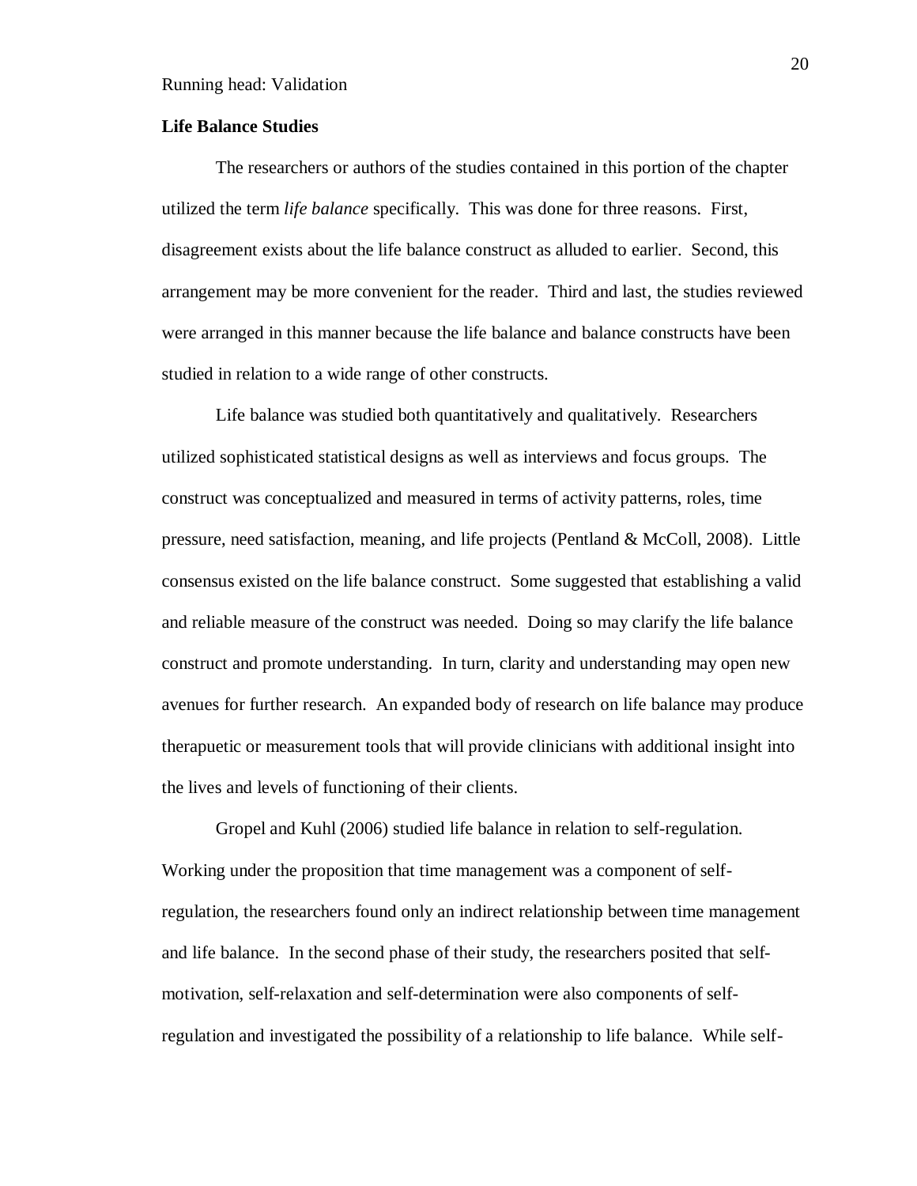**Life Balance Studies**

The researchers or authors of the studies contained in this portion of the chapter utilized the term *life balance* specifically. This was done for three reasons. First, disagreement exists about the life balance construct as alluded to earlier. Second, this arrangement may be more convenient for the reader. Third and last, the studies reviewed were arranged in this manner because the life balance and balance constructs have been studied in relation to a wide range of other constructs.

Life balance was studied both quantitatively and qualitatively. Researchers utilized sophisticated statistical designs as well as interviews and focus groups. The construct was conceptualized and measured in terms of activity patterns, roles, time pressure, need satisfaction, meaning, and life projects (Pentland & McColl, 2008). Little consensus existed on the life balance construct. Some suggested that establishing a valid and reliable measure of the construct was needed. Doing so may clarify the life balance construct and promote understanding. In turn, clarity and understanding may open new avenues for further research. An expanded body of research on life balance may produce therapeutic or measurement tools that will provide clinicians with additional insight into the lives and levels of functioning of their clients.

Gropel and Kuhl (2006) studied life balance in relation to self-regulation. Working under the proposition that time management was a component of self-regulation, the researchers found only an indirect relationship between time management and life balance. In the second phase of their study, the researchers posited that self-motivation, self-relaxation and self-determination were also components of self-regulation and investigated the possibility of a relationship to life balance. While self-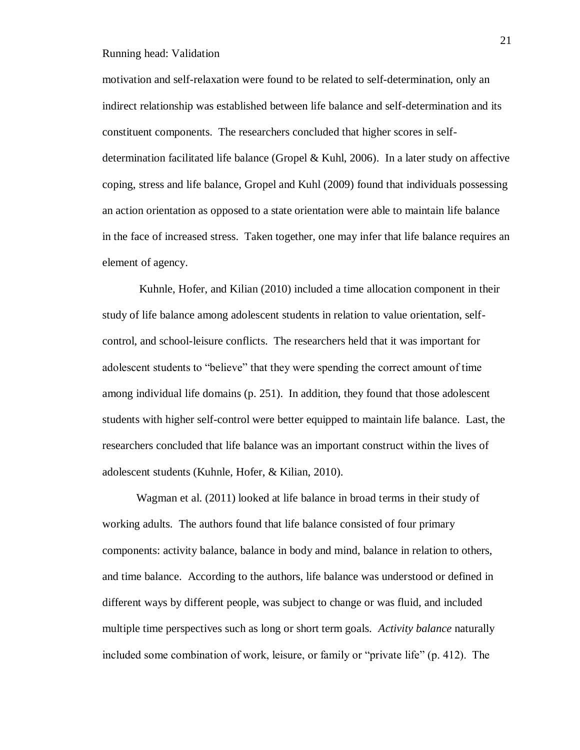motivation and self-relaxation were found to be related to self-determination, only an indirect relationship was established between life balance and self-determination and its constituent components. The researchers concluded that higher scores in self-determination facilitated life balance (Gropel & Kuhl, 2006). In a later study on affective coping, stress and life balance, Gropel and Kuhl (2009) found that individuals possessing an action orientation as opposed to a state orientation were able to maintain life balance in the face of increased stress. Taken together, one may infer that life balance requires an element of agency.

Kuhnle, Hofer, and Kilian (2010) included a time allocation component in their study of life balance among adolescent students in relation to value orientation, self-control, and school-leisure conflicts. The researchers held that it was important for adolescent students to "believe" that they were spending the correct amount of time among individual life domains (p. 251). In addition, they found that those adolescent students with higher self-control were better equipped to maintain life balance. Last, the researchers concluded that life balance was an important construct within the lives of adolescent students (Kuhnle, Hofer, & Kilian, 2010).

Wagman et al. (2011) looked at life balance in broad terms in their study of working adults. The authors found that life balance consisted of four primary components: activity balance, balance in body and mind, balance in relation to others, and time balance. According to the authors, life balance was understood or defined in different ways by different people, was subject to change or was fluid, and included multiple time perspectives such as long or short term goals. *Activity balance* naturally included some combination of work, leisure, or family or "private life" (p. 412). The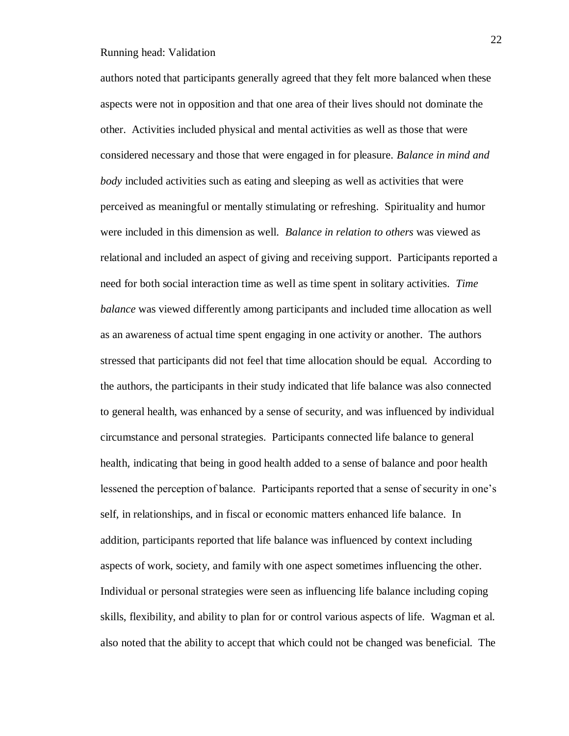authors noted that participants generally agreed that they felt more balanced when these aspects were not in opposition and that one area of their lives should not dominate the other. Activities included physical and mental activities as well as those that were considered necessary and those that were engaged in for pleasure. *Balance in mind and body* included activities such as eating and sleeping as well as activities that were perceived as meaningful or mentally stimulating or refreshing. Spirituality and humor were included in this dimension as well. *Balance in relation to others* was viewed as relational and included an aspect of giving and receiving support. Participants reported a need for both social interaction time as well as time spent in solitary activities. *Time balance* was viewed differently among participants and included time allocation as well as an awareness of actual time spent engaging in one activity or another. The authors stressed that participants did not feel that time allocation should be equal. According to the authors, the participants in their study indicated that life balance was also connected to general health, was enhanced by a sense of security, and was influenced by individual circumstance and personal strategies. Participants connected life balance to general health, indicating that being in good health added to a sense of balance and poor health lessened the perception of balance. Participants reported that a sense of security in one's self, in relationships, and in fiscal or economic matters enhanced life balance. In addition, participants reported that life balance was influenced by context including aspects of work, society, and family with one aspect sometimes influencing the other. Individual or personal strategies were seen as influencing life balance including coping skills, flexibility, and ability to plan for or control various aspects of life. Wagman et al. also noted that the ability to accept that which could not be changed was beneficial. The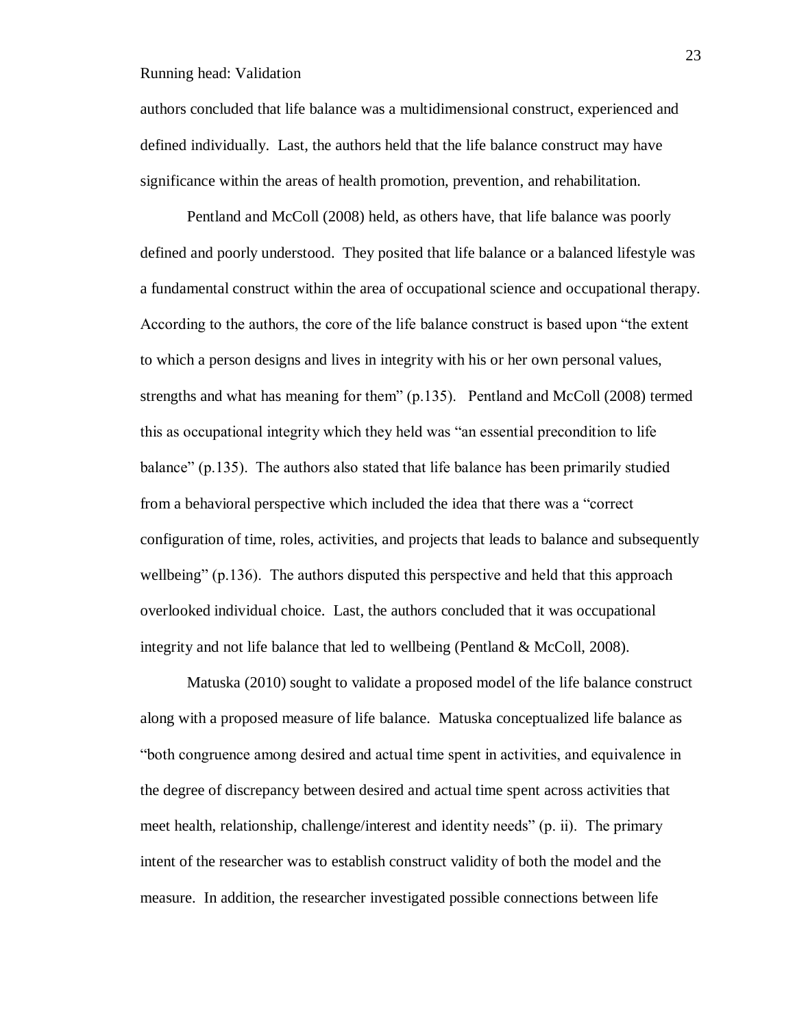authors concluded that life balance was a multidimensional construct, experienced and defined individually. Last, the authors held that the life balance construct may have significance within the areas of health promotion, prevention, and rehabilitation.

Pentland and McColl (2008) held, as others have, that life balance was poorly defined and poorly understood. They posited that life balance or a balanced lifestyle was a fundamental construct within the area of occupational science and occupational therapy. According to the authors, the core of the life balance construct is based upon "the extent to which a person designs and lives in integrity with his or her own personal values, strengths and what has meaning for them" (p.135). Pentland and McColl (2008) termed this as occupational integrity which they held was "an essential precondition to life balance" (p.135). The authors also stated that life balance has been primarily studied from a behavioral perspective which included the idea that there was a "correct configuration of time, roles, activities, and projects that leads to balance and subsequently wellbeing" (p.136). The authors disputed this perspective and held that this approach overlooked individual choice. Last, the authors concluded that it was occupational integrity and not life balance that led to wellbeing (Pentland & McColl, 2008).

Matuska (2010) sought to validate a proposed model of the life balance construct along with a proposed measure of life balance. Matuska conceptualized life balance as "both congruence among desired and actual time spent in activities, and equivalence in the degree of discrepancy between desired and actual time spent across activities that meet health, relationship, challenge/interest and identity needs" (p. ii). The primary intent of the researcher was to establish construct validity of both the model and the measure. In addition, the researcher investigated possible connections between life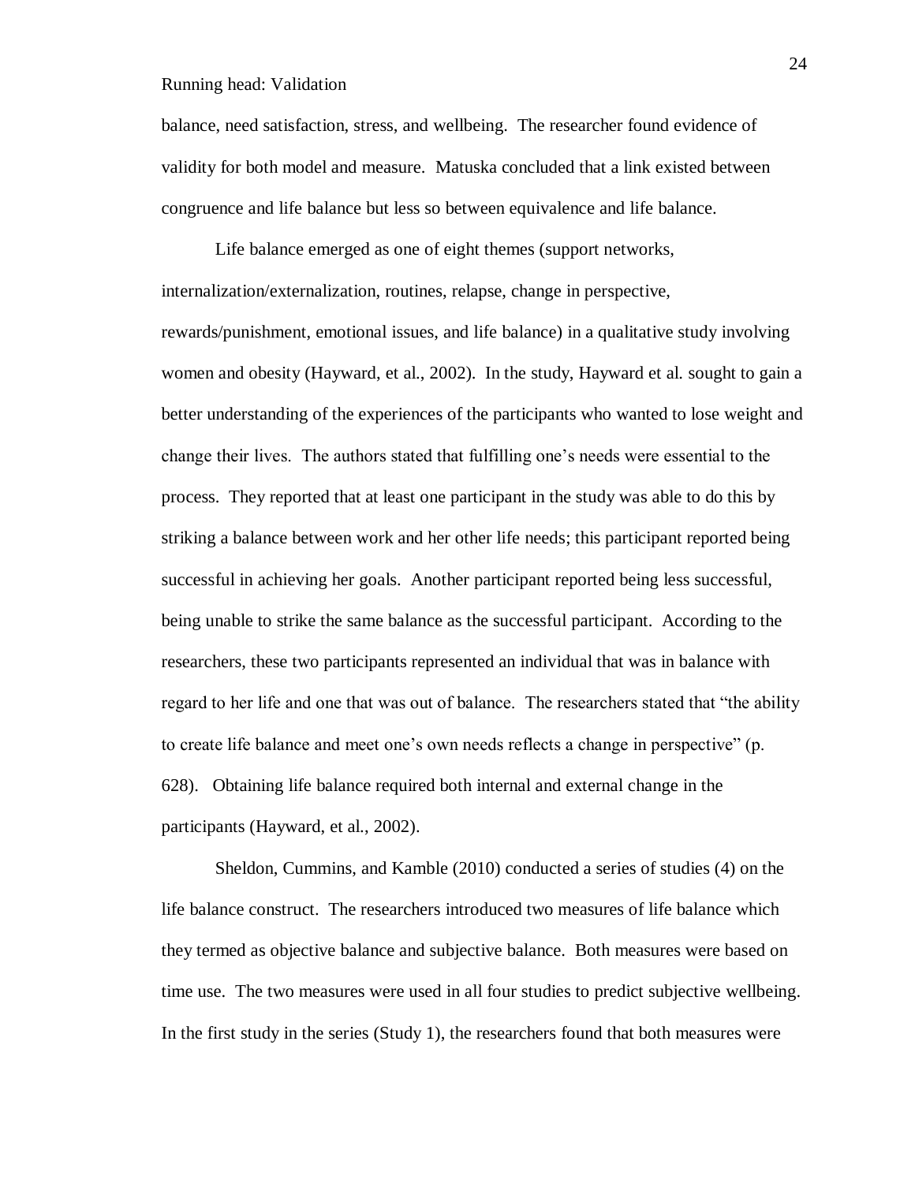balance, need satisfaction, stress, and wellbeing. The researcher found evidence of validity for both model and measure. Matuska concluded that a link existed between congruence and life balance but less so between equivalence and life balance.

Life balance emerged as one of eight themes (support networks, internalization/externalization, routines, relapse, change in perspective, rewards/punishment, emotional issues, and life balance) in a qualitative study involving women and obesity (Hayward, et al., 2002). In the study, Hayward et al. sought to gain a better understanding of the experiences of the participants who wanted to lose weight and change their lives. The authors stated that fulfilling one's needs were essential to the process. They reported that at least one participant in the study was able to do this by striking a balance between work and her other life needs; this participant reported being successful in achieving her goals. Another participant reported being less successful, being unable to strike the same balance as the successful participant. According to the researchers, these two participants represented an individual that was in balance with regard to her life and one that was out of balance. The researchers stated that "the ability to create life balance and meet one's own needs reflects a change in perspective" (p. 628). Obtaining life balance required both internal and external change in the participants (Hayward, et al., 2002).

Sheldon, Cummins, and Kamble (2010) conducted a series of studies (4) on the life balance construct. The researchers introduced two measures of life balance which they termed as objective balance and subjective balance. Both measures were based on time use. The two measures were used in all four studies to predict subjective wellbeing. In the first study in the series (Study 1), the researchers found that both measures were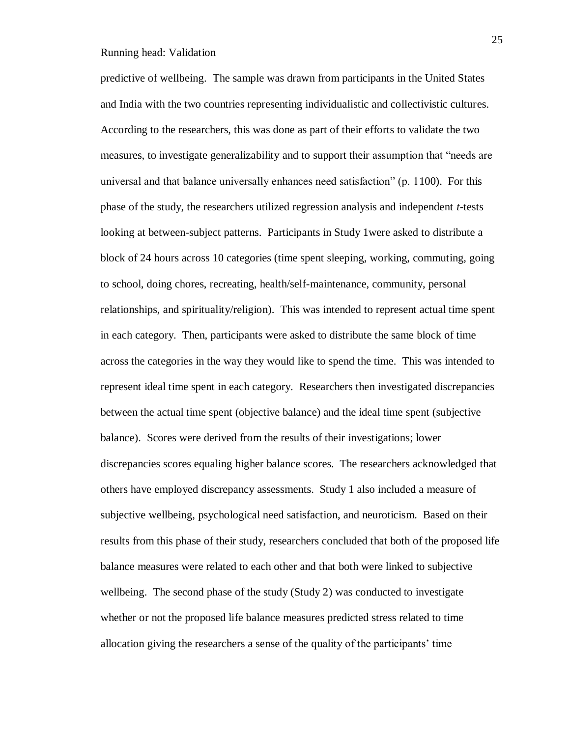predictive of wellbeing. The sample was drawn from participants in the United States and India with the two countries representing individualistic and collectivistic cultures. According to the researchers, this was done as part of their efforts to validate the two measures, to investigate generalizability and to support their assumption that "needs are universal and that balance universally enhances need satisfaction" (p. 1100). For this phase of the study, the researchers utilized regression analysis and independent *t*-tests looking at between-subject patterns. Participants in Study 1were asked to distribute a block of 24 hours across 10 categories (time spent sleeping, working, commuting, going to school, doing chores, recreating, health/self-maintenance, community, personal relationships, and spirituality/religion). This was intended to represent actual time spent in each category. Then, participants were asked to distribute the same block of time across the categories in the way they would like to spend the time. This was intended to represent ideal time spent in each category. Researchers then investigated discrepancies between the actual time spent (objective balance) and the ideal time spent (subjective balance). Scores were derived from the results of their investigations; lower discrepancies scores equaling higher balance scores. The researchers acknowledged that others have employed discrepancy assessments. Study 1 also included a measure of subjective wellbeing, psychological need satisfaction, and neuroticism. Based on their results from this phase of their study, researchers concluded that both of the proposed life balance measures were related to each other and that both were linked to subjective wellbeing. The second phase of the study (Study 2) was conducted to investigate whether or not the proposed life balance measures predicted stress related to time allocation giving the researchers a sense of the quality of the participants' time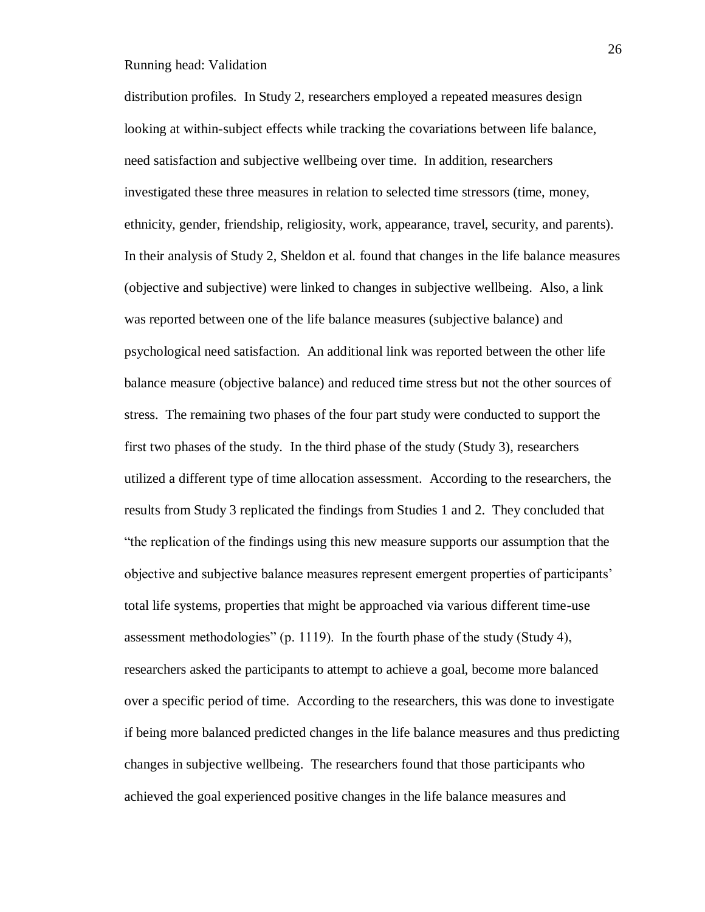distribution profiles. In Study 2, researchers employed a repeated measures design looking at within-subject effects while tracking the covariations between life balance, need satisfaction and subjective wellbeing over time. In addition, researchers investigated these three measures in relation to selected time stressors (time, money, ethnicity, gender, friendship, religiosity, work, appearance, travel, security, and parents). In their analysis of Study 2, Sheldon et al. found that changes in the life balance measures (objective and subjective) were linked to changes in subjective wellbeing. Also, a link was reported between one of the life balance measures (subjective balance) and psychological need satisfaction. An additional link was reported between the other life balance measure (objective balance) and reduced time stress but not the other sources of stress. The remaining two phases of the four part study were conducted to support the first two phases of the study. In the third phase of the study (Study 3), researchers utilized a different type of time allocation assessment. According to the researchers, the results from Study 3 replicated the findings from Studies 1 and 2. They concluded that "the replication of the findings using this new measure supports our assumption that the objective and subjective balance measures represent emergent properties of participants' total life systems, properties that might be approached via various different time-use assessment methodologies" (p. 1119). In the fourth phase of the study (Study 4), researchers asked the participants to attempt to achieve a goal, become more balanced over a specific period of time. According to the researchers, this was done to investigate if being more balanced predicted changes in the life balance measures and thus predicting changes in subjective wellbeing. The researchers found that those participants who achieved the goal experienced positive changes in the life balance measures and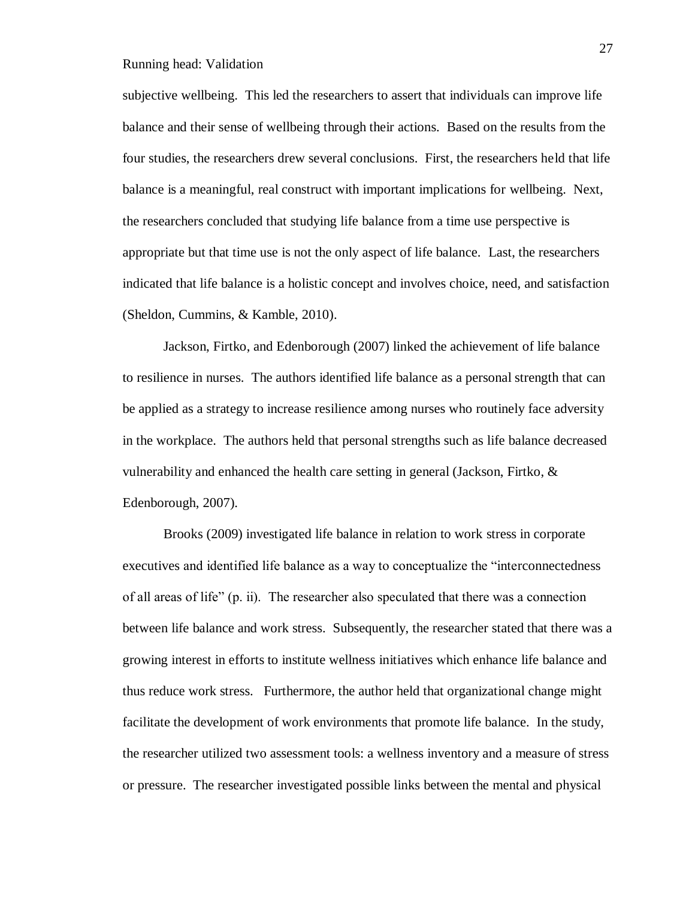subjective wellbeing. This led the researchers to assert that individuals can improve life balance and their sense of wellbeing through their actions. Based on the results from the four studies, the researchers drew several conclusions. First, the researchers held that life balance is a meaningful, real construct with important implications for wellbeing. Next, the researchers concluded that studying life balance from a time use perspective is appropriate but that time use is not the only aspect of life balance. Last, the researchers indicated that life balance is a holistic concept and involves choice, need, and satisfaction (Sheldon, Cummins, & Kamble, 2010).

Jackson, Firtko, and Edenborough (2007) linked the achievement of life balance to resilience in nurses. The authors identified life balance as a personal strength that can be applied as a strategy to increase resilience among nurses who routinely face adversity in the workplace. The authors held that personal strengths such as life balance decreased vulnerability and enhanced the health care setting in general (Jackson, Firtko, & Edenborough, 2007).

Brooks (2009) investigated life balance in relation to work stress in corporate executives and identified life balance as a way to conceptualize the "interconnectedness of all areas of life" (p. ii). The researcher also speculated that there was a connection between life balance and work stress. Subsequently, the researcher stated that there was a growing interest in efforts to institute wellness initiatives which enhance life balance and thus reduce work stress. Furthermore, the author held that organizational change might facilitate the development of work environments that promote life balance. In the study, the researcher utilized two assessment tools: a wellness inventory and a measure of stress or pressure. The researcher investigated possible links between the mental and physical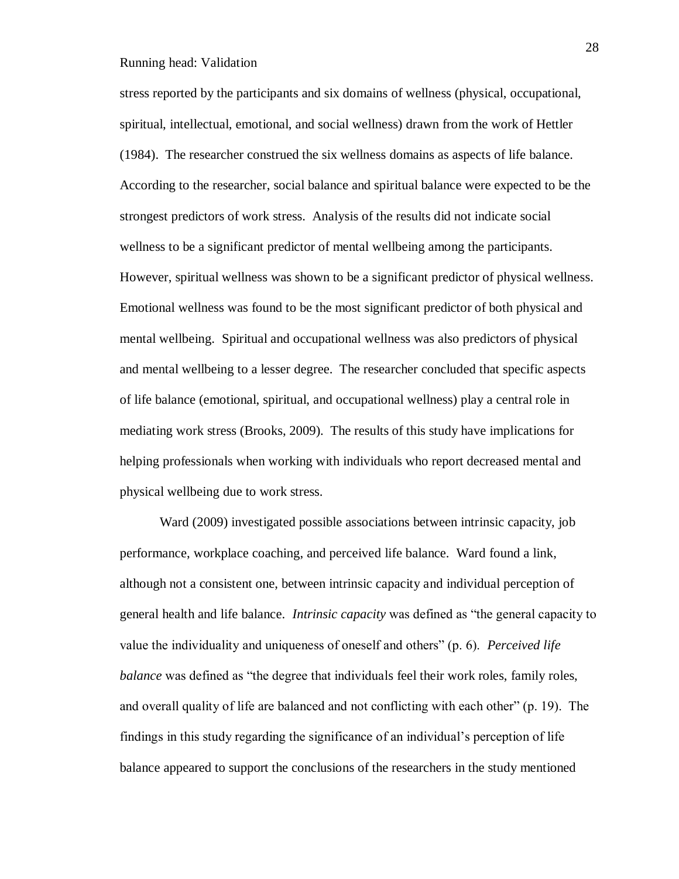stress reported by the participants and six domains of wellness (physical, occupational, spiritual, intellectual, emotional, and social wellness) drawn from the work of Hettler (1984). The researcher construed the six wellness domains as aspects of life balance. According to the researcher, social balance and spiritual balance were expected to be the strongest predictors of work stress. Analysis of the results did not indicate social wellness to be a significant predictor of mental wellbeing among the participants. However, spiritual wellness was shown to be a significant predictor of physical wellness. Emotional wellness was found to be the most significant predictor of both physical and mental wellbeing. Spiritual and occupational wellness was also predictors of physical and mental wellbeing to a lesser degree. The researcher concluded that specific aspects of life balance (emotional, spiritual, and occupational wellness) play a central role in mediating work stress (Brooks, 2009). The results of this study have implications for helping professionals when working with individuals who report decreased mental and physical wellbeing due to work stress.

Ward (2009) investigated possible associations between intrinsic capacity, job performance, workplace coaching, and perceived life balance. Ward found a link, although not a consistent one, between intrinsic capacity and individual perception of general health and life balance. *Intrinsic capacity* was defined as "the general capacity to value the individuality and uniqueness of oneself and others" (p. 6). *Perceived life balance* was defined as "the degree that individuals feel their work roles, family roles, and overall quality of life are balanced and not conflicting with each other" (p. 19). The findings in this study regarding the significance of an individual's perception of life balance appeared to support the conclusions of the researchers in the study mentioned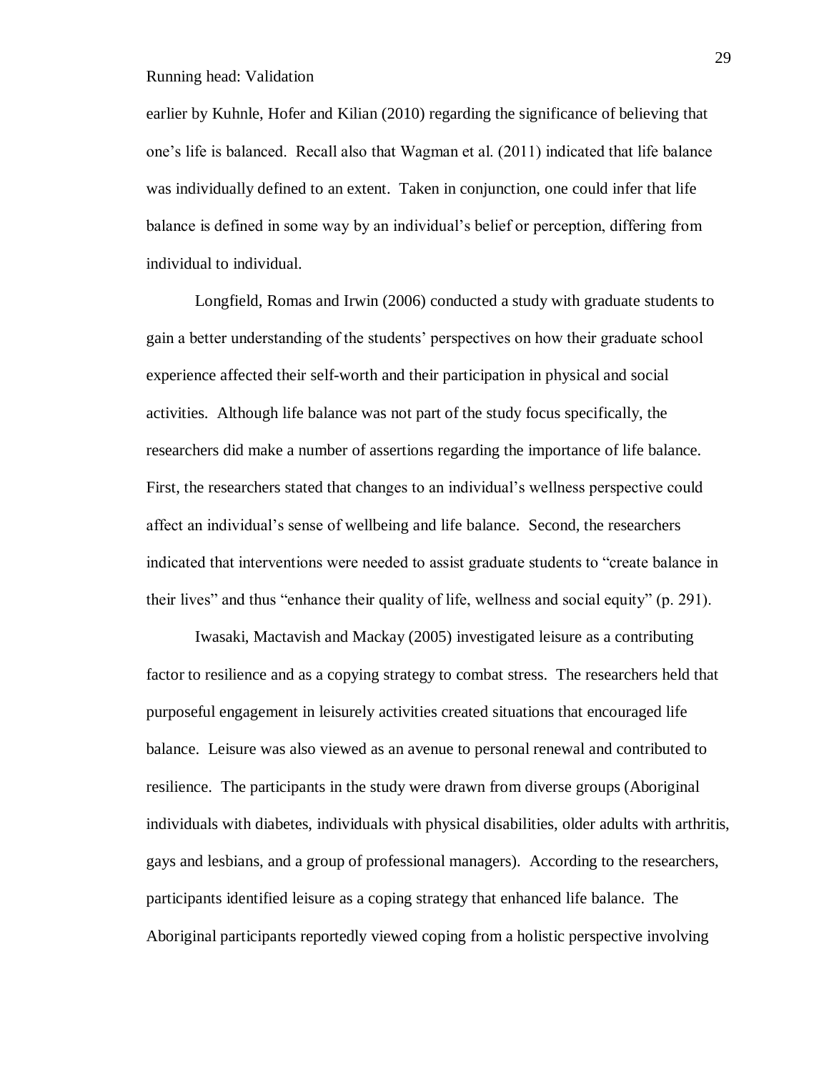earlier by Kuhnle, Hofer and Kilian (2010) regarding the significance of believing that one's life is balanced. Recall also that Wagman et al. (2011) indicated that life balance was individually defined to an extent. Taken in conjunction, one could infer that life balance is defined in some way by an individual's belief or perception, differing from individual to individual.

Longfield, Romas and Irwin (2006) conducted a study with graduate students to gain a better understanding of the students' perspectives on how their graduate school experience affected their self-worth and their participation in physical and social activities. Although life balance was not part of the study focus specifically, the researchers did make a number of assertions regarding the importance of life balance. First, the researchers stated that changes to an individual's wellness perspective could affect an individual's sense of wellbeing and life balance. Second, the researchers indicated that interventions were needed to assist graduate students to "create balance in their lives" and thus "enhance their quality of life, wellness and social equity" (p. 291).

Iwasaki, Mactavish and Mackay (2005) investigated leisure as a contributing factor to resilience and as a copying strategy to combat stress. The researchers held that purposeful engagement in leisurely activities created situations that encouraged life balance. Leisure was also viewed as an avenue to personal renewal and contributed to resilience. The participants in the study were drawn from diverse groups (Aboriginal individuals with diabetes, individuals with physical disabilities, older adults with arthritis, gays and lesbians, and a group of professional managers). According to the researchers, participants identified leisure as a coping strategy that enhanced life balance. The Aboriginal participants reportedly viewed coping from a holistic perspective involving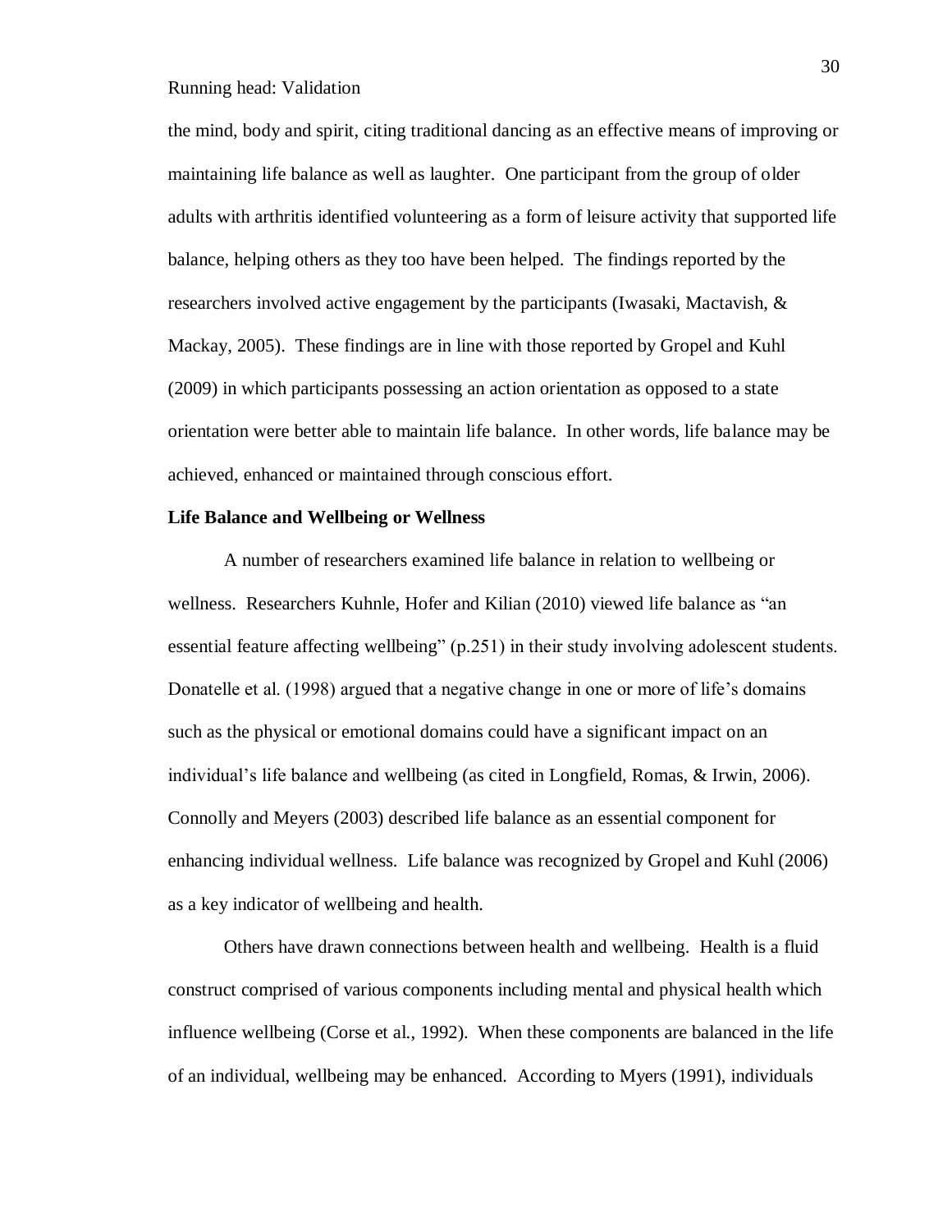the mind, body and spirit, citing traditional dancing as an effective means of improving or maintaining life balance as well as laughter. One participant from the group of older adults with arthritis identified volunteering as a form of leisure activity that supported life balance, helping others as they too have been helped. The findings reported by the researchers involved active engagement by the participants (Iwasaki, Mactavish, & Mackay, 2005). These findings are in line with those reported by Gropel and Kuhl (2009) in which participants possessing an action orientation as opposed to a state orientation were better able to maintain life balance. In other words, life balance may be achieved, enhanced or maintained through conscious effort.

## Life Balance and Wellbeing or Wellness

A number of researchers examined life balance in relation to wellbeing or wellness. Researchers Kuhnle, Hofer and Kilian (2010) viewed life balance as "an essential feature affecting wellbeing" (p.251) in their study involving adolescent students. Donatelle et al. (1998) argued that a negative change in one or more of life's domains such as the physical or emotional domains could have a significant impact on an individual's life balance and wellbeing (as cited in Longfield, Romas, & Irwin, 2006). Connolly and Meyers (2003) described life balance as an essential component for enhancing individual wellness. Life balance was recognized by Gropel and Kuhl (2006) as a key indicator of wellbeing and health.

Others have drawn connections between health and wellbeing. Health is a fluid construct comprised of various components including mental and physical health which influence wellbeing (Corse et al., 1992). When these components are balanced in the life of an individual, wellbeing may be enhanced. According to Myers (1991), individuals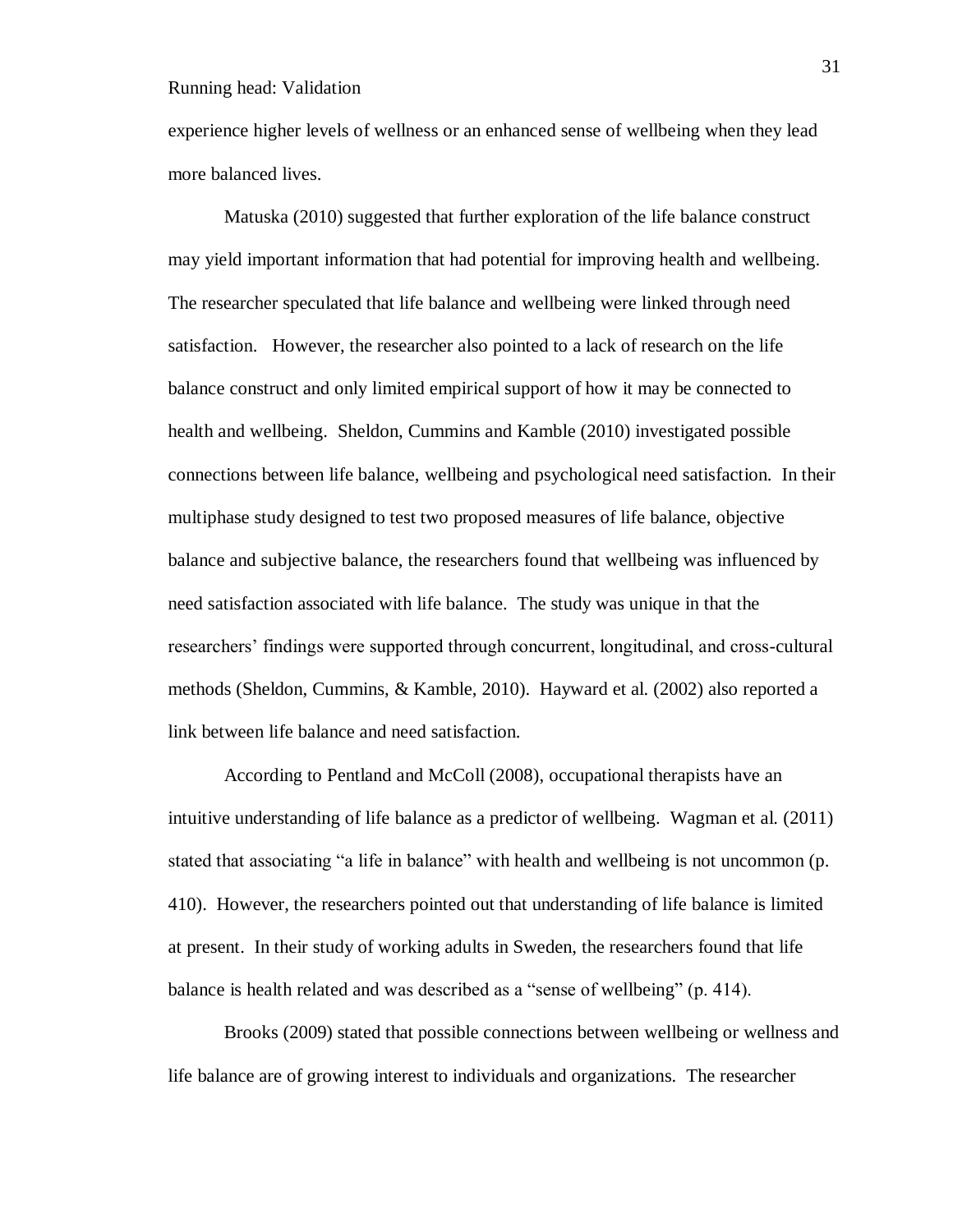experience higher levels of wellness or an enhanced sense of wellbeing when they lead more balanced lives.

Matuska (2010) suggested that further exploration of the life balance construct may yield important information that had potential for improving health and wellbeing. The researcher speculated that life balance and wellbeing were linked through need satisfaction. However, the researcher also pointed to a lack of research on the life balance construct and only limited empirical support of how it may be connected to health and wellbeing. Sheldon, Cummins and Kamble (2010) investigated possible connections between life balance, wellbeing and psychological need satisfaction. In their multiphase study designed to test two proposed measures of life balance, objective balance and subjective balance, the researchers found that wellbeing was influenced by need satisfaction associated with life balance. The study was unique in that the researchers' findings were supported through concurrent, longitudinal, and cross-cultural methods (Sheldon, Cummins, & Kamble, 2010). Hayward et al. (2002) also reported a link between life balance and need satisfaction.

According to Pentland and McColl (2008), occupational therapists have an intuitive understanding of life balance as a predictor of wellbeing. Wagman et al. (2011) stated that associating "a life in balance" with health and wellbeing is not uncommon (p. 410). However, the researchers pointed out that understanding of life balance is limited at present. In their study of working adults in Sweden, the researchers found that life balance is health related and was described as a "sense of wellbeing" (p. 414).

Brooks (2009) stated that possible connections between wellbeing or wellness and life balance are of growing interest to individuals and organizations. The researcher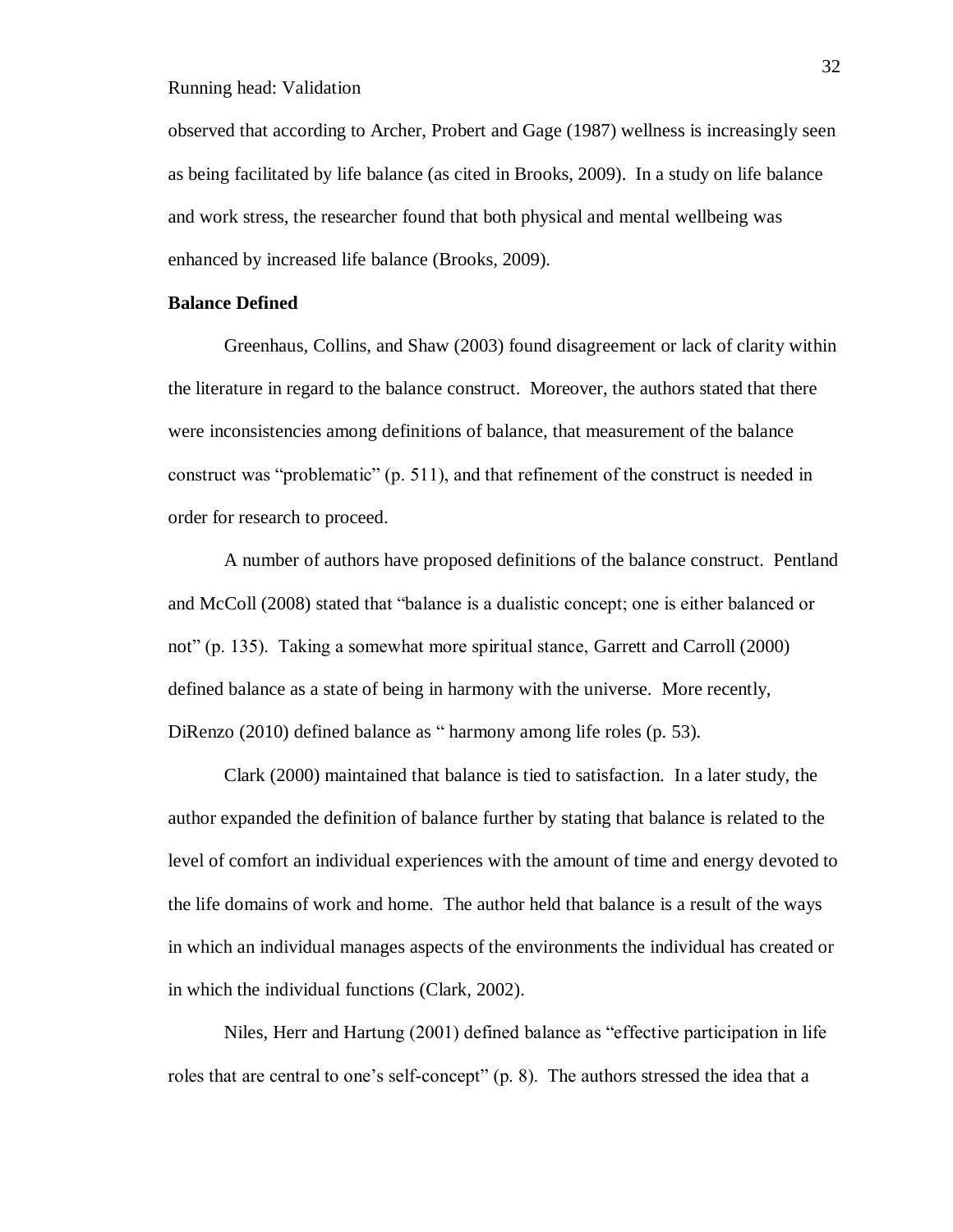observed that according to Archer, Probert and Gage (1987) wellness is increasingly seen as being facilitated by life balance (as cited in Brooks, 2009). In a study on life balance and work stress, the researcher found that both physical and mental wellbeing was enhanced by increased life balance (Brooks, 2009).

**Balance Defined**

Greenhaus, Collins, and Shaw (2003) found disagreement or lack of clarity within the literature in regard to the balance construct. Moreover, the authors stated that there were inconsistencies among definitions of balance, that measurement of the balance construct was "problematic" (p. 511), and that refinement of the construct is needed in order for research to proceed.

A number of authors have proposed definitions of the balance construct. Pentland and McColl (2008) stated that "balance is a dualistic concept; one is either balanced or not" (p. 135). Taking a somewhat more spiritual stance, Garrett and Carroll (2000) defined balance as a state of being in harmony with the universe. More recently, DiRenzo (2010) defined balance as " harmony among life roles (p. 53).

Clark (2000) maintained that balance is tied to satisfaction. In a later study, the author expanded the definition of balance further by stating that balance is related to the level of comfort an individual experiences with the amount of time and energy devoted to the life domains of work and home. The author held that balance is a result of the ways in which an individual manages aspects of the environments the individual has created or in which the individual functions (Clark, 2002).

Niles, Herr and Hartung (2001) defined balance as "effective participation in life roles that are central to one's self-concept" (p. 8). The authors stressed the idea that a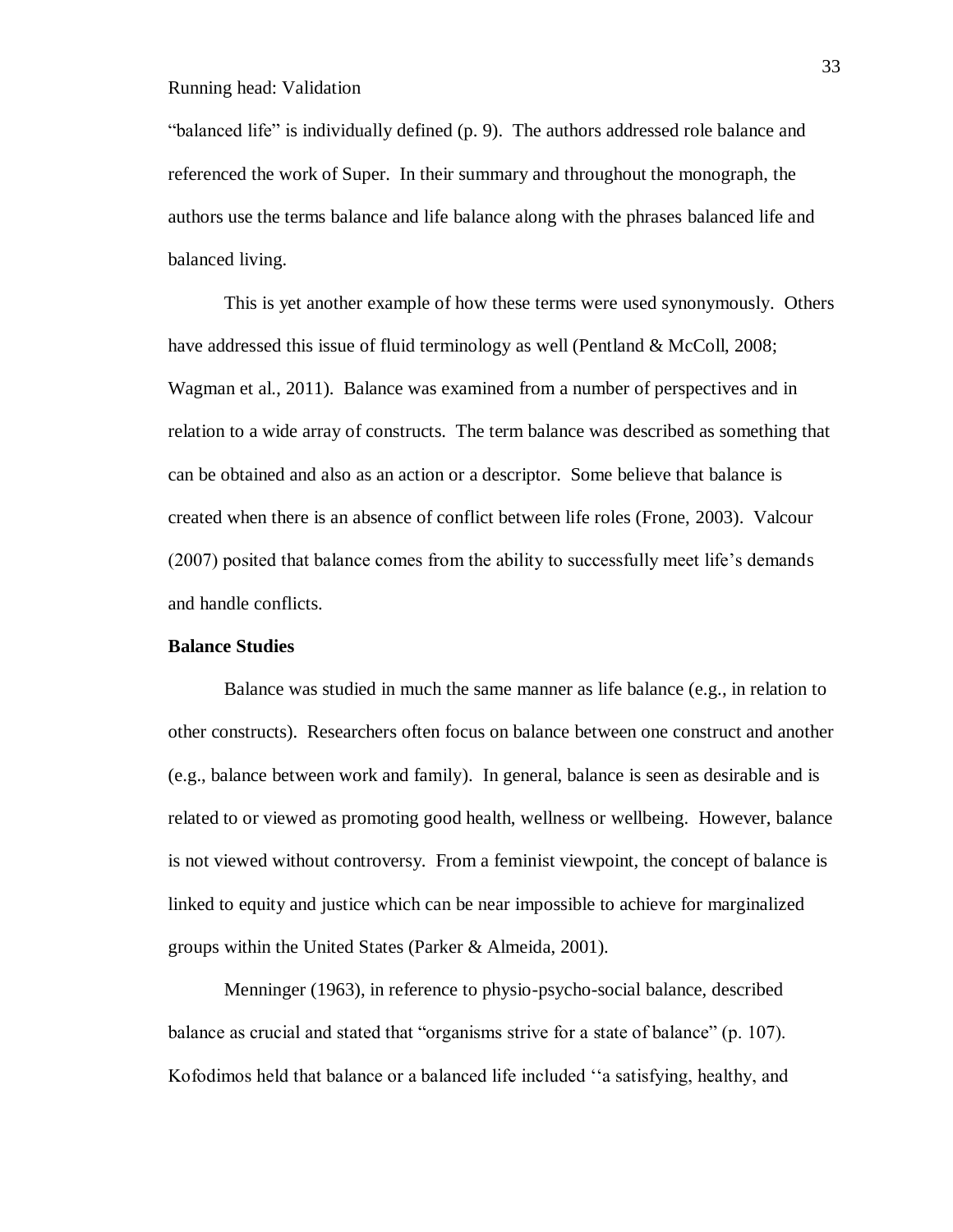"balanced life" is individually defined (p. 9). The authors addressed role balance and referenced the work of Super. In their summary and throughout the monograph, the authors use the terms balance and life balance along with the phrases balanced life and balanced living.

This is yet another example of how these terms were used synonymously. Others have addressed this issue of fluid terminology as well (Pentland & McColl, 2008; Wagman et al., 2011). Balance was examined from a number of perspectives and in relation to a wide array of constructs. The term balance was described as something that can be obtained and also as an action or a descriptor. Some believe that balance is created when there is an absence of conflict between life roles (Frone, 2003). Valcour (2007) posited that balance comes from the ability to successfully meet life's demands and handle conflicts.

**Balance Studies**

Balance was studied in much the same manner as life balance (e.g., in relation to other constructs). Researchers often focus on balance between one construct and another (e.g., balance between work and family). In general, balance is seen as desirable and is related to or viewed as promoting good health, wellness or wellbeing. However, balance is not viewed without controversy. From a feminist viewpoint, the concept of balance is linked to equity and justice which can be near impossible to achieve for marginalized groups within the United States (Parker & Almeida, 2001).

Menninger (1963), in reference to physio-psycho-social balance, described balance as crucial and stated that "organisms strive for a state of balance" (p. 107). Kofodimos held that balance or a balanced life included ''a satisfying, healthy, and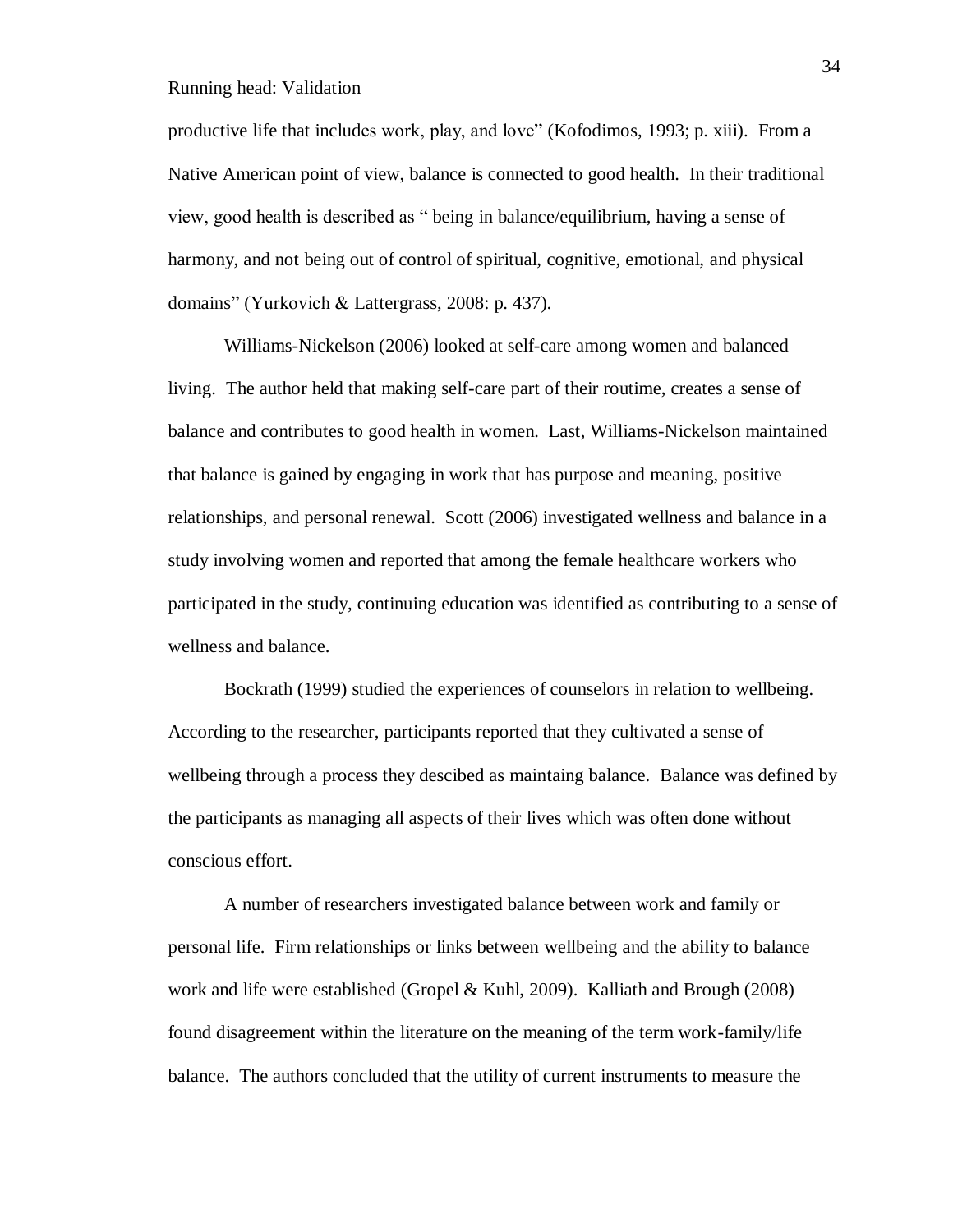productive life that includes work, play, and love" (Kofodimos, 1993; p. xiii). From a Native American point of view, balance is connected to good health. In their traditional view, good health is described as " being in balance/equilibrium, having a sense of harmony, and not being out of control of spiritual, cognitive, emotional, and physical domains" (Yurkovich & Lattergrass, 2008: p. 437).

Williams-Nickelson (2006) looked at self-care among women and balanced living. The author held that making self-care part of their routine, creates a sense of balance and contributes to good health in women. Last, Williams-Nickelson maintained that balance is gained by engaging in work that has purpose and meaning, positive relationships, and personal renewal. Scott (2006) investigated wellness and balance in a study involving women and reported that among the female healthcare workers who participated in the study, continuing education was identified as contributing to a sense of wellness and balance.

Bockrath (1999) studied the experiences of counselors in relation to wellbeing. According to the researcher, participants reported that they cultivated a sense of wellbeing through a process they descibed as maintaing balance. Balance was defined by the participants as managing all aspects of their lives which was often done without conscious effort.

A number of researchers investigated balance between work and family or personal life. Firm relationships or links between wellbeing and the ability to balance work and life were established (Gropel & Kuhl, 2009). Kalliath and Brough (2008) found disagreement within the literature on the meaning of the term work-family/life balance. The authors concluded that the utility of current instruments to measure the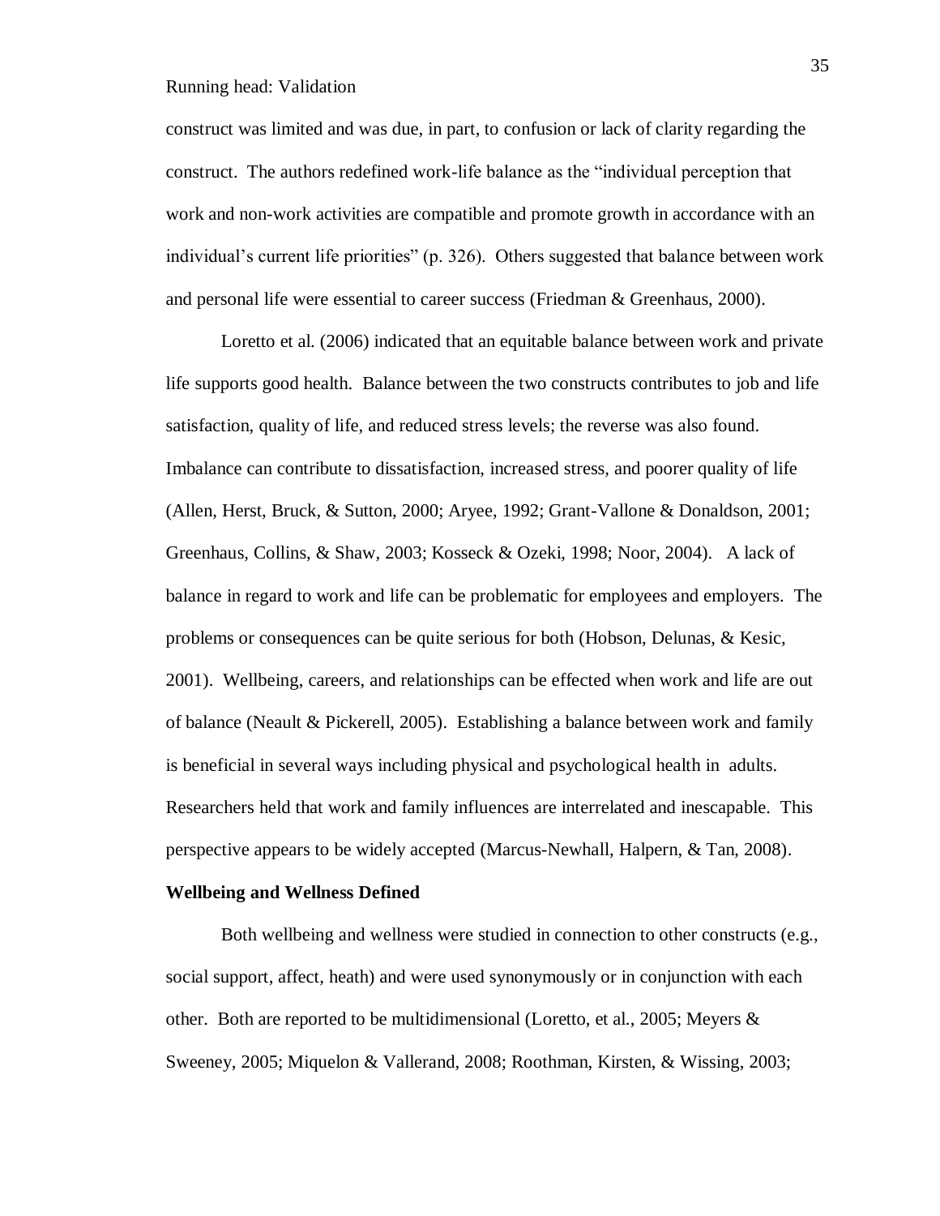construct was limited and was due, in part, to confusion or lack of clarity regarding the construct. The authors redefined work-life balance as the "individual perception that work and non-work activities are compatible and promote growth in accordance with an individual's current life priorities" (p. 326). Others suggested that balance between work and personal life were essential to career success (Friedman & Greenhaus, 2000).

Loretto et al. (2006) indicated that an equitable balance between work and private life supports good health. Balance between the two constructs contributes to job and life satisfaction, quality of life, and reduced stress levels; the reverse was also found. Imbalance can contribute to dissatisfaction, increased stress, and poorer quality of life (Allen, Herst, Bruck, & Sutton, 2000; Aryee, 1992; Grant-Vallone & Donaldson, 2001; Greenhaus, Collins, & Shaw, 2003; Kosseck & Ozeki, 1998; Noor, 2004). A lack of balance in regard to work and life can be problematic for employees and employers. The problems or consequences can be quite serious for both (Hobson, Delunas, & Kesic, 2001). Wellbeing, careers, and relationships can be effected when work and life are out of balance (Neault & Pickerell, 2005). Establishing a balance between work and family is beneficial in several ways including physical and psychological health in adults. Researchers held that work and family influences are interrelated and inescapable. This perspective appears to be widely accepted (Marcus-Newhall, Halpern, & Tan, 2008).

**Wellbeing and Wellness Defined**

Both wellbeing and wellness were studied in connection to other constructs (e.g., social support, affect, heath) and were used synonymously or in conjunction with each other. Both are reported to be multidimensional (Loretto, et al., 2005; Meyers & Sweeney, 2005; Miquelon & Vallerand, 2008; Roothman, Kirsten, & Wissing, 2003;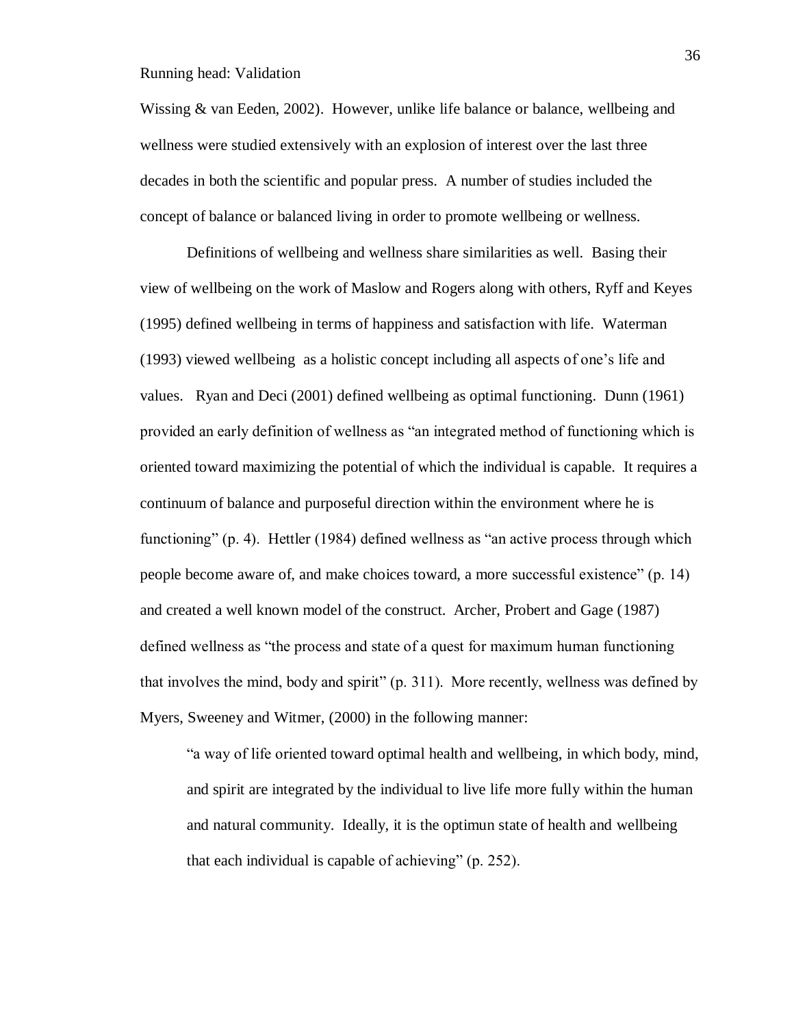Wissing & van Eeden, 2002). However, unlike life balance or balance, wellbeing and wellness were studied extensively with an explosion of interest over the last three decades in both the scientific and popular press. A number of studies included the concept of balance or balanced living in order to promote wellbeing or wellness.

Definitions of wellbeing and wellness share similarities as well. Basing their view of wellbeing on the work of Maslow and Rogers along with others, Ryff and Keyes (1995) defined wellbeing in terms of happiness and satisfaction with life. Waterman (1993) viewed wellbeing as a holistic concept including all aspects of one's life and values. Ryan and Deci (2001) defined wellbeing as optimal functioning. Dunn (1961) provided an early definition of wellness as "an integrated method of functioning which is oriented toward maximizing the potential of which the individual is capable. It requires a continuum of balance and purposeful direction within the environment where he is functioning" (p. 4). Hettler (1984) defined wellness as "an active process through which people become aware of, and make choices toward, a more successful existence" (p. 14) and created a well known model of the construct. Archer, Probert and Gage (1987) defined wellness as "the process and state of a quest for maximum human functioning that involves the mind, body and spirit" (p. 311). More recently, wellness was defined by Myers, Sweeney and Witmer, (2000) in the following manner:

> "a way of life oriented toward optimal health and wellbeing, in which body, mind, and spirit are integrated by the individual to live life more fully within the human and natural community. Ideally, it is the optimun state of health and wellbeing that each individual is capable of achieving" (p. 252).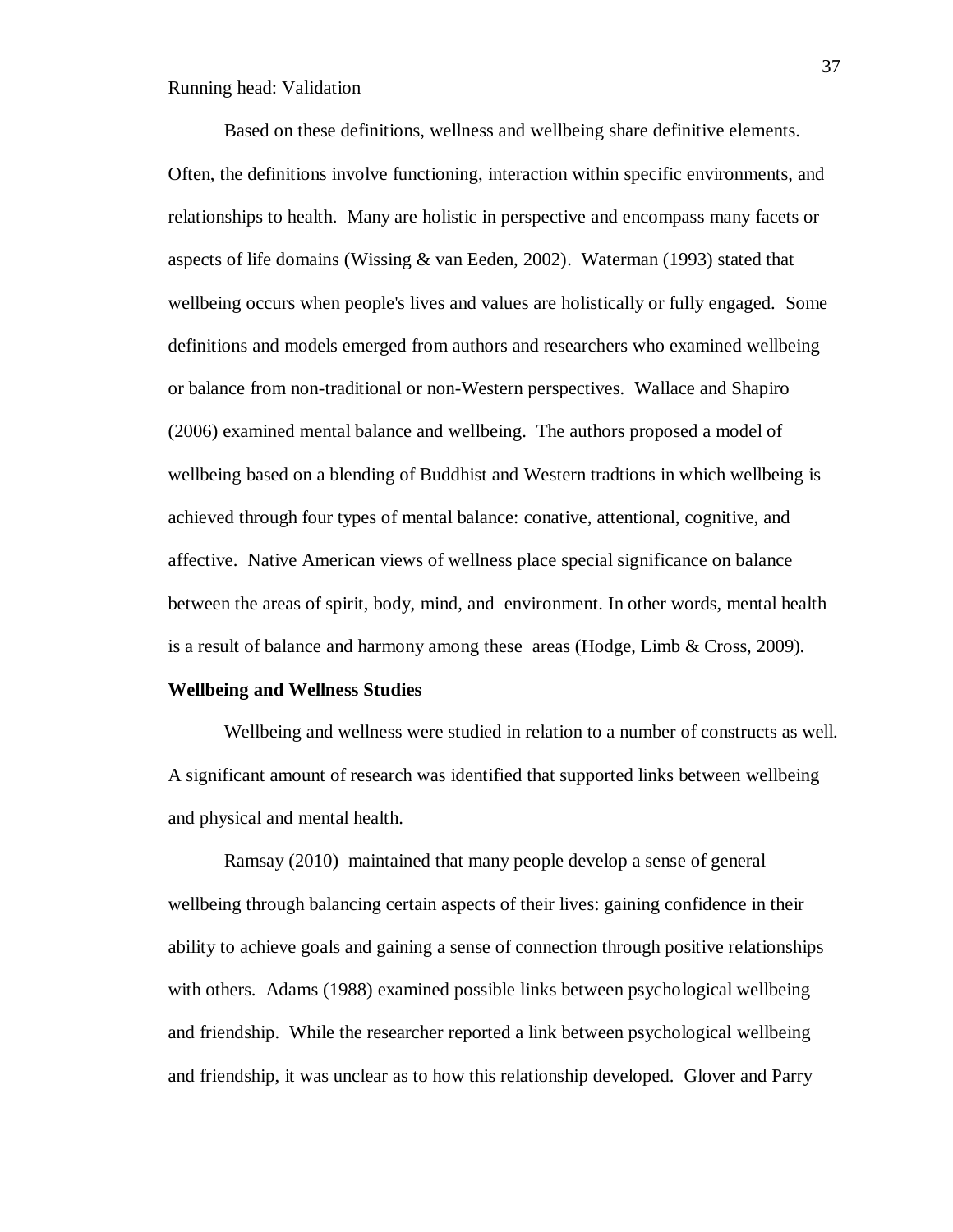Based on these definitions, wellness and wellbeing share definitive elements. Often, the definitions involve functioning, interaction within specific environments, and relationships to health. Many are holistic in perspective and encompass many facets or aspects of life domains (Wissing & van Eeden, 2002). Waterman (1993) stated that wellbeing occurs when people's lives and values are holistically or fully engaged. Some definitions and models emerged from authors and researchers who examined wellbeing or balance from non-traditional or non-Western perspectives. Wallace and Shapiro (2006) examined mental balance and wellbeing. The authors proposed a model of wellbeing based on a blending of Buddhist and Western tradtions in which wellbeing is achieved through four types of mental balance: conative, attentional, cognitive, and affective. Native American views of wellness place special significance on balance between the areas of spirit, body, mind, and environment. In other words, mental health is a result of balance and harmony among these areas (Hodge, Limb & Cross, 2009).

**Wellbeing and Wellness Studies**

Wellbeing and wellness were studied in relation to a number of constructs as well. A significant amount of research was identified that supported links between wellbeing and physical and mental health.

Ramsay (2010) maintained that many people develop a sense of general wellbeing through balancing certain aspects of their lives: gaining confidence in their ability to achieve goals and gaining a sense of connection through positive relationships with others. Adams (1988) examined possible links between psychological wellbeing and friendship. While the researcher reported a link between psychological wellbeing and friendship, it was unclear as to how this relationship developed. Glover and Parry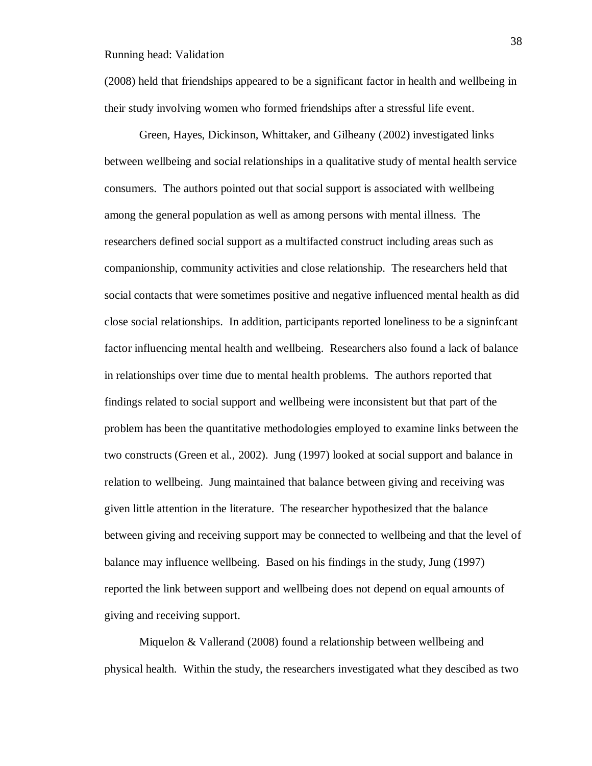(2008) held that friendships appeared to be a significant factor in health and wellbeing in their study involving women who formed friendships after a stressful life event.

Green, Hayes, Dickinson, Whittaker, and Gilheany (2002) investigated links between wellbeing and social relationships in a qualitative study of mental health service consumers. The authors pointed out that social support is associated with wellbeing among the general population as well as among persons with mental illness. The researchers defined social support as a multifacted construct including areas such as companionship, community activities and close relationship. The researchers held that social contacts that were sometimes positive and negative influenced mental health as did close social relationships. In addition, participants reported loneliness to be a signinfcant factor influencing mental health and wellbeing. Researchers also found a lack of balance in relationships over time due to mental health problems. The authors reported that findings related to social support and wellbeing were inconsistent but that part of the problem has been the quantitative methodologies employed to examine links between the two constructs (Green et al., 2002). Jung (1997) looked at social support and balance in relation to wellbeing. Jung maintained that balance between giving and receiving was given little attention in the literature. The researcher hypothesized that the balance between giving and receiving support may be connected to wellbeing and that the level of balance may influence wellbeing. Based on his findings in the study, Jung (1997) reported the link between support and wellbeing does not depend on equal amounts of giving and receiving support.

Miquelon & Vallerand (2008) found a relationship between wellbeing and physical health. Within the study, the researchers investigated what they descibed as two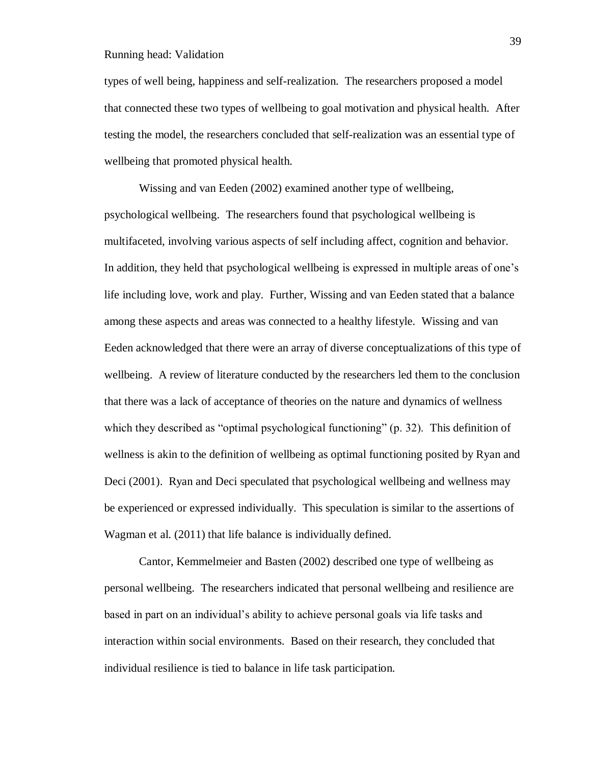types of well being, happiness and self-realization. The researchers proposed a model that connected these two types of wellbeing to goal motivation and physical health. After testing the model, the researchers concluded that self-realization was an essential type of wellbeing that promoted physical health.

Wissing and van Eeden (2002) examined another type of wellbeing, psychological wellbeing. The researchers found that psychological wellbeing is multifaceted, involving various aspects of self including affect, cognition and behavior. In addition, they held that psychological wellbeing is expressed in multiple areas of one's life including love, work and play. Further, Wissing and van Eeden stated that a balance among these aspects and areas was connected to a healthy lifestyle. Wissing and van Eeden acknowledged that there were an array of diverse conceptualizations of this type of wellbeing. A review of literature conducted by the researchers led them to the conclusion that there was a lack of acceptance of theories on the nature and dynamics of wellness which they described as "optimal psychological functioning" (p. 32). This definition of wellness is akin to the definition of wellbeing as optimal functioning posited by Ryan and Deci (2001). Ryan and Deci speculated that psychological wellbeing and wellness may be experienced or expressed individually. This speculation is similar to the assertions of Wagman et al. (2011) that life balance is individually defined.

Cantor, Kemmelmeier and Basten (2002) described one type of wellbeing as personal wellbeing. The researchers indicated that personal wellbeing and resilience are based in part on an individual's ability to achieve personal goals via life tasks and interaction within social environments. Based on their research, they concluded that individual resilience is tied to balance in life task participation.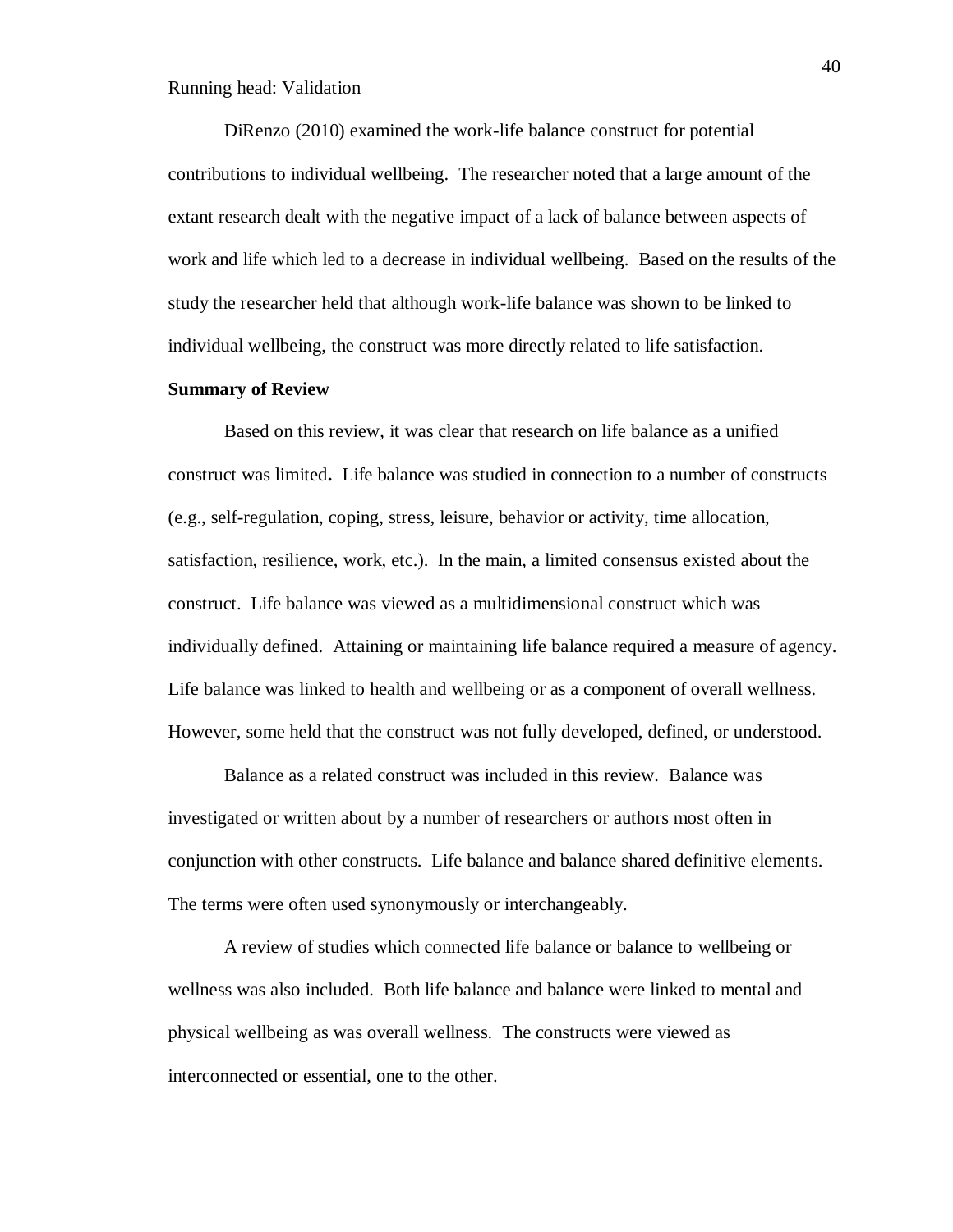DiRenzo (2010) examined the work-life balance construct for potential contributions to individual wellbeing. The researcher noted that a large amount of the extant research dealt with the negative impact of a lack of balance between aspects of work and life which led to a decrease in individual wellbeing. Based on the results of the study the researcher held that although work-life balance was shown to be linked to individual wellbeing, the construct was more directly related to life satisfaction.

**Summary of Review**

Based on this review, it was clear that research on life balance as a unified construct was limited**.** Life balance was studied in connection to a number of constructs (e.g., self-regulation, coping, stress, leisure, behavior or activity, time allocation, satisfaction, resilience, work, etc.). In the main, a limited consensus existed about the construct. Life balance was viewed as a multidimensional construct which was individually defined. Attaining or maintaining life balance required a measure of agency. Life balance was linked to health and wellbeing or as a component of overall wellness. However, some held that the construct was not fully developed, defined, or understood.

Balance as a related construct was included in this review. Balance was investigated or written about by a number of researchers or authors most often in conjunction with other constructs. Life balance and balance shared definitive elements. The terms were often used synonymously or interchangeably.

A review of studies which connected life balance or balance to wellbeing or wellness was also included. Both life balance and balance were linked to mental and physical wellbeing as was overall wellness. The constructs were viewed as interconnected or essential, one to the other.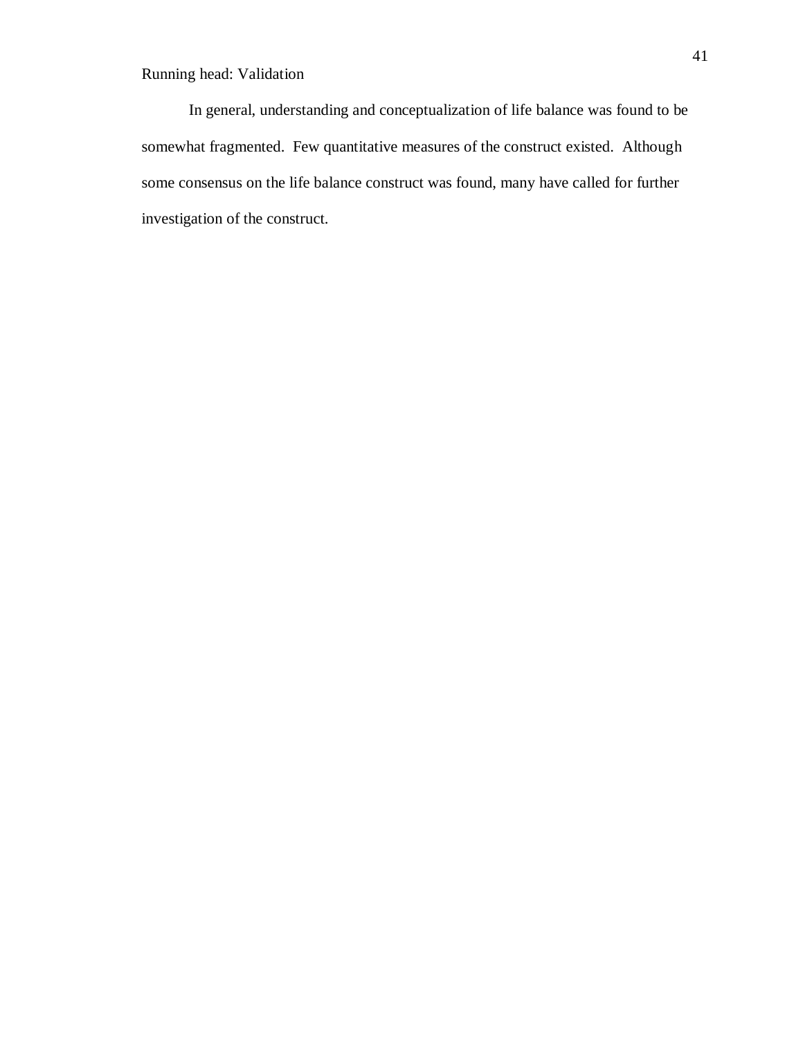In general, understanding and conceptualization of life balance was found to be somewhat fragmented. Few quantitative measures of the construct existed. Although some consensus on the life balance construct was found, many have called for further investigation of the construct.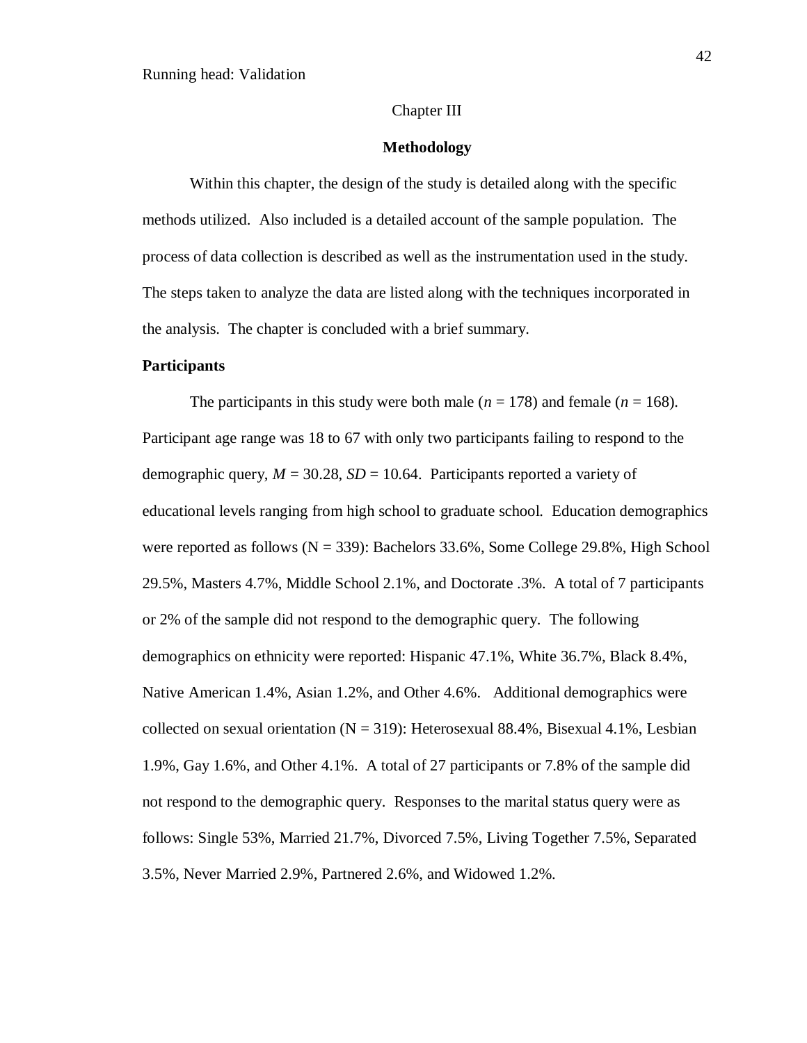Chapter III

# Methodology

Within this chapter, the design of the study is detailed along with the specific methods utilized. Also included is a detailed account of the sample population. The process of data collection is described as well as the instrumentation used in the study. The steps taken to analyze the data are listed along with the techniques incorporated in the analysis. The chapter is concluded with a brief summary.

## Participants

The participants in this study were both male ($n$ = 178) and female ($n$ = 168). Participant age range was 18 to 67 with only two participants failing to respond to the demographic query, $M$ = 30.28, $SD$ = 10.64. Participants reported a variety of educational levels ranging from high school to graduate school. Education demographics were reported as follows (N = 339): Bachelors 33.6%, Some College 29.8%, High School 29.5%, Masters 4.7%, Middle School 2.1%, and Doctorate .3%. A total of 7 participants or 2% of the sample did not respond to the demographic query. The following demographics on ethnicity were reported: Hispanic 47.1%, White 36.7%, Black 8.4%, Native American 1.4%, Asian 1.2%, and Other 4.6%. Additional demographics were collected on sexual orientation (N = 319): Heterosexual 88.4%, Bisexual 4.1%, Lesbian 1.9%, Gay 1.6%, and Other 4.1%. A total of 27 participants or 7.8% of the sample did not respond to the demographic query. Responses to the marital status query were as follows: Single 53%, Married 21.7%, Divorced 7.5%, Living Together 7.5%, Separated 3.5%, Never Married 2.9%, Partnered 2.6%, and Widowed 1.2%.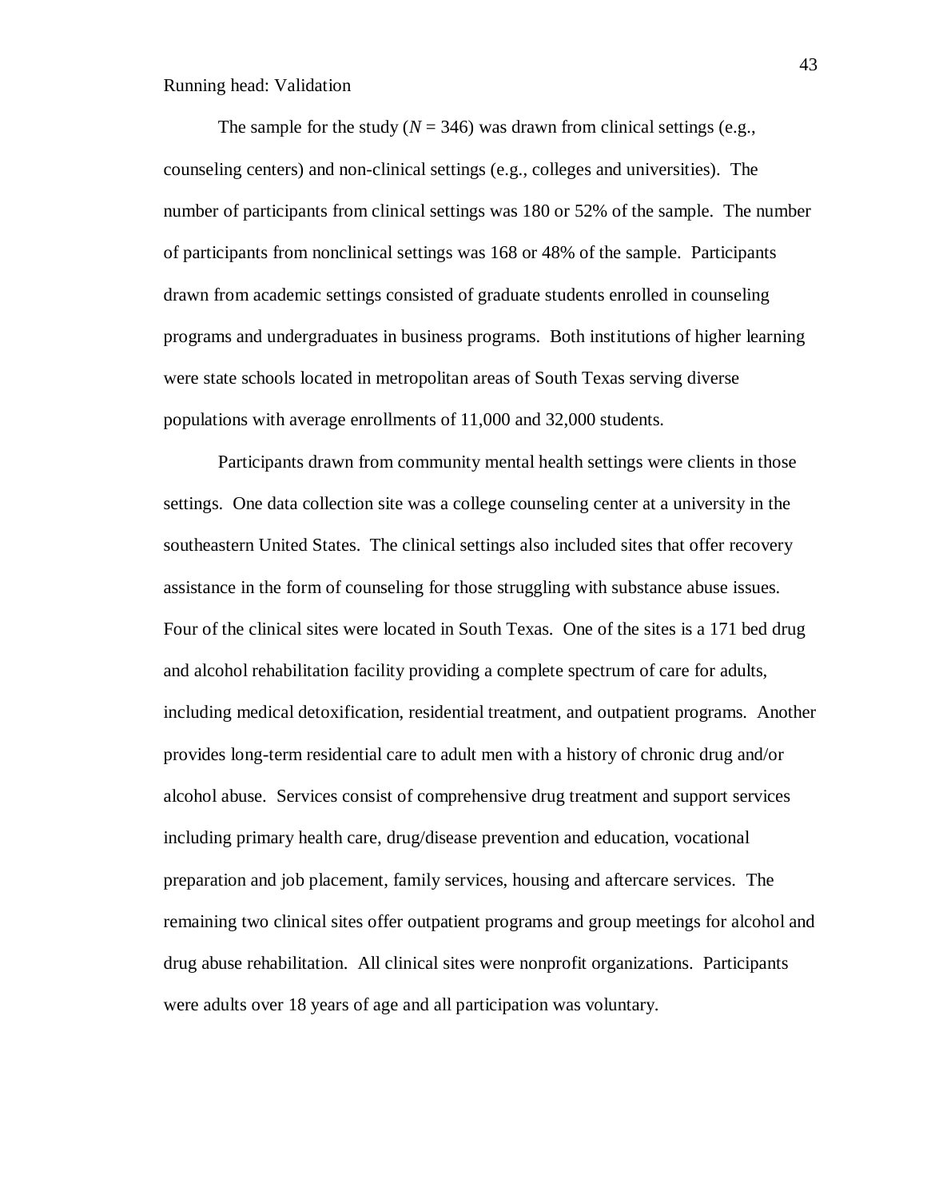The sample for the study ($N$ = 346) was drawn from clinical settings (e.g., counseling centers) and non-clinical settings (e.g., colleges and universities). The number of participants from clinical settings was 180 or 52% of the sample. The number of participants from nonclinical settings was 168 or 48% of the sample. Participants drawn from academic settings consisted of graduate students enrolled in counseling programs and undergraduates in business programs. Both institutions of higher learning were state schools located in metropolitan areas of South Texas serving diverse populations with average enrollments of 11,000 and 32,000 students.

Participants drawn from community mental health settings were clients in those settings. One data collection site was a college counseling center at a university in the southeastern United States. The clinical settings also included sites that offer recovery assistance in the form of counseling for those struggling with substance abuse issues. Four of the clinical sites were located in South Texas. One of the sites is a 171 bed drug and alcohol rehabilitation facility providing a complete spectrum of care for adults, including medical detoxification, residential treatment, and outpatient programs. Another provides long-term residential care to adult men with a history of chronic drug and/or alcohol abuse. Services consist of comprehensive drug treatment and support services including primary health care, drug/disease prevention and education, vocational preparation and job placement, family services, housing and aftercare services. The remaining two clinical sites offer outpatient programs and group meetings for alcohol and drug abuse rehabilitation. All clinical sites were nonprofit organizations. Participants were adults over 18 years of age and all participation was voluntary.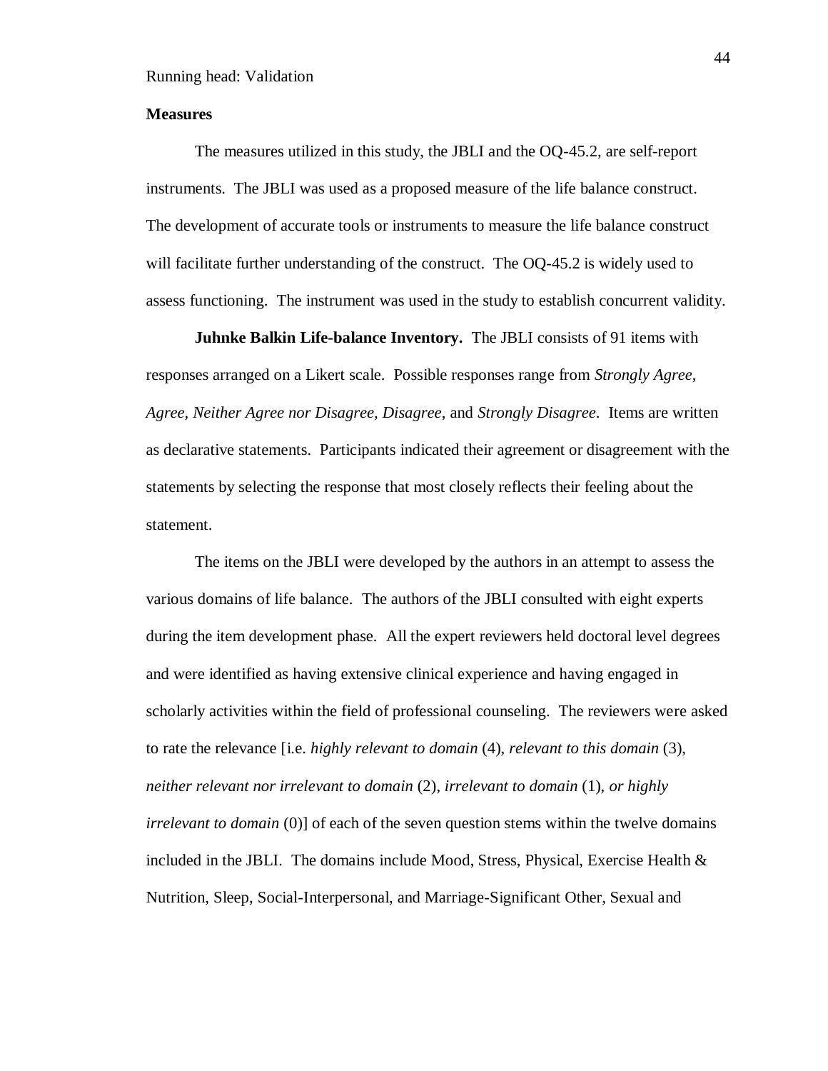**Measures**

The measures utilized in this study, the JBLI and the OQ-45.2, are self-report instruments. The JBLI was used as a proposed measure of the life balance construct. The development of accurate tools or instruments to measure the life balance construct will facilitate further understanding of the construct. The OQ-45.2 is widely used to assess functioning. The instrument was used in the study to establish concurrent validity.

**Juhnke Balkin Life-balance Inventory.** The JBLI consists of 91 items with responses arranged on a Likert scale. Possible responses range from *Strongly Agree, Agree, Neither Agree nor Disagree, Disagree*, and *Strongly Disagree*. Items are written as declarative statements. Participants indicated their agreement or disagreement with the statements by selecting the response that most closely reflects their feeling about the statement.

The items on the JBLI were developed by the authors in an attempt to assess the various domains of life balance. The authors of the JBLI consulted with eight experts during the item development phase. All the expert reviewers held doctoral level degrees and were identified as having extensive clinical experience and having engaged in scholarly activities within the field of professional counseling. The reviewers were asked to rate the relevance [i.e. *highly relevant to domain* (4), *relevant to this domain* (3), *neither relevant nor irrelevant to domain* (2), *irrelevant to domain* (1), *or highly irrelevant to domain* (0)] of each of the seven question stems within the twelve domains included in the JBLI. The domains include Mood, Stress, Physical, Exercise Health & Nutrition, Sleep, Social-Interpersonal, and Marriage-Significant Other, Sexual and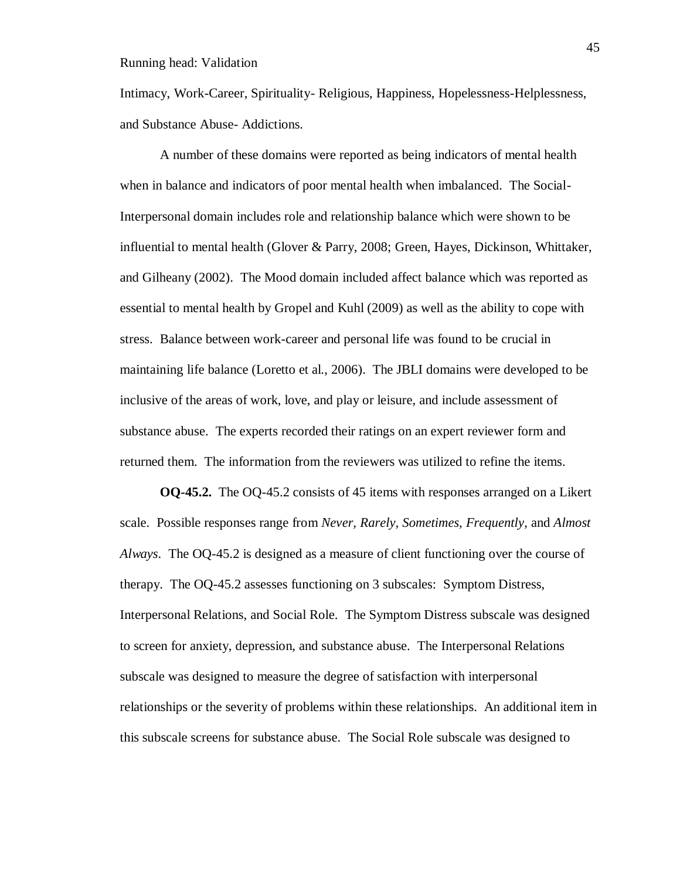Intimacy, Work-Career, Spirituality- Religious, Happiness, Hopelessness-Helplessness, and Substance Abuse- Addictions.

A number of these domains were reported as being indicators of mental health when in balance and indicators of poor mental health when imbalanced. The Social-Interpersonal domain includes role and relationship balance which were shown to be influential to mental health (Glover & Parry, 2008; Green, Hayes, Dickinson, Whittaker, and Gilheany (2002). The Mood domain included affect balance which was reported as essential to mental health by Gropel and Kuhl (2009) as well as the ability to cope with stress. Balance between work-career and personal life was found to be crucial in maintaining life balance (Loretto et al., 2006). The JBLI domains were developed to be inclusive of the areas of work, love, and play or leisure, and include assessment of substance abuse. The experts recorded their ratings on an expert reviewer form and returned them. The information from the reviewers was utilized to refine the items.

**OQ-45.2.** The OQ-45.2 consists of 45 items with responses arranged on a Likert scale. Possible responses range from *Never, Rarely, Sometimes, Frequently*, and *Almost Always*. The OQ-45.2 is designed as a measure of client functioning over the course of therapy. The OQ-45.2 assesses functioning on 3 subscales: Symptom Distress, Interpersonal Relations, and Social Role. The Symptom Distress subscale was designed to screen for anxiety, depression, and substance abuse. The Interpersonal Relations subscale was designed to measure the degree of satisfaction with interpersonal relationships or the severity of problems within these relationships. An additional item in this subscale screens for substance abuse. The Social Role subscale was designed to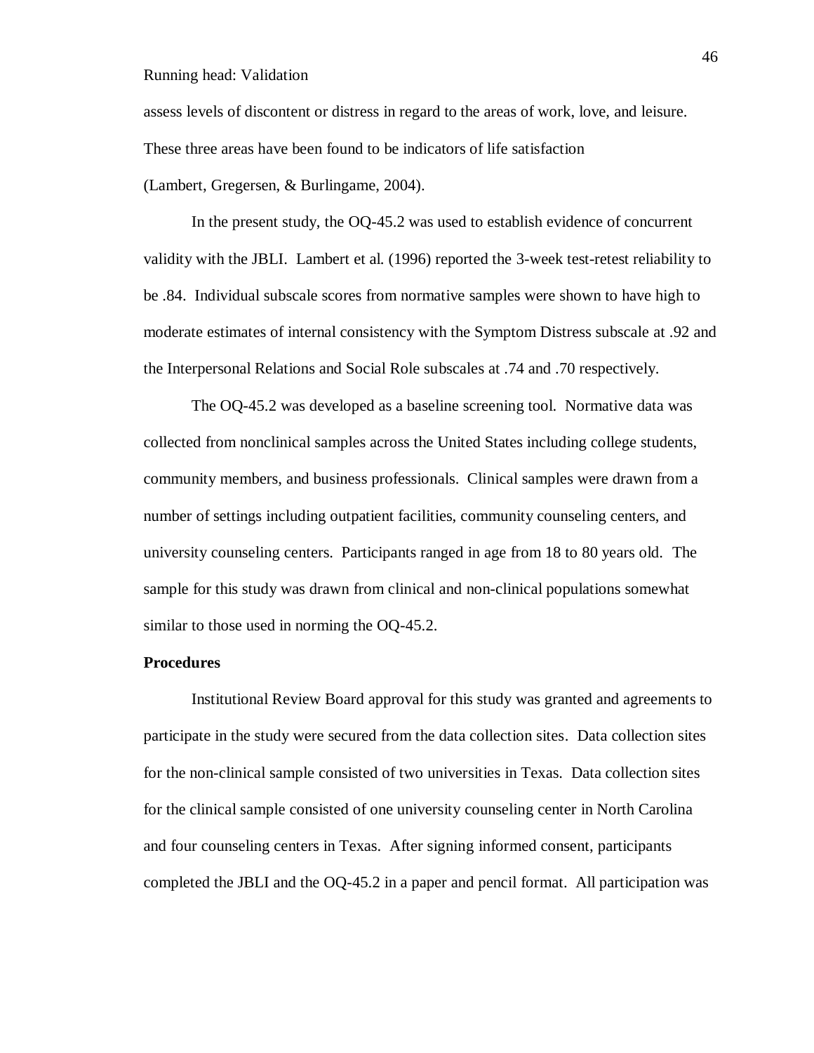assess levels of discontent or distress in regard to the areas of work, love, and leisure. These three areas have been found to be indicators of life satisfaction (Lambert, Gregersen, & Burlingame, 2004).

In the present study, the OQ-45.2 was used to establish evidence of concurrent validity with the JBLI. Lambert et al. (1996) reported the 3-week test-retest reliability to be .84. Individual subscale scores from normative samples were shown to have high to moderate estimates of internal consistency with the Symptom Distress subscale at .92 and the Interpersonal Relations and Social Role subscales at .74 and .70 respectively.

The OQ-45.2 was developed as a baseline screening tool. Normative data was collected from nonclinical samples across the United States including college students, community members, and business professionals. Clinical samples were drawn from a number of settings including outpatient facilities, community counseling centers, and university counseling centers. Participants ranged in age from 18 to 80 years old. The sample for this study was drawn from clinical and non-clinical populations somewhat similar to those used in norming the OQ-45.2.

**Procedures**

Institutional Review Board approval for this study was granted and agreements to participate in the study were secured from the data collection sites. Data collection sites for the non-clinical sample consisted of two universities in Texas. Data collection sites for the clinical sample consisted of one university counseling center in North Carolina and four counseling centers in Texas. After signing informed consent, participants completed the JBLI and the OQ-45.2 in a paper and pencil format. All participation was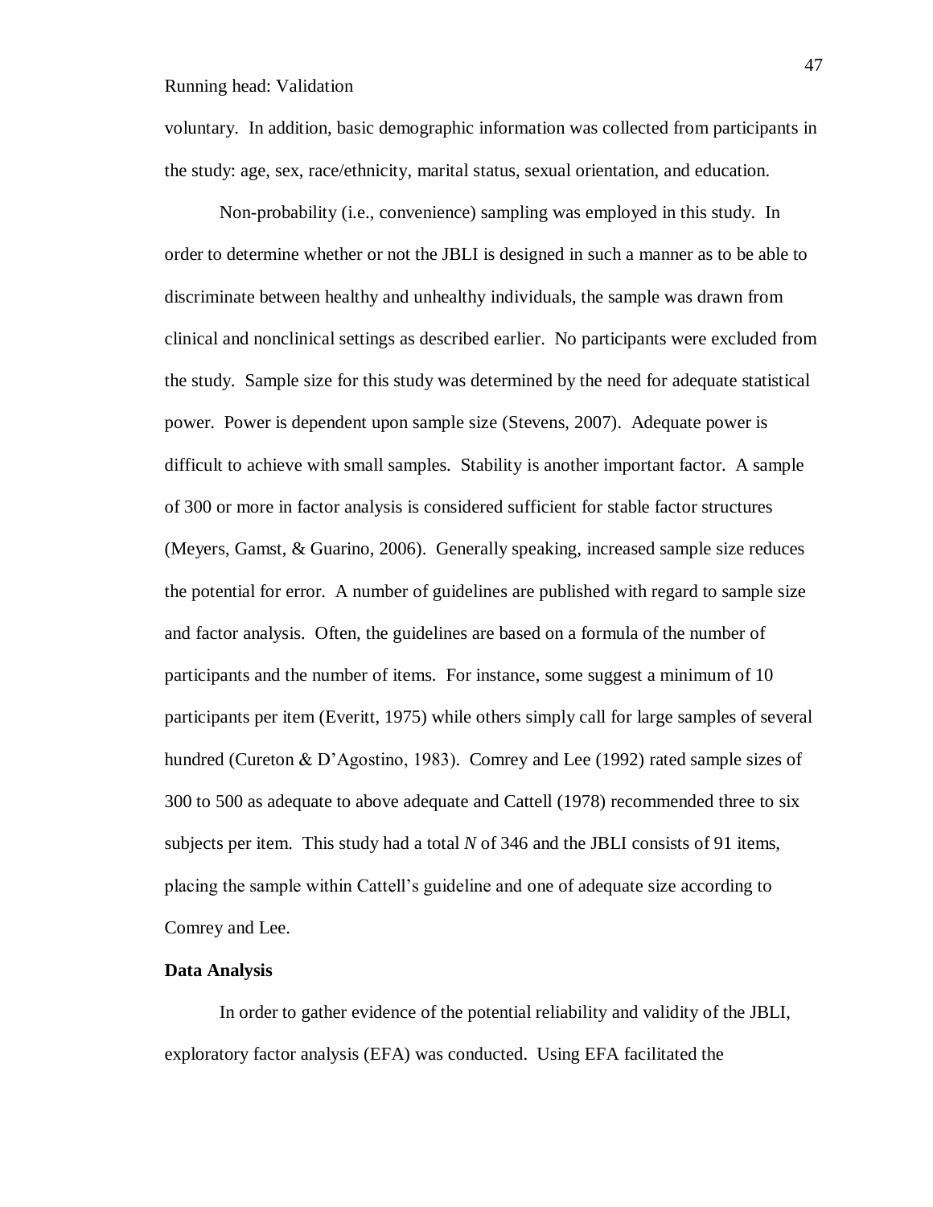voluntary. In addition, basic demographic information was collected from participants in the study: age, sex, race/ethnicity, marital status, sexual orientation, and education.

Non-probability (i.e., convenience) sampling was employed in this study. In order to determine whether or not the JBLI is designed in such a manner as to be able to discriminate between healthy and unhealthy individuals, the sample was drawn from clinical and nonclinical settings as described earlier. No participants were excluded from the study. Sample size for this study was determined by the need for adequate statistical power. Power is dependent upon sample size (Stevens, 2007). Adequate power is difficult to achieve with small samples. Stability is another important factor. A sample of 300 or more in factor analysis is considered sufficient for stable factor structures (Meyers, Gamst, & Guarino, 2006). Generally speaking, increased sample size reduces the potential for error. A number of guidelines are published with regard to sample size and factor analysis. Often, the guidelines are based on a formula of the number of participants and the number of items. For instance, some suggest a minimum of 10 participants per item (Everitt, 1975) while others simply call for large samples of several hundred (Cureton & D'Agostino, 1983). Comrey and Lee (1992) rated sample sizes of 300 to 500 as adequate to above adequate and Cattell (1978) recommended three to six subjects per item. This study had a total *N* of 346 and the JBLI consists of 91 items, placing the sample within Cattell's guideline and one of adequate size according to Comrey and Lee.

**Data Analysis**

In order to gather evidence of the potential reliability and validity of the JBLI, exploratory factor analysis (EFA) was conducted. Using EFA facilitated the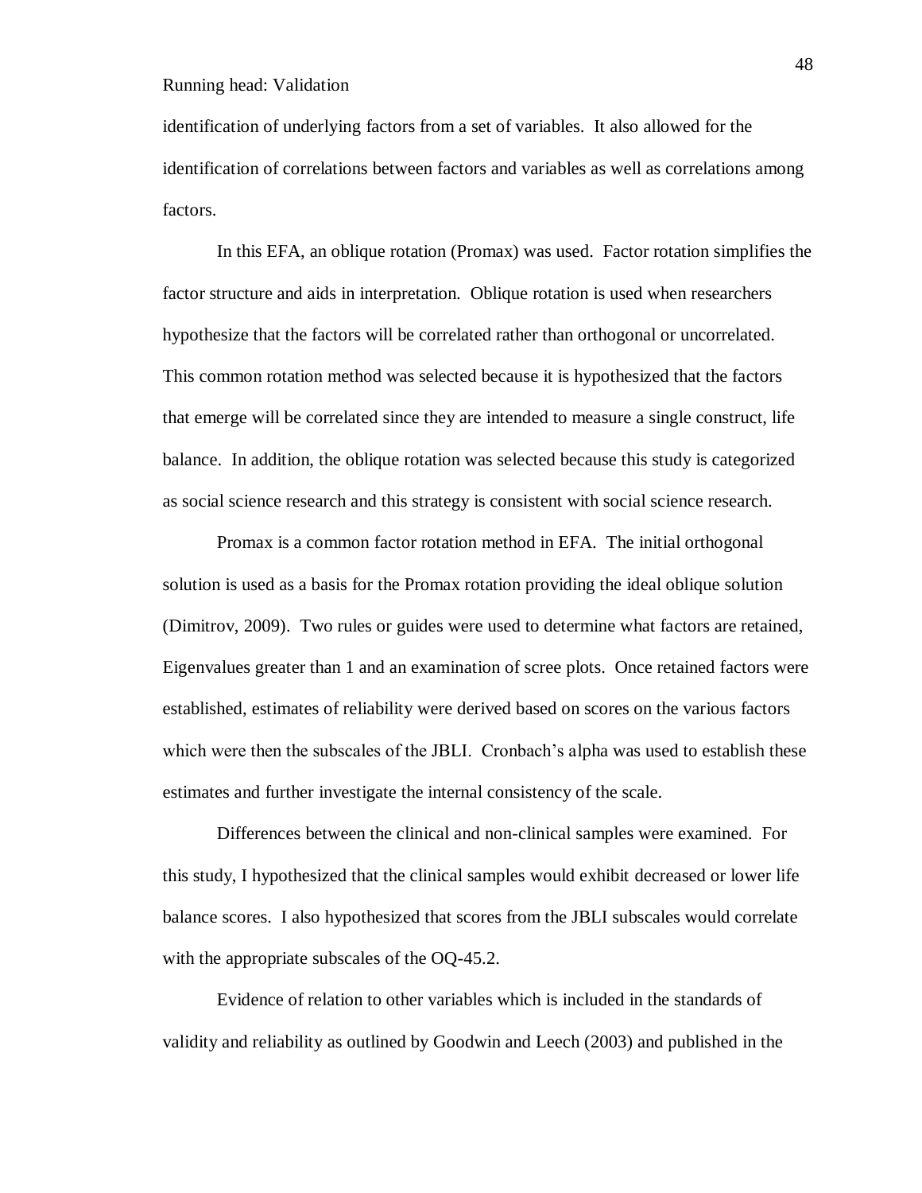identification of underlying factors from a set of variables. It also allowed for the identification of correlations between factors and variables as well as correlations among factors.

In this EFA, an oblique rotation (Promax) was used. Factor rotation simplifies the factor structure and aids in interpretation. Oblique rotation is used when researchers hypothesize that the factors will be correlated rather than orthogonal or uncorrelated. This common rotation method was selected because it is hypothesized that the factors that emerge will be correlated since they are intended to measure a single construct, life balance. In addition, the oblique rotation was selected because this study is categorized as social science research and this strategy is consistent with social science research.

Promax is a common factor rotation method in EFA. The initial orthogonal solution is used as a basis for the Promax rotation providing the ideal oblique solution (Dimitrov, 2009). Two rules or guides were used to determine what factors are retained, Eigenvalues greater than 1 and an examination of scree plots. Once retained factors were established, estimates of reliability were derived based on scores on the various factors which were then the subscales of the JBLI. Cronbach's alpha was used to establish these estimates and further investigate the internal consistency of the scale.

Differences between the clinical and non-clinical samples were examined. For this study, I hypothesized that the clinical samples would exhibit decreased or lower life balance scores. I also hypothesized that scores from the JBLI subscales would correlate with the appropriate subscales of the OQ-45.2.

Evidence of relation to other variables which is included in the standards of validity and reliability as outlined by Goodwin and Leech (2003) and published in the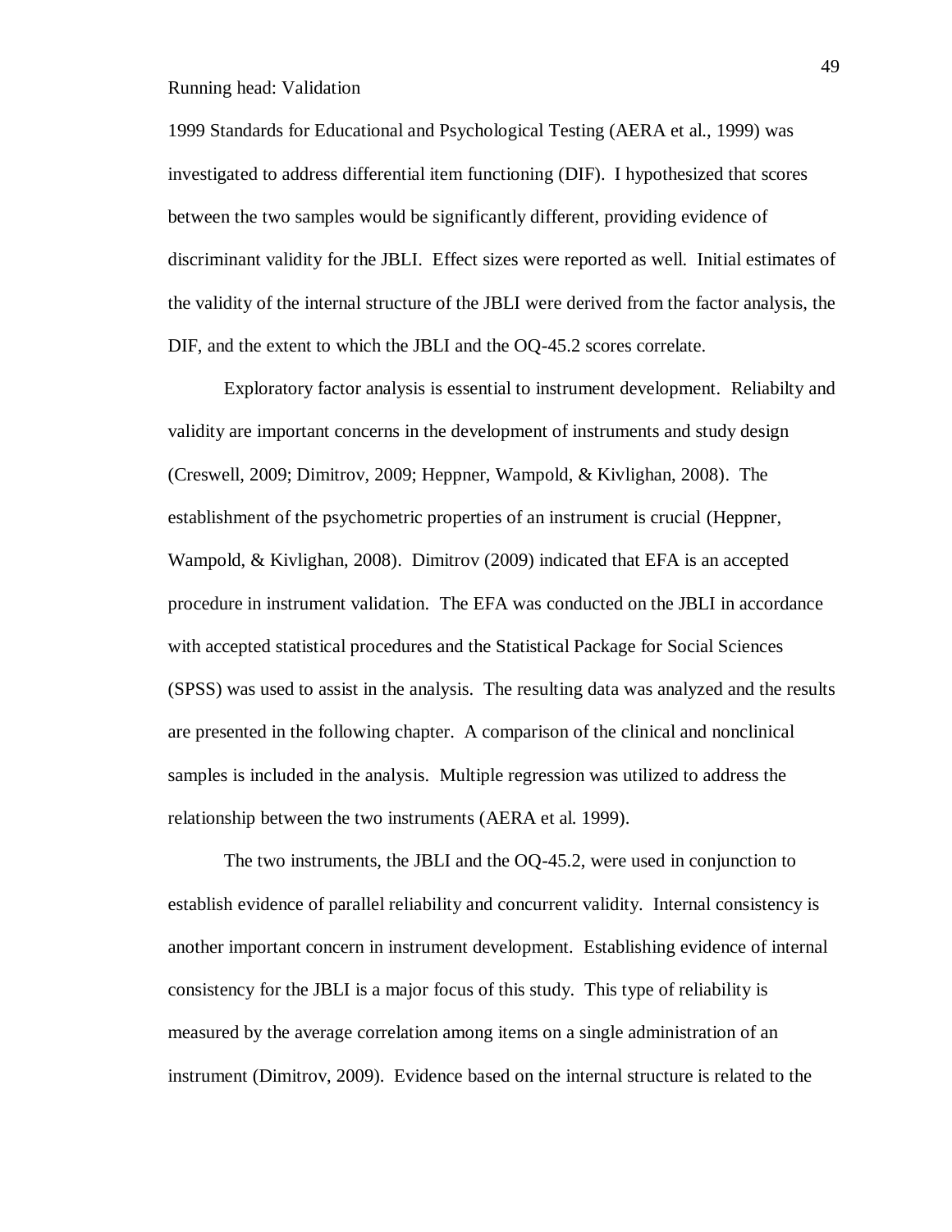1999 Standards for Educational and Psychological Testing (AERA et al., 1999) was investigated to address differential item functioning (DIF). I hypothesized that scores between the two samples would be significantly different, providing evidence of discriminant validity for the JBLI. Effect sizes were reported as well. Initial estimates of the validity of the internal structure of the JBLI were derived from the factor analysis, the DIF, and the extent to which the JBLI and the OQ-45.2 scores correlate.

Exploratory factor analysis is essential to instrument development. Reliabilty and validity are important concerns in the development of instruments and study design (Creswell, 2009; Dimitrov, 2009; Heppner, Wampold, & Kivlighan, 2008). The establishment of the psychometric properties of an instrument is crucial (Heppner, Wampold, & Kivlighan, 2008). Dimitrov (2009) indicated that EFA is an accepted procedure in instrument validation. The EFA was conducted on the JBLI in accordance with accepted statistical procedures and the Statistical Package for Social Sciences (SPSS) was used to assist in the analysis. The resulting data was analyzed and the results are presented in the following chapter. A comparison of the clinical and nonclinical samples is included in the analysis. Multiple regression was utilized to address the relationship between the two instruments (AERA et al. 1999).

The two instruments, the JBLI and the OQ-45.2, were used in conjunction to establish evidence of parallel reliability and concurrent validity. Internal consistency is another important concern in instrument development. Establishing evidence of internal consistency for the JBLI is a major focus of this study. This type of reliability is measured by the average correlation among items on a single administration of an instrument (Dimitrov, 2009). Evidence based on the internal structure is related to the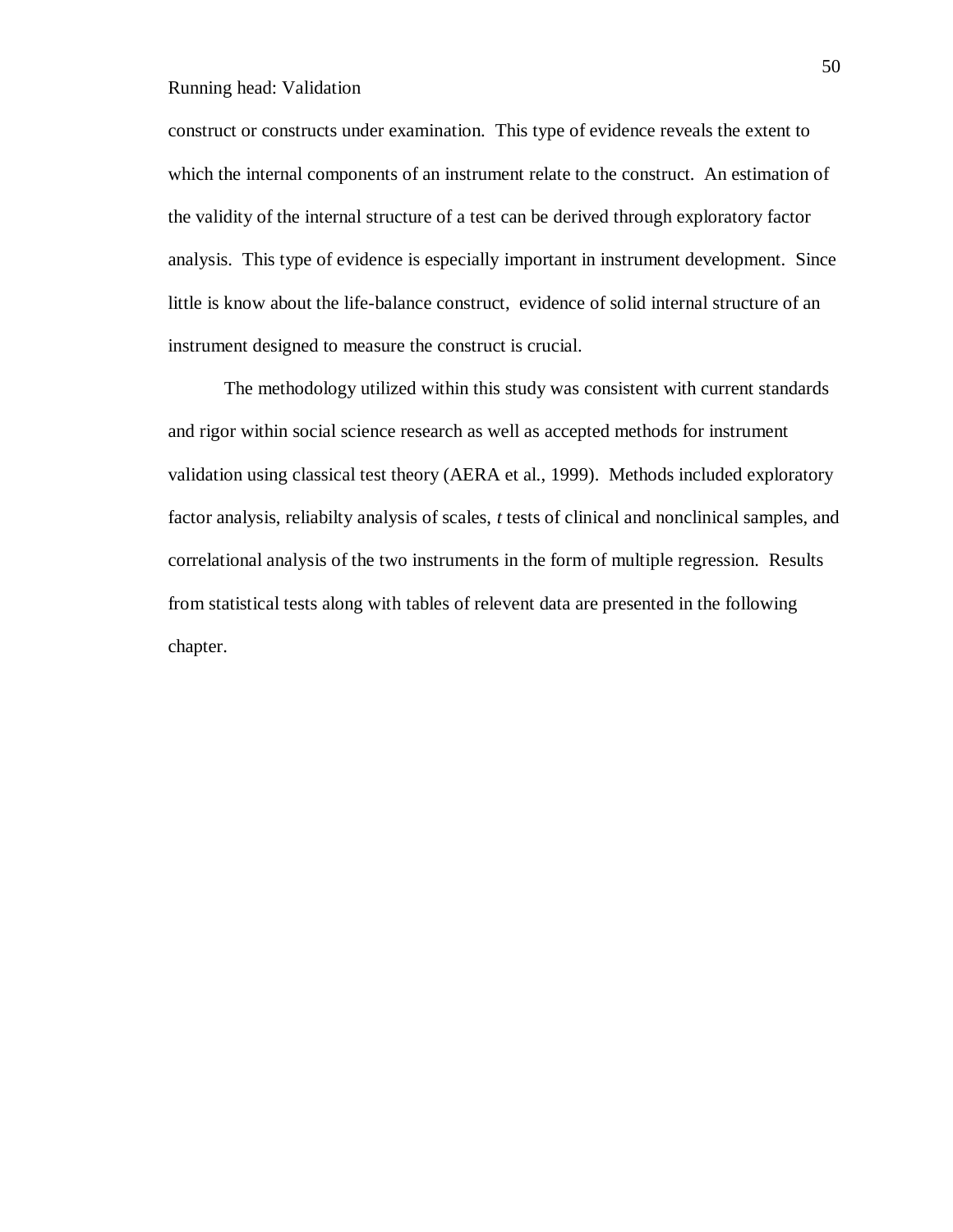construct or constructs under examination. This type of evidence reveals the extent to which the internal components of an instrument relate to the construct. An estimation of the validity of the internal structure of a test can be derived through exploratory factor analysis. This type of evidence is especially important in instrument development. Since little is know about the life-balance construct, evidence of solid internal structure of an instrument designed to measure the construct is crucial.

The methodology utilized within this study was consistent with current standards and rigor within social science research as well as accepted methods for instrument validation using classical test theory (AERA et al., 1999). Methods included exploratory factor analysis, reliabilty analysis of scales, *t* tests of clinical and nonclinical samples, and correlational analysis of the two instruments in the form of multiple regression. Results from statistical tests along with tables of relevent data are presented in the following chapter.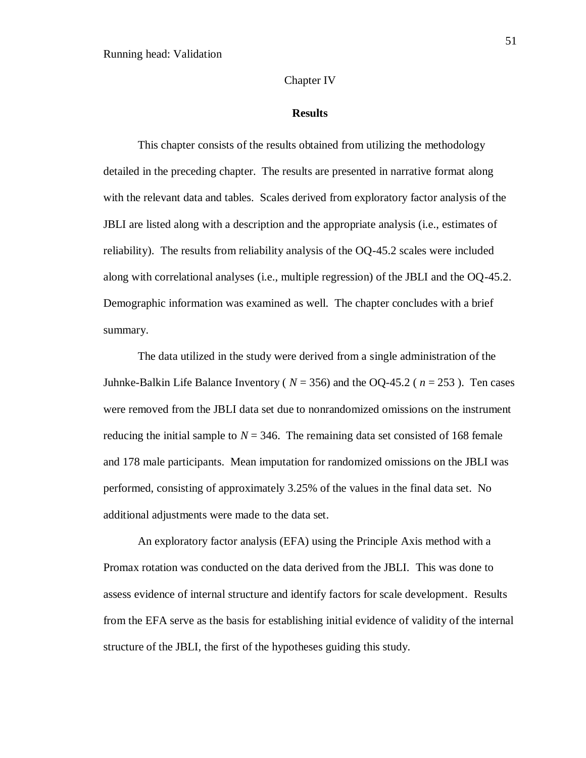Chapter IV

## Results

This chapter consists of the results obtained from utilizing the methodology detailed in the preceding chapter. The results are presented in narrative format along with the relevant data and tables. Scales derived from exploratory factor analysis of the JBLI are listed along with a description and the appropriate analysis (i.e., estimates of reliability). The results from reliability analysis of the OQ-45.2 scales were included along with correlational analyses (i.e., multiple regression) of the JBLI and the OQ-45.2. Demographic information was examined as well. The chapter concludes with a brief summary.

The data utilized in the study were derived from a single administration of the Juhnke-Balkin Life Balance Inventory ( $N = 356$) and the OQ-45.2 ( $n = 253$ ). Ten cases were removed from the JBLI data set due to nonrandomized omissions on the instrument reducing the initial sample to $N = 346$. The remaining data set consisted of 168 female and 178 male participants. Mean imputation for randomized omissions on the JBLI was performed, consisting of approximately 3.25% of the values in the final data set. No additional adjustments were made to the data set.

An exploratory factor analysis (EFA) using the Principle Axis method with a Promax rotation was conducted on the data derived from the JBLI. This was done to assess evidence of internal structure and identify factors for scale development. Results from the EFA serve as the basis for establishing initial evidence of validity of the internal structure of the JBLI, the first of the hypotheses guiding this study.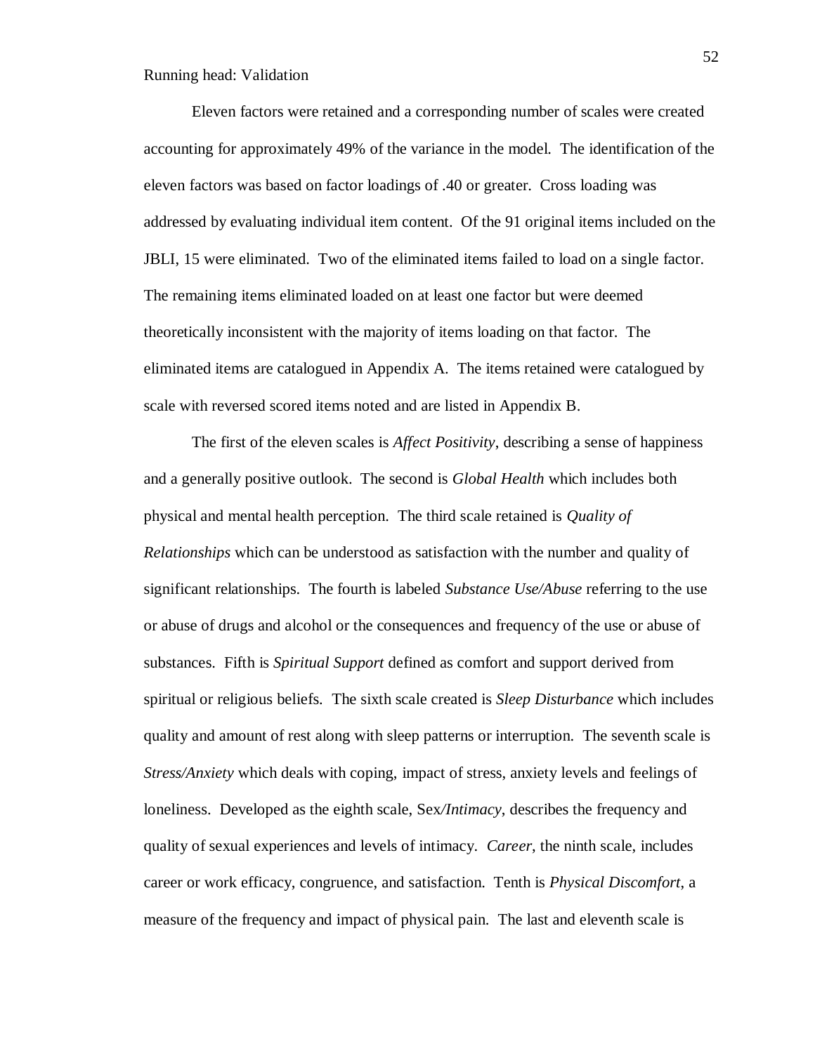Eleven factors were retained and a corresponding number of scales were created accounting for approximately 49% of the variance in the model. The identification of the eleven factors was based on factor loadings of .40 or greater. Cross loading was addressed by evaluating individual item content. Of the 91 original items included on the JBLI, 15 were eliminated. Two of the eliminated items failed to load on a single factor. The remaining items eliminated loaded on at least one factor but were deemed theoretically inconsistent with the majority of items loading on that factor. The eliminated items are catalogued in Appendix A. The items retained were catalogued by scale with reversed scored items noted and are listed in Appendix B.

The first of the eleven scales is *Affect Positivity*, describing a sense of happiness and a generally positive outlook. The second is *Global Health* which includes both physical and mental health perception. The third scale retained is *Quality of Relationships* which can be understood as satisfaction with the number and quality of significant relationships. The fourth is labeled *Substance Use/Abuse* referring to the use or abuse of drugs and alcohol or the consequences and frequency of the use or abuse of substances. Fifth is *Spiritual Support* defined as comfort and support derived from spiritual or religious beliefs. The sixth scale created is *Sleep Disturbance* which includes quality and amount of rest along with sleep patterns or interruption. The seventh scale is *Stress/Anxiety* which deals with coping, impact of stress, anxiety levels and feelings of loneliness. Developed as the eighth scale, Sex*/Intimacy*, describes the frequency and quality of sexual experiences and levels of intimacy. *Career*, the ninth scale, includes career or work efficacy, congruence, and satisfaction. Tenth is *Physical Discomfort*, a measure of the frequency and impact of physical pain. The last and eleventh scale is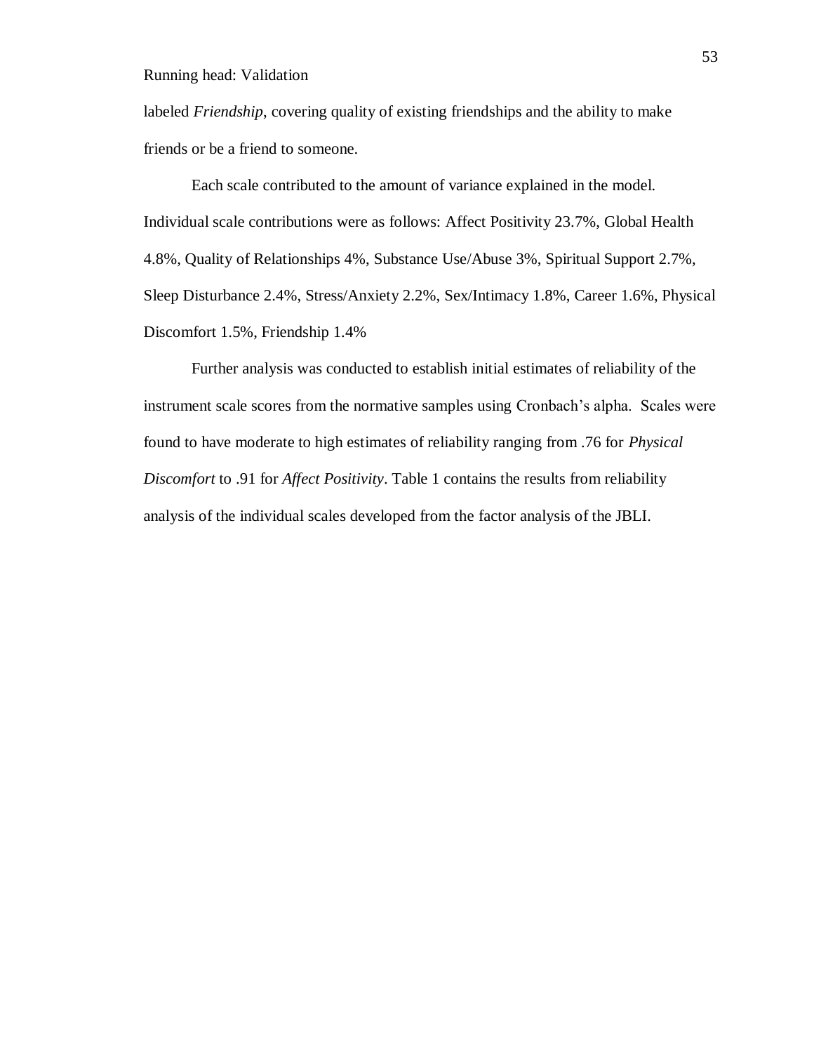labeled *Friendship*, covering quality of existing friendships and the ability to make friends or be a friend to someone.

Each scale contributed to the amount of variance explained in the model. Individual scale contributions were as follows: Affect Positivity 23.7%, Global Health 4.8%, Quality of Relationships 4%, Substance Use/Abuse 3%, Spiritual Support 2.7%, Sleep Disturbance 2.4%, Stress/Anxiety 2.2%, Sex/Intimacy 1.8%, Career 1.6%, Physical Discomfort 1.5%, Friendship 1.4%

Further analysis was conducted to establish initial estimates of reliability of the instrument scale scores from the normative samples using Cronbach's alpha. Scales were found to have moderate to high estimates of reliability ranging from .76 for *Physical Discomfort* to .91 for *Affect Positivity*. Table 1 contains the results from reliability analysis of the individual scales developed from the factor analysis of the JBLI.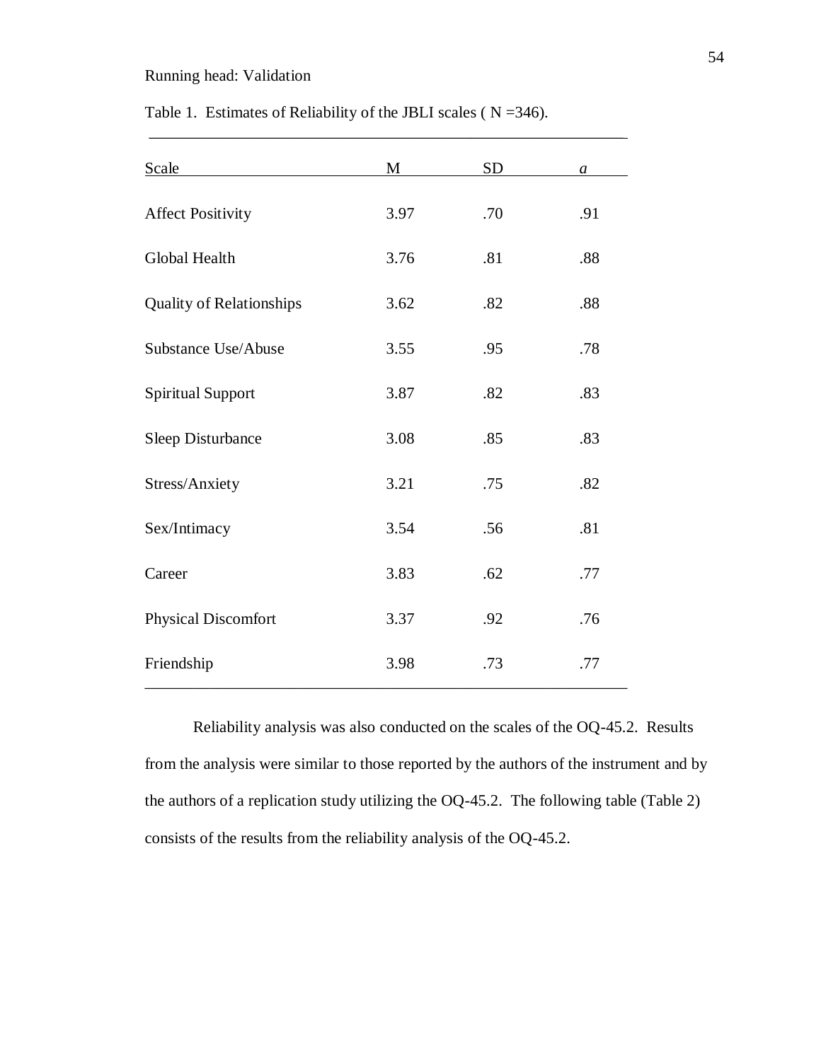Table 1. Estimates of Reliability of the JBLI scales ( N =346).

| Scale | M | SD | *a* |
|---|---|---|---|
| Affect Positivity | 3.97 | .70 | .91 |
| Global Health | 3.76 | .81 | .88 |
| Quality of Relationships | 3.62 | .82 | .88 |
| Substance Use/Abuse | 3.55 | .95 | .78 |
| Spiritual Support | 3.87 | .82 | .83 |
| Sleep Disturbance | 3.08 | .85 | .83 |
| Stress/Anxiety | 3.21 | .75 | .82 |
| Sex/Intimacy | 3.54 | .56 | .81 |
| Career | 3.83 | .62 | .77 |
| Physical Discomfort | 3.37 | .92 | .76 |
| Friendship | 3.98 | .73 | .77 |

Reliability analysis was also conducted on the scales of the OQ-45.2. Results from the analysis were similar to those reported by the authors of the instrument and by the authors of a replication study utilizing the OQ-45.2. The following table (Table 2) consists of the results from the reliability analysis of the OQ-45.2.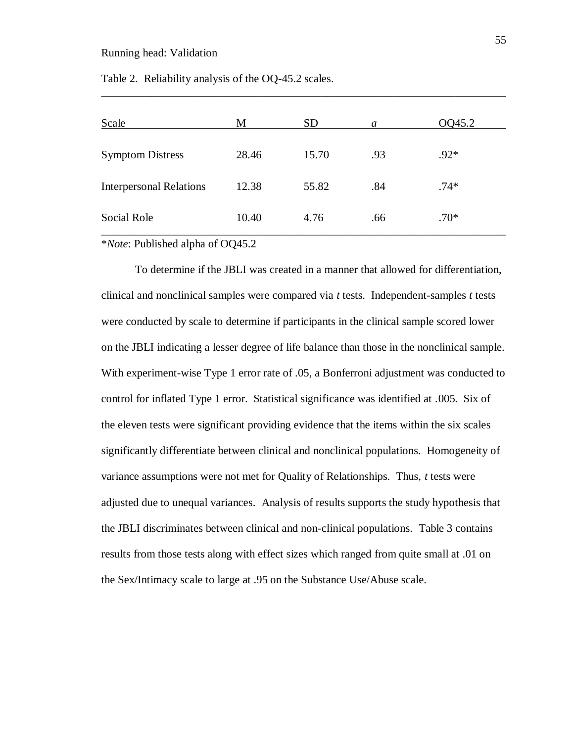Table 2. Reliability analysis of the OQ-45.2 scales.

| Scale | M | SD | *a* | OQ45.2 |
|---|---|---|---|---|
| Symptom Distress | 28.46 | 15.70 | .93 | .92* |
| Interpersonal Relations | 12.38 | 55.82 | .84 | .74* |
| Social Role | 10.40 | 4.76 | .66 | .70* |

**Note*: Published alpha of OQ45.2

To determine if the JBLI was created in a manner that allowed for differentiation, clinical and nonclinical samples were compared via *t* tests. Independent-samples *t* tests were conducted by scale to determine if participants in the clinical sample scored lower on the JBLI indicating a lesser degree of life balance than those in the nonclinical sample. With experiment-wise Type 1 error rate of .05, a Bonferroni adjustment was conducted to control for inflated Type 1 error. Statistical significance was identified at .005. Six of the eleven tests were significant providing evidence that the items within the six scales significantly differentiate between clinical and nonclinical populations. Homogeneity of variance assumptions were not met for Quality of Relationships. Thus, *t* tests were adjusted due to unequal variances. Analysis of results supports the study hypothesis that the JBLI discriminates between clinical and non-clinical populations. Table 3 contains results from those tests along with effect sizes which ranged from quite small at .01 on the Sex/Intimacy scale to large at .95 on the Substance Use/Abuse scale.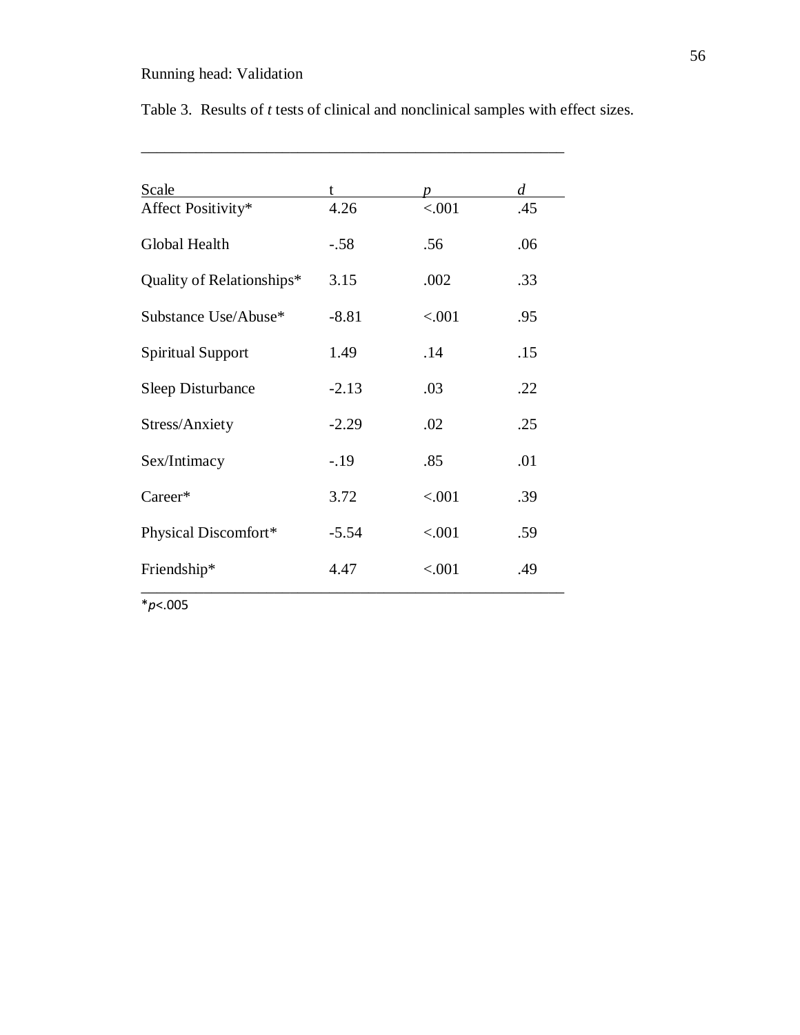Table 3. Results of *t* tests of clinical and nonclinical samples with effect sizes.

| Scale | t | *p* | *d* |
|---|---|---|---|
| Affect Positivity* | 4.26 | <.001 | .45 |
| Global Health | -.58 | .56 | .06 |
| Quality of Relationships* | 3.15 | .002 | .33 |
| Substance Use/Abuse* | -8.81 | <.001 | .95 |
| Spiritual Support | 1.49 | .14 | .15 |
| Sleep Disturbance | -2.13 | .03 | .22 |
| Stress/Anxiety | -2.29 | .02 | .25 |
| Sex/Intimacy | -.19 | .85 | .01 |
| Career* | 3.72 | <.001 | .39 |
| Physical Discomfort* | -5.54 | <.001 | .59 |
| Friendship* | 4.47 | <.001 | .49 |

*$p<.005$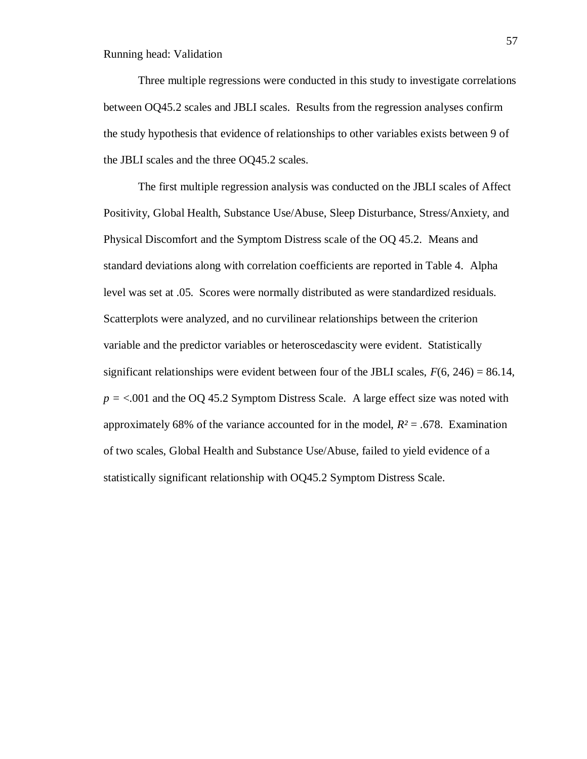Three multiple regressions were conducted in this study to investigate correlations between OQ45.2 scales and JBLI scales. Results from the regression analyses confirm the study hypothesis that evidence of relationships to other variables exists between 9 of the JBLI scales and the three OQ45.2 scales.

The first multiple regression analysis was conducted on the JBLI scales of Affect Positivity, Global Health, Substance Use/Abuse, Sleep Disturbance, Stress/Anxiety, and Physical Discomfort and the Symptom Distress scale of the OQ 45.2. Means and standard deviations along with correlation coefficients are reported in Table 4. Alpha level was set at .05. Scores were normally distributed as were standardized residuals. Scatterplots were analyzed, and no curvilinear relationships between the criterion variable and the predictor variables or heteroscedascity were evident. Statistically significant relationships were evident between four of the JBLI scales, $F(6, 246) = 86.14$, $p = <.001$ and the OQ 45.2 Symptom Distress Scale. A large effect size was noted with approximately 68% of the variance accounted for in the model, $R^2 = .678$. Examination of two scales, Global Health and Substance Use/Abuse, failed to yield evidence of a statistically significant relationship with OQ45.2 Symptom Distress Scale.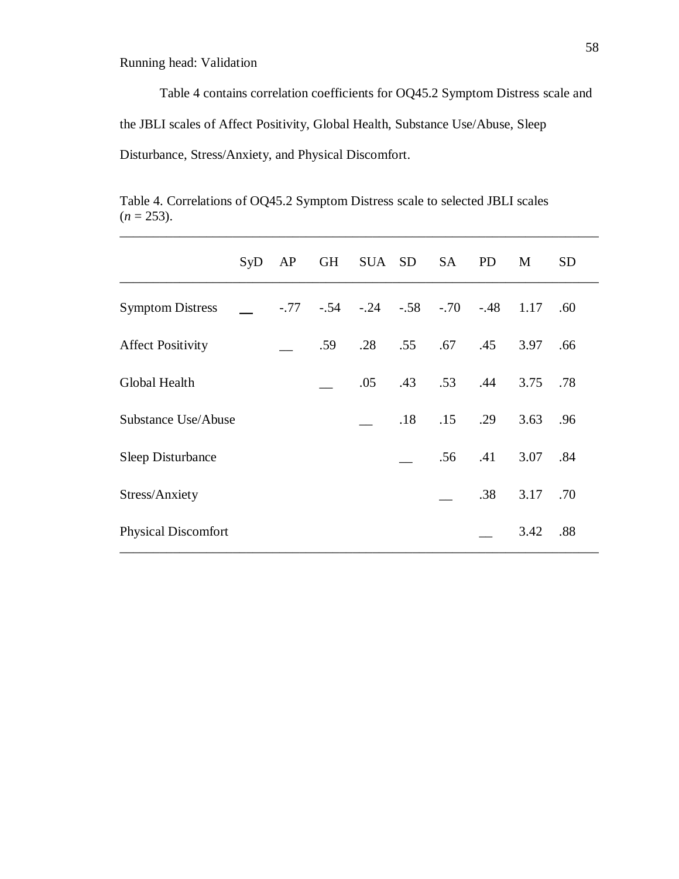Table 4 contains correlation coefficients for OQ45.2 Symptom Distress scale and the JBLI scales of Affect Positivity, Global Health, Substance Use/Abuse, Sleep Disturbance, Stress/Anxiety, and Physical Discomfort.

Table 4. Correlations of OQ45.2 Symptom Distress scale to selected JBLI scales ($n$ = 253).

| | SyD | AP | GH | SUA | SD | SA | PD | M | SD |
|---|---|---|---|---|---|---|---|---|---|
| Symptom Distress | __ | -.77 | -.54 | -.24 | -.58 | -.70 | -.48 | 1.17 | .60 |
| Affect Positivity | | __ | .59 | .28 | .55 | .67 | .45 | 3.97 | .66 |
| Global Health | | | __ | .05 | .43 | .53 | .44 | 3.75 | .78 |
| Substance Use/Abuse | | | | __ | .18 | .15 | .29 | 3.63 | .96 |
| Sleep Disturbance | | | | | __ | .56 | .41 | 3.07 | .84 |
| Stress/Anxiety | | | | | | __ | .38 | 3.17 | .70 |
| Physical Discomfort | | | | | | | __ | 3.42 | .88 |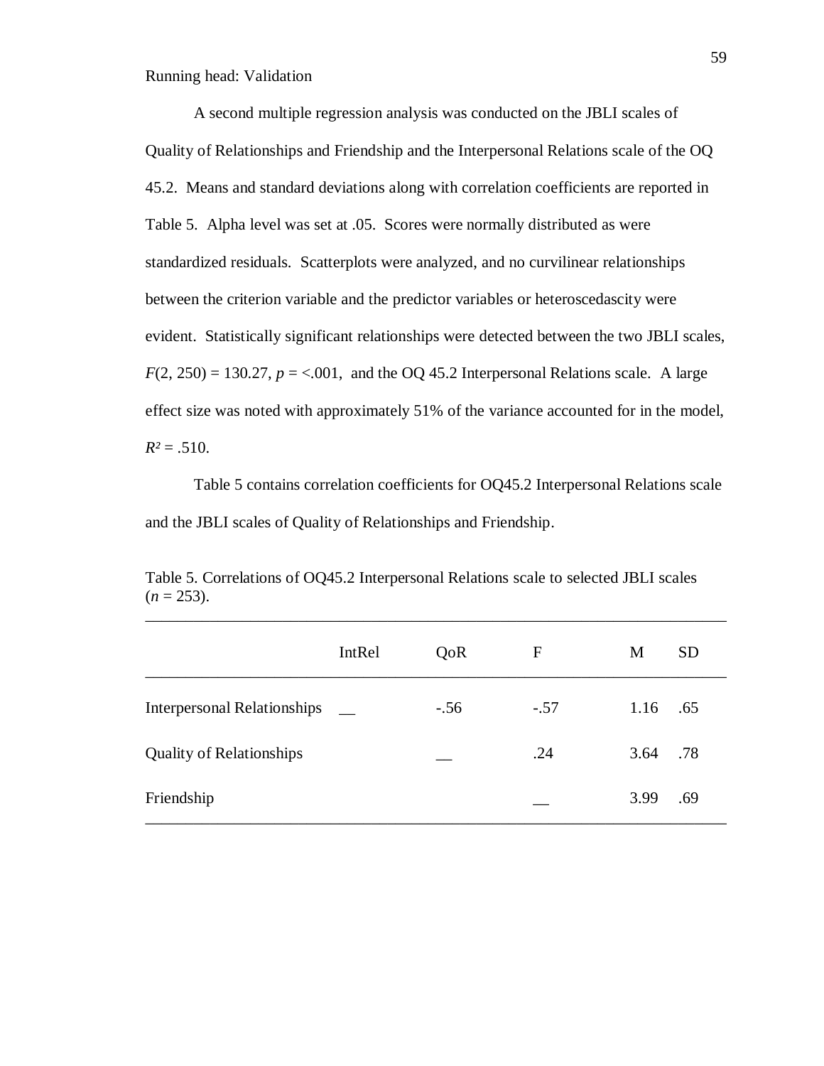A second multiple regression analysis was conducted on the JBLI scales of Quality of Relationships and Friendship and the Interpersonal Relations scale of the OQ 45.2. Means and standard deviations along with correlation coefficients are reported in Table 5. Alpha level was set at .05. Scores were normally distributed as were standardized residuals. Scatterplots were analyzed, and no curvilinear relationships between the criterion variable and the predictor variables or heteroscedascity were evident. Statistically significant relationships were detected between the two JBLI scales, $F(2, 250) = 130.27$, $p = <.001$, and the OQ 45.2 Interpersonal Relations scale. A large effect size was noted with approximately 51% of the variance accounted for in the model, $R^2 = .510$.

Table 5 contains correlation coefficients for OQ45.2 Interpersonal Relations scale and the JBLI scales of Quality of Relationships and Friendship.

Table 5. Correlations of OQ45.2 Interpersonal Relations scale to selected JBLI scales (*n* = 253).

| | IntRel | QoR | F | M | SD |
|---|---|---|---|---|---|
| Interpersonal Relationships | __ | -.56 | -.57 | 1.16 | .65 |
| Quality of Relationships | | __ | .24 | 3.64 | .78 |
| Friendship | | | __ | 3.99 | .69 |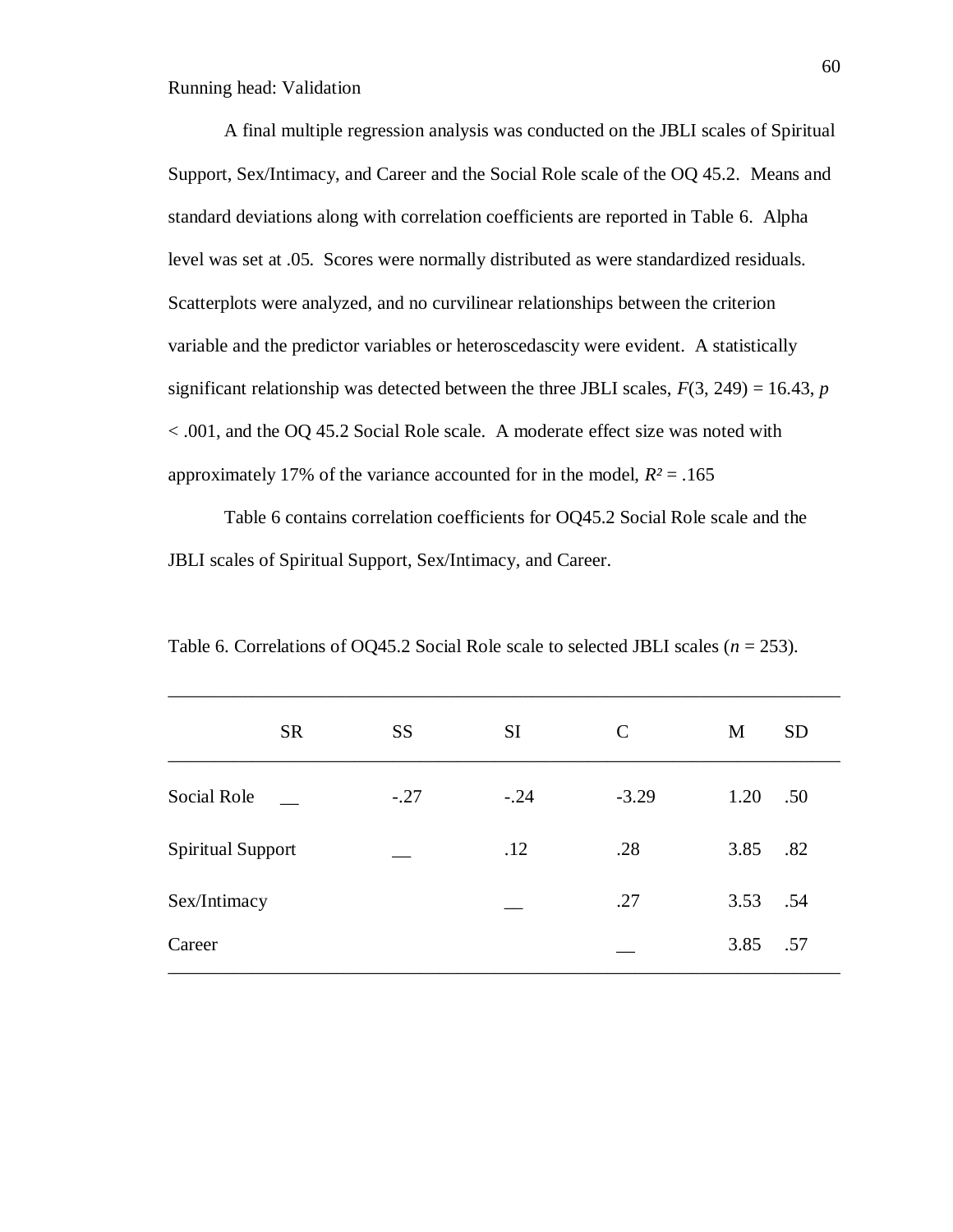A final multiple regression analysis was conducted on the JBLI scales of Spiritual Support, Sex/Intimacy, and Career and the Social Role scale of the OQ 45.2. Means and standard deviations along with correlation coefficients are reported in Table 6. Alpha level was set at .05. Scores were normally distributed as were standardized residuals. Scatterplots were analyzed, and no curvilinear relationships between the criterion variable and the predictor variables or heteroscedascity were evident. A statistically significant relationship was detected between the three JBLI scales, $F(3, 249) = 16.43$, $p < .001$, and the OQ 45.2 Social Role scale. A moderate effect size was noted with approximately 17% of the variance accounted for in the model, $R^2 = .165$

Table 6 contains correlation coefficients for OQ45.2 Social Role scale and the JBLI scales of Spiritual Support, Sex/Intimacy, and Career.

Table 6. Correlations of OQ45.2 Social Role scale to selected JBLI scales ($n$ = 253).

| | SR | SS | SI | C | M | SD |
|---|---|---|---|---|---|---|
| Social Role | __ | -.27 | -.24 | -3.29 | 1.20 | .50 |
| Spiritual Support | | __ | .12 | .28 | 3.85 | .82 |
| Sex/Intimacy | | | __ | .27 | 3.53 | .54 |
| Career | | | | __ | 3.85 | .57 |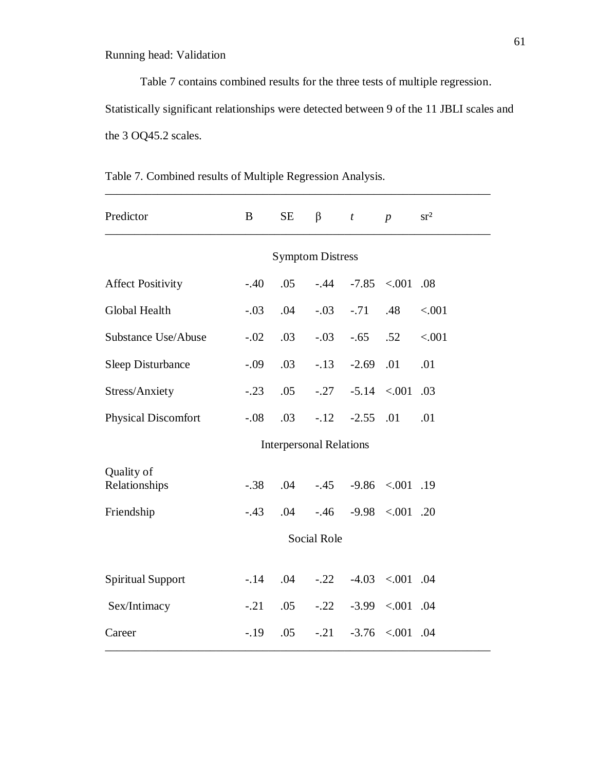Table 7 contains combined results for the three tests of multiple regression. Statistically significant relationships were detected between 9 of the 11 JBLI scales and the 3 OQ45.2 scales.

Table 7. Combined results of Multiple Regression Analysis.

| Predictor | B | SE | β | *t* | *p* | $sr^2$ |
|---|---|---|---|---|---|---|
| | | | Symptom Distress | | | |
| Affect Positivity | -.40 | .05 | -.44 | -7.85 | <.001 | .08 |
| Global Health | -.03 | .04 | -.03 | -.71 | .48 | <.001 |
| Substance Use/Abuse | -.02 | .03 | -.03 | -.65 | .52 | <.001 |
| Sleep Disturbance | -.09 | .03 | -.13 | -2.69 | .01 | .01 |
| Stress/Anxiety | -.23 | .05 | -.27 | -5.14 | <.001 | .03 |
| Physical Discomfort | -.08 | .03 | -.12 | -2.55 | .01 | .01 |
| | | | Interpersonal Relations | | | |
| Quality of Relationships | -.38 | .04 | -.45 | -9.86 | <.001 | .19 |
| Friendship | -.43 | .04 | -.46 | -9.98 | <.001 | .20 |
| | | | Social Role | | | |
| Spiritual Support | -.14 | .04 | -.22 | -4.03 | <.001 | .04 |
| Sex/Intimacy | -.21 | .05 | -.22 | -3.99 | <.001 | .04 |
| Career | -.19 | .05 | -.21 | -3.76 | <.001 | .04 |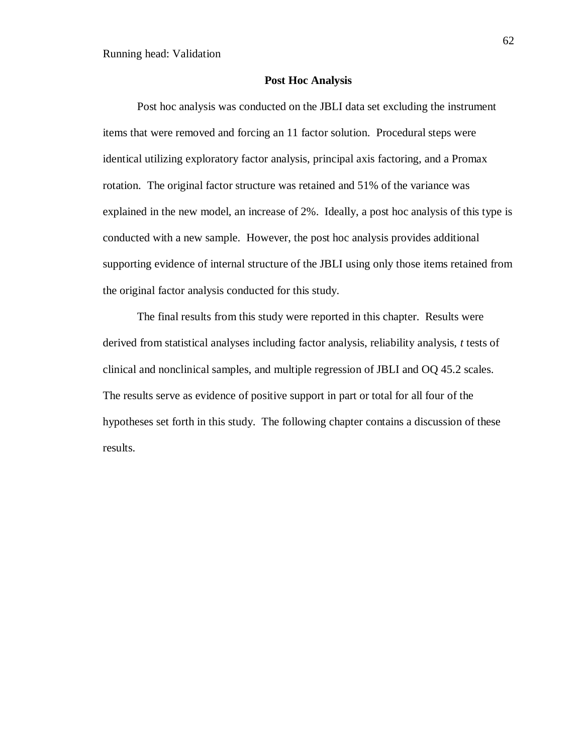## Post Hoc Analysis

Post hoc analysis was conducted on the JBLI data set excluding the instrument items that were removed and forcing an 11 factor solution. Procedural steps were identical utilizing exploratory factor analysis, principal axis factoring, and a Promax rotation. The original factor structure was retained and 51% of the variance was explained in the new model, an increase of 2%. Ideally, a post hoc analysis of this type is conducted with a new sample. However, the post hoc analysis provides additional supporting evidence of internal structure of the JBLI using only those items retained from the original factor analysis conducted for this study.

The final results from this study were reported in this chapter. Results were derived from statistical analyses including factor analysis, reliability analysis, *t* tests of clinical and nonclinical samples, and multiple regression of JBLI and OQ 45.2 scales. The results serve as evidence of positive support in part or total for all four of the hypotheses set forth in this study. The following chapter contains a discussion of these results.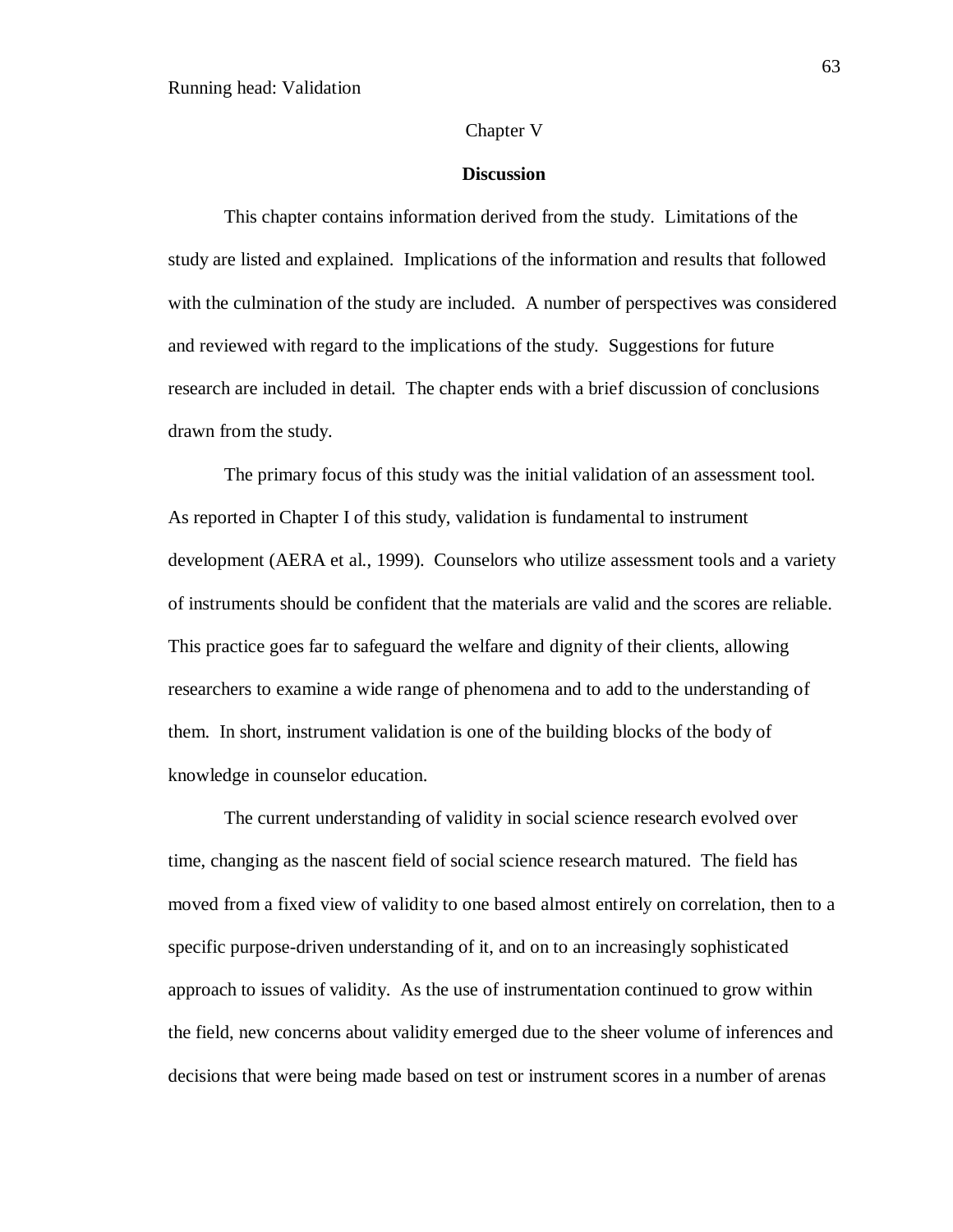Chapter V

## Discussion

This chapter contains information derived from the study. Limitations of the study are listed and explained. Implications of the information and results that followed with the culmination of the study are included. A number of perspectives was considered and reviewed with regard to the implications of the study. Suggestions for future research are included in detail. The chapter ends with a brief discussion of conclusions drawn from the study.

The primary focus of this study was the initial validation of an assessment tool. As reported in Chapter I of this study, validation is fundamental to instrument development (AERA et al., 1999). Counselors who utilize assessment tools and a variety of instruments should be confident that the materials are valid and the scores are reliable. This practice goes far to safeguard the welfare and dignity of their clients, allowing researchers to examine a wide range of phenomena and to add to the understanding of them. In short, instrument validation is one of the building blocks of the body of knowledge in counselor education.

The current understanding of validity in social science research evolved over time, changing as the nascent field of social science research matured. The field has moved from a fixed view of validity to one based almost entirely on correlation, then to a specific purpose-driven understanding of it, and on to an increasingly sophisticated approach to issues of validity. As the use of instrumentation continued to grow within the field, new concerns about validity emerged due to the sheer volume of inferences and decisions that were being made based on test or instrument scores in a number of arenas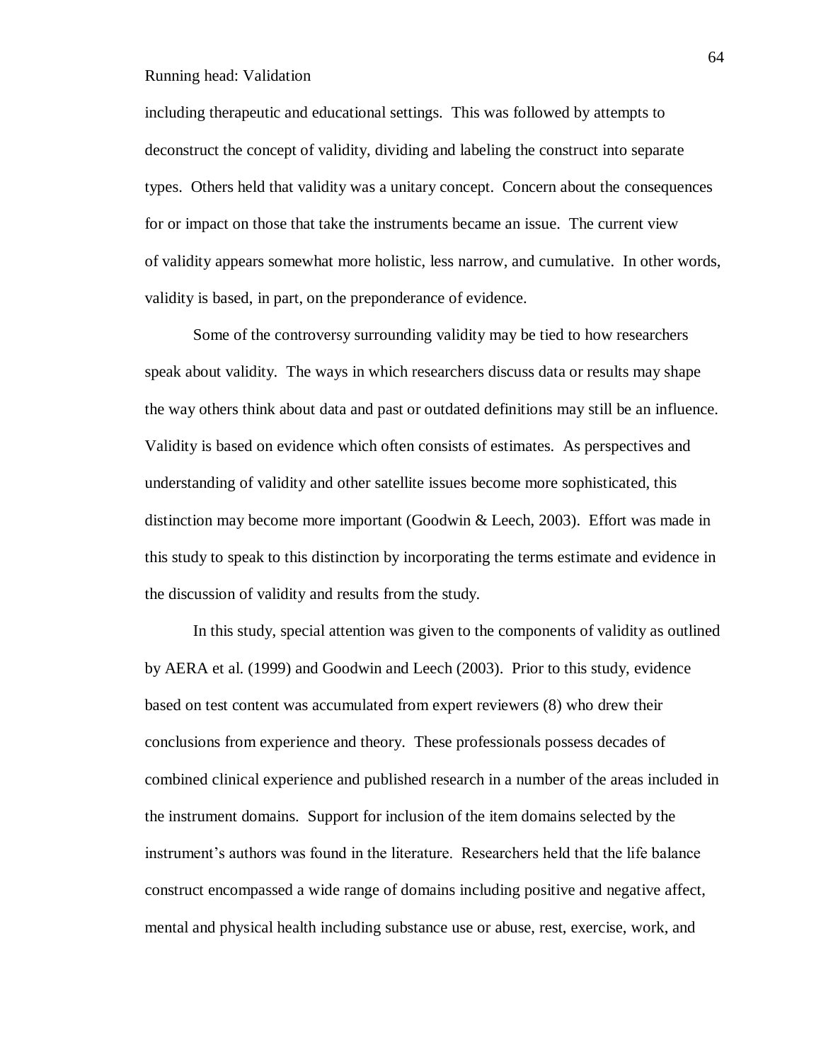including therapeutic and educational settings. This was followed by attempts to deconstruct the concept of validity, dividing and labeling the construct into separate types. Others held that validity was a unitary concept. Concern about the consequences for or impact on those that take the instruments became an issue. The current view of validity appears somewhat more holistic, less narrow, and cumulative. In other words, validity is based, in part, on the preponderance of evidence.

Some of the controversy surrounding validity may be tied to how researchers speak about validity. The ways in which researchers discuss data or results may shape the way others think about data and past or outdated definitions may still be an influence. Validity is based on evidence which often consists of estimates. As perspectives and understanding of validity and other satellite issues become more sophisticated, this distinction may become more important (Goodwin & Leech, 2003). Effort was made in this study to speak to this distinction by incorporating the terms estimate and evidence in the discussion of validity and results from the study.

In this study, special attention was given to the components of validity as outlined by AERA et al. (1999) and Goodwin and Leech (2003). Prior to this study, evidence based on test content was accumulated from expert reviewers (8) who drew their conclusions from experience and theory. These professionals possess decades of combined clinical experience and published research in a number of the areas included in the instrument domains. Support for inclusion of the item domains selected by the instrument's authors was found in the literature. Researchers held that the life balance construct encompassed a wide range of domains including positive and negative affect, mental and physical health including substance use or abuse, rest, exercise, work, and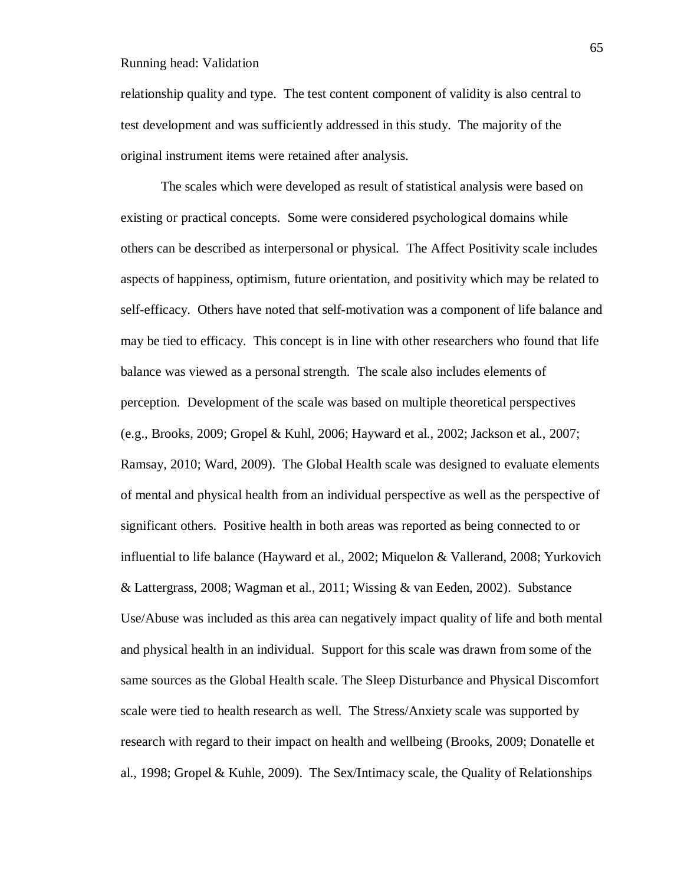relationship quality and type. The test content component of validity is also central to test development and was sufficiently addressed in this study. The majority of the original instrument items were retained after analysis.

The scales which were developed as result of statistical analysis were based on existing or practical concepts. Some were considered psychological domains while others can be described as interpersonal or physical. The Affect Positivity scale includes aspects of happiness, optimism, future orientation, and positivity which may be related to self-efficacy. Others have noted that self-motivation was a component of life balance and may be tied to efficacy. This concept is in line with other researchers who found that life balance was viewed as a personal strength. The scale also includes elements of perception. Development of the scale was based on multiple theoretical perspectives (e.g., Brooks, 2009; Gropel & Kuhl, 2006; Hayward et al., 2002; Jackson et al., 2007; Ramsay, 2010; Ward, 2009). The Global Health scale was designed to evaluate elements of mental and physical health from an individual perspective as well as the perspective of significant others. Positive health in both areas was reported as being connected to or influential to life balance (Hayward et al., 2002; Miquelon & Vallerand, 2008; Yurkovich & Lattergrass, 2008; Wagman et al., 2011; Wissing & van Eeden, 2002). Substance Use/Abuse was included as this area can negatively impact quality of life and both mental and physical health in an individual. Support for this scale was drawn from some of the same sources as the Global Health scale. The Sleep Disturbance and Physical Discomfort scale were tied to health research as well. The Stress/Anxiety scale was supported by research with regard to their impact on health and wellbeing (Brooks, 2009; Donatelle et al., 1998; Gropel & Kuhle, 2009). The Sex/Intimacy scale, the Quality of Relationships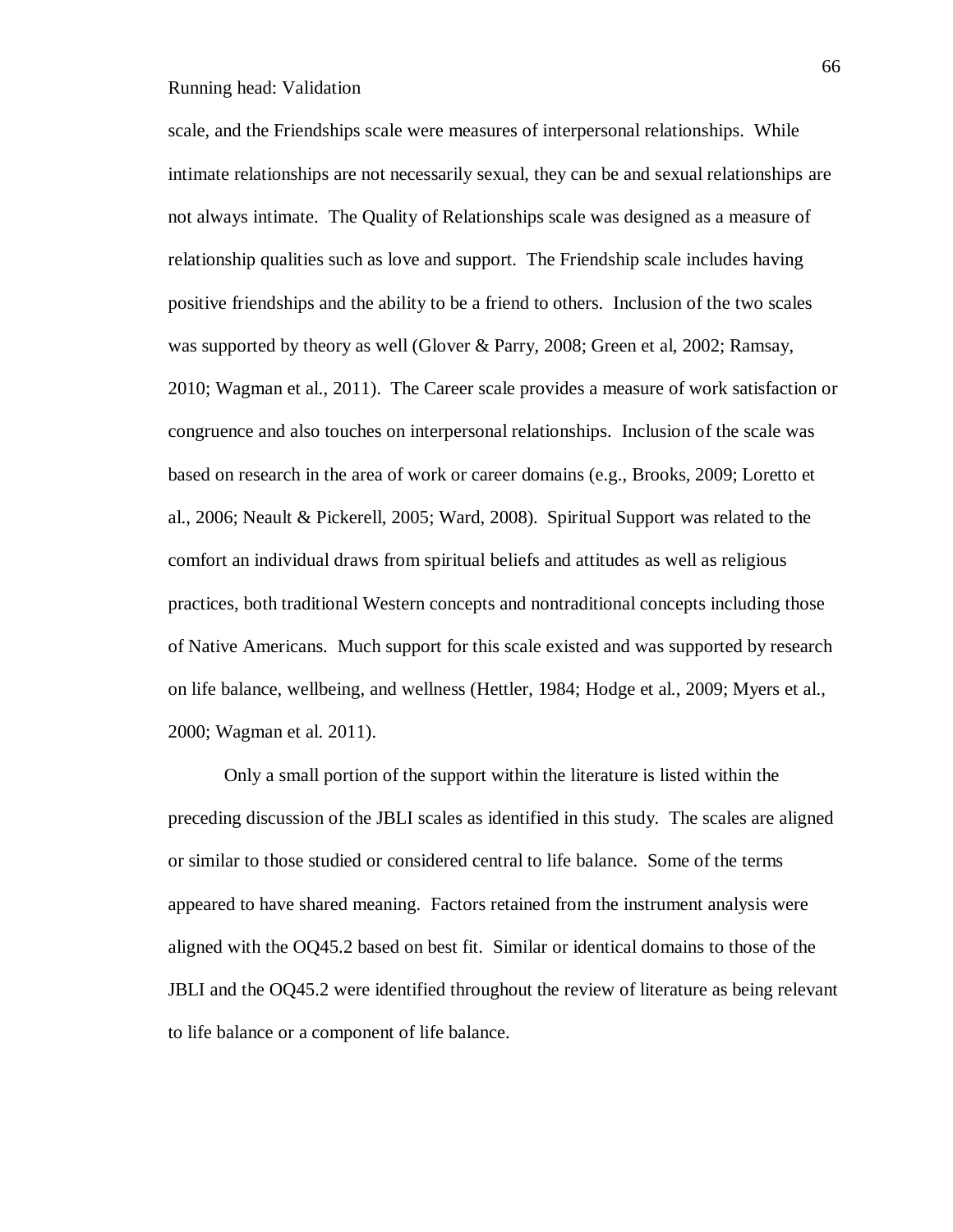scale, and the Friendships scale were measures of interpersonal relationships. While intimate relationships are not necessarily sexual, they can be and sexual relationships are not always intimate. The Quality of Relationships scale was designed as a measure of relationship qualities such as love and support. The Friendship scale includes having positive friendships and the ability to be a friend to others. Inclusion of the two scales was supported by theory as well (Glover & Parry, 2008; Green et al, 2002; Ramsay, 2010; Wagman et al., 2011). The Career scale provides a measure of work satisfaction or congruence and also touches on interpersonal relationships. Inclusion of the scale was based on research in the area of work or career domains (e.g., Brooks, 2009; Loretto et al., 2006; Neault & Pickerell, 2005; Ward, 2008). Spiritual Support was related to the comfort an individual draws from spiritual beliefs and attitudes as well as religious practices, both traditional Western concepts and nontraditional concepts including those of Native Americans. Much support for this scale existed and was supported by research on life balance, wellbeing, and wellness (Hettler, 1984; Hodge et al., 2009; Myers et al., 2000; Wagman et al. 2011).

Only a small portion of the support within the literature is listed within the preceding discussion of the JBLI scales as identified in this study. The scales are aligned or similar to those studied or considered central to life balance. Some of the terms appeared to have shared meaning. Factors retained from the instrument analysis were aligned with the OQ45.2 based on best fit. Similar or identical domains to those of the JBLI and the OQ45.2 were identified throughout the review of literature as being relevant to life balance or a component of life balance.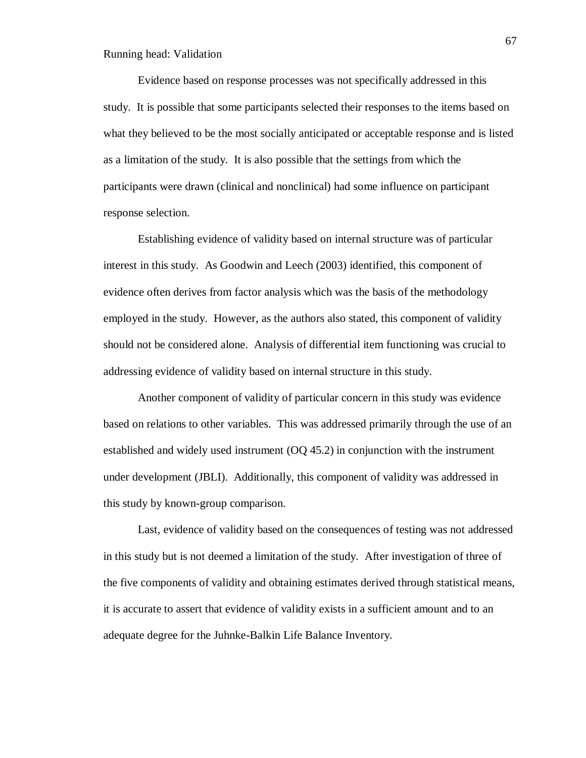Evidence based on response processes was not specifically addressed in this study. It is possible that some participants selected their responses to the items based on what they believed to be the most socially anticipated or acceptable response and is listed as a limitation of the study. It is also possible that the settings from which the participants were drawn (clinical and nonclinical) had some influence on participant response selection.

Establishing evidence of validity based on internal structure was of particular interest in this study. As Goodwin and Leech (2003) identified, this component of evidence often derives from factor analysis which was the basis of the methodology employed in the study. However, as the authors also stated, this component of validity should not be considered alone. Analysis of differential item functioning was crucial to addressing evidence of validity based on internal structure in this study.

Another component of validity of particular concern in this study was evidence based on relations to other variables. This was addressed primarily through the use of an established and widely used instrument (OQ 45.2) in conjunction with the instrument under development (JBLI). Additionally, this component of validity was addressed in this study by known-group comparison.

Last, evidence of validity based on the consequences of testing was not addressed in this study but is not deemed a limitation of the study. After investigation of three of the five components of validity and obtaining estimates derived through statistical means, it is accurate to assert that evidence of validity exists in a sufficient amount and to an adequate degree for the Juhnke-Balkin Life Balance Inventory.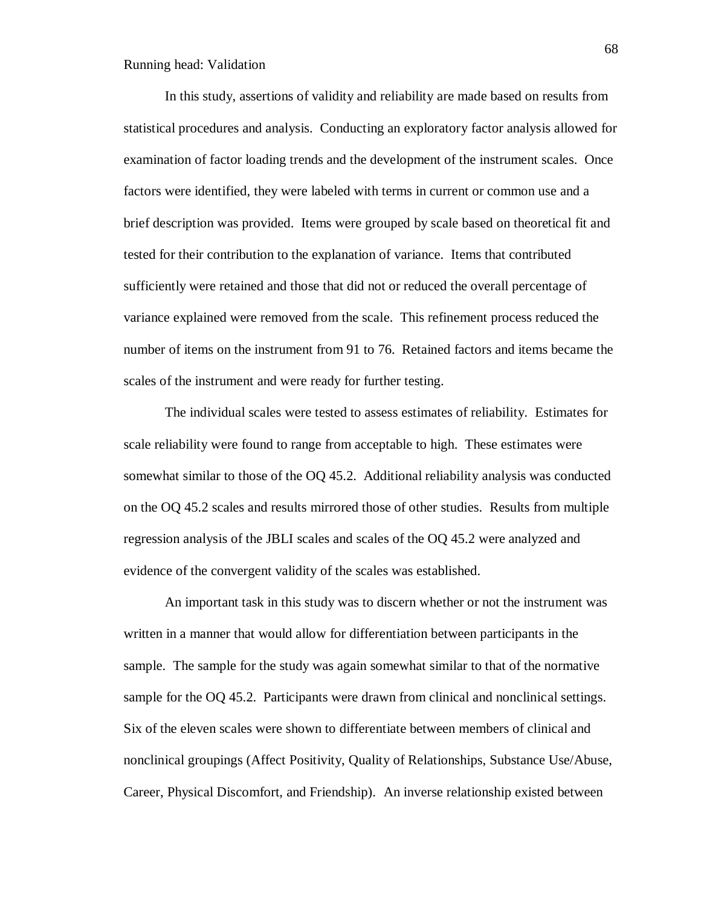In this study, assertions of validity and reliability are made based on results from statistical procedures and analysis. Conducting an exploratory factor analysis allowed for examination of factor loading trends and the development of the instrument scales. Once factors were identified, they were labeled with terms in current or common use and a brief description was provided. Items were grouped by scale based on theoretical fit and tested for their contribution to the explanation of variance. Items that contributed sufficiently were retained and those that did not or reduced the overall percentage of variance explained were removed from the scale. This refinement process reduced the number of items on the instrument from 91 to 76. Retained factors and items became the scales of the instrument and were ready for further testing.

The individual scales were tested to assess estimates of reliability. Estimates for scale reliability were found to range from acceptable to high. These estimates were somewhat similar to those of the OQ 45.2. Additional reliability analysis was conducted on the OQ 45.2 scales and results mirrored those of other studies. Results from multiple regression analysis of the JBLI scales and scales of the OQ 45.2 were analyzed and evidence of the convergent validity of the scales was established.

An important task in this study was to discern whether or not the instrument was written in a manner that would allow for differentiation between participants in the sample. The sample for the study was again somewhat similar to that of the normative sample for the OQ 45.2. Participants were drawn from clinical and nonclinical settings. Six of the eleven scales were shown to differentiate between members of clinical and nonclinical groupings (Affect Positivity, Quality of Relationships, Substance Use/Abuse, Career, Physical Discomfort, and Friendship). An inverse relationship existed between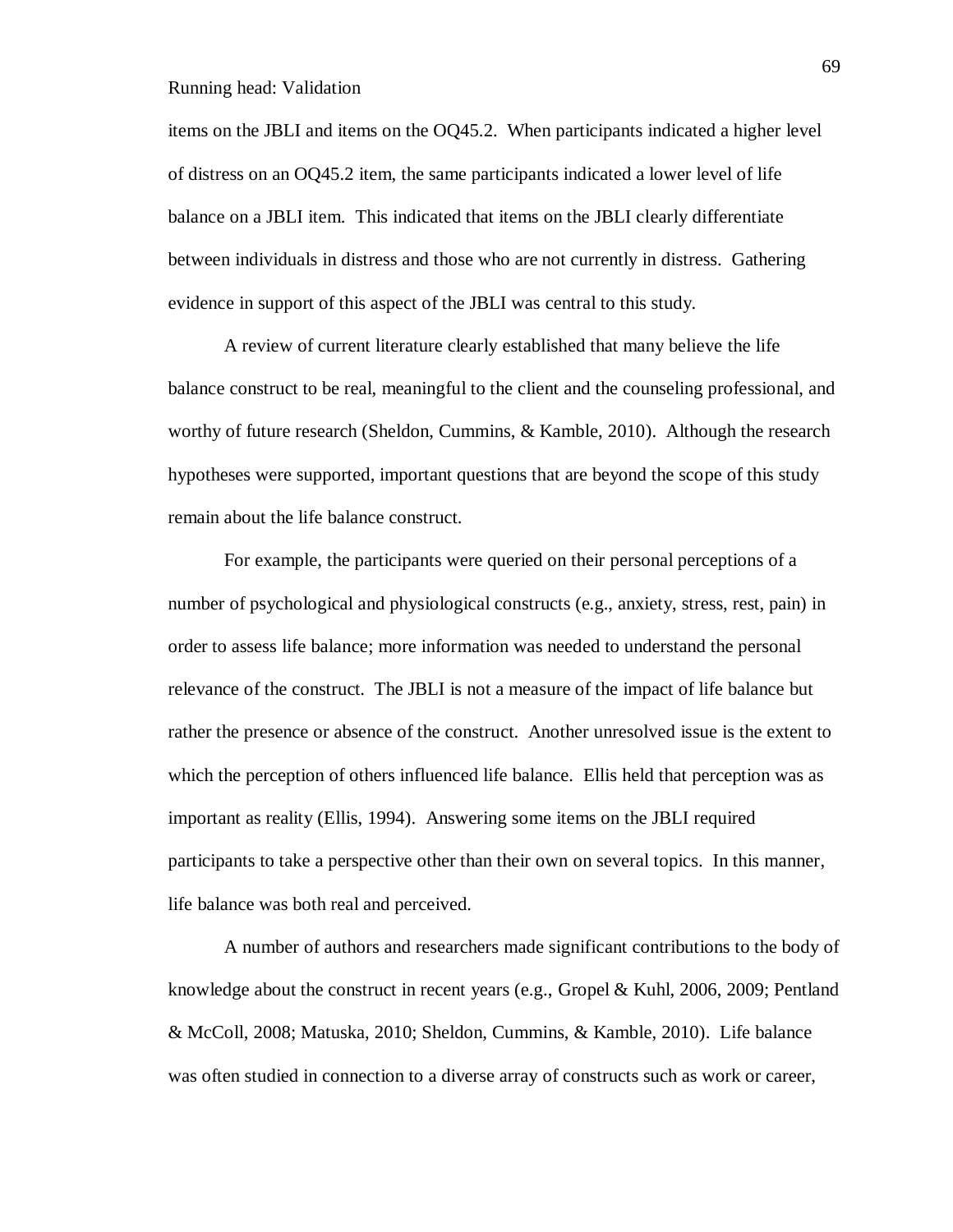items on the JBLI and items on the OQ45.2. When participants indicated a higher level of distress on an OQ45.2 item, the same participants indicated a lower level of life balance on a JBLI item. This indicated that items on the JBLI clearly differentiate between individuals in distress and those who are not currently in distress. Gathering evidence in support of this aspect of the JBLI was central to this study.

A review of current literature clearly established that many believe the life balance construct to be real, meaningful to the client and the counseling professional, and worthy of future research (Sheldon, Cummins, & Kamble, 2010). Although the research hypotheses were supported, important questions that are beyond the scope of this study remain about the life balance construct.

For example, the participants were queried on their personal perceptions of a number of psychological and physiological constructs (e.g., anxiety, stress, rest, pain) in order to assess life balance; more information was needed to understand the personal relevance of the construct. The JBLI is not a measure of the impact of life balance but rather the presence or absence of the construct. Another unresolved issue is the extent to which the perception of others influenced life balance. Ellis held that perception was as important as reality (Ellis, 1994). Answering some items on the JBLI required participants to take a perspective other than their own on several topics. In this manner, life balance was both real and perceived.

A number of authors and researchers made significant contributions to the body of knowledge about the construct in recent years (e.g., Gropel & Kuhl, 2006, 2009; Pentland & McColl, 2008; Matuska, 2010; Sheldon, Cummins, & Kamble, 2010). Life balance was often studied in connection to a diverse array of constructs such as work or career,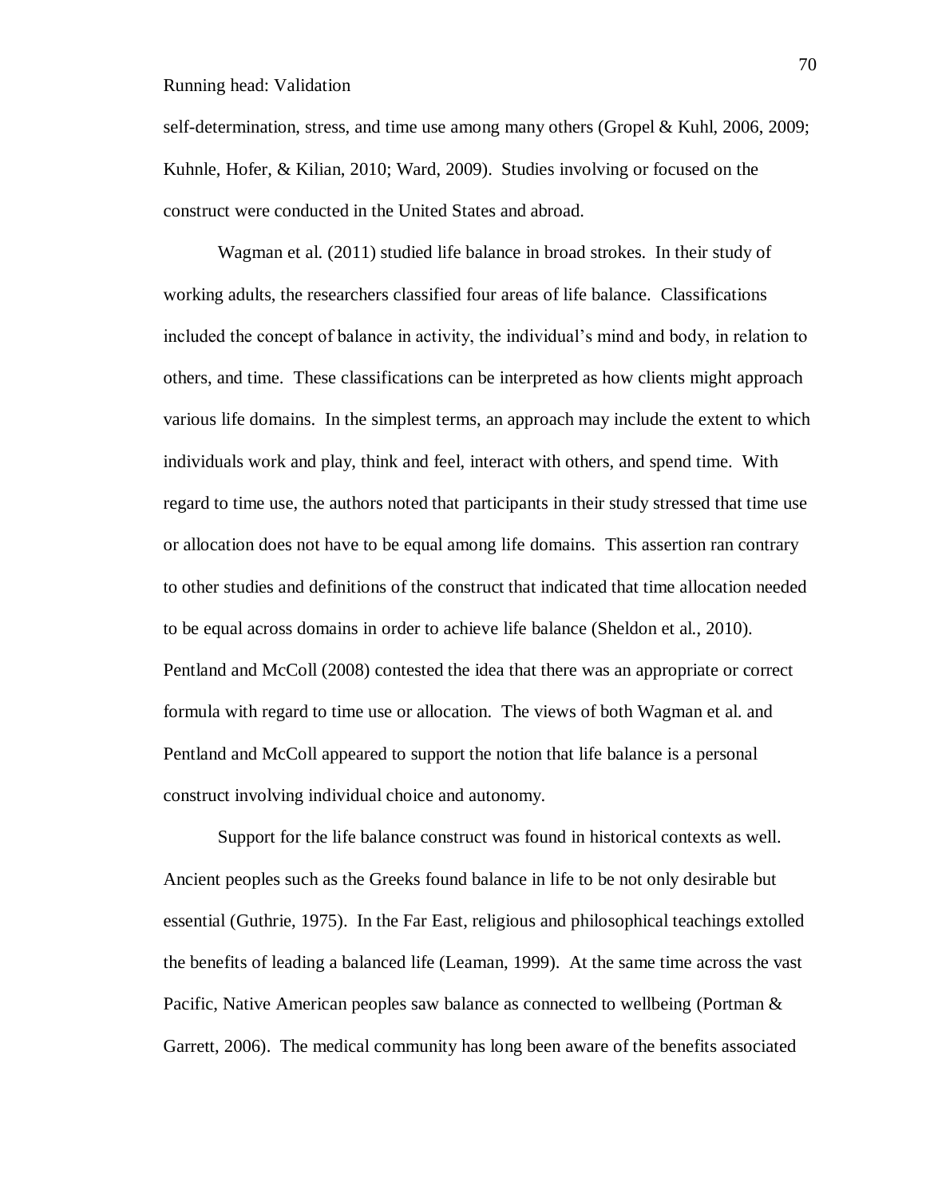self-determination, stress, and time use among many others (Gropel & Kuhl, 2006, 2009; Kuhnle, Hofer, & Kilian, 2010; Ward, 2009). Studies involving or focused on the construct were conducted in the United States and abroad.

Wagman et al. (2011) studied life balance in broad strokes. In their study of working adults, the researchers classified four areas of life balance. Classifications included the concept of balance in activity, the individual's mind and body, in relation to others, and time. These classifications can be interpreted as how clients might approach various life domains. In the simplest terms, an approach may include the extent to which individuals work and play, think and feel, interact with others, and spend time. With regard to time use, the authors noted that participants in their study stressed that time use or allocation does not have to be equal among life domains. This assertion ran contrary to other studies and definitions of the construct that indicated that time allocation needed to be equal across domains in order to achieve life balance (Sheldon et al., 2010). Pentland and McColl (2008) contested the idea that there was an appropriate or correct formula with regard to time use or allocation. The views of both Wagman et al. and Pentland and McColl appeared to support the notion that life balance is a personal construct involving individual choice and autonomy.

Support for the life balance construct was found in historical contexts as well. Ancient peoples such as the Greeks found balance in life to be not only desirable but essential (Guthrie, 1975). In the Far East, religious and philosophical teachings extolled the benefits of leading a balanced life (Leaman, 1999). At the same time across the vast Pacific, Native American peoples saw balance as connected to wellbeing (Portman & Garrett, 2006). The medical community has long been aware of the benefits associated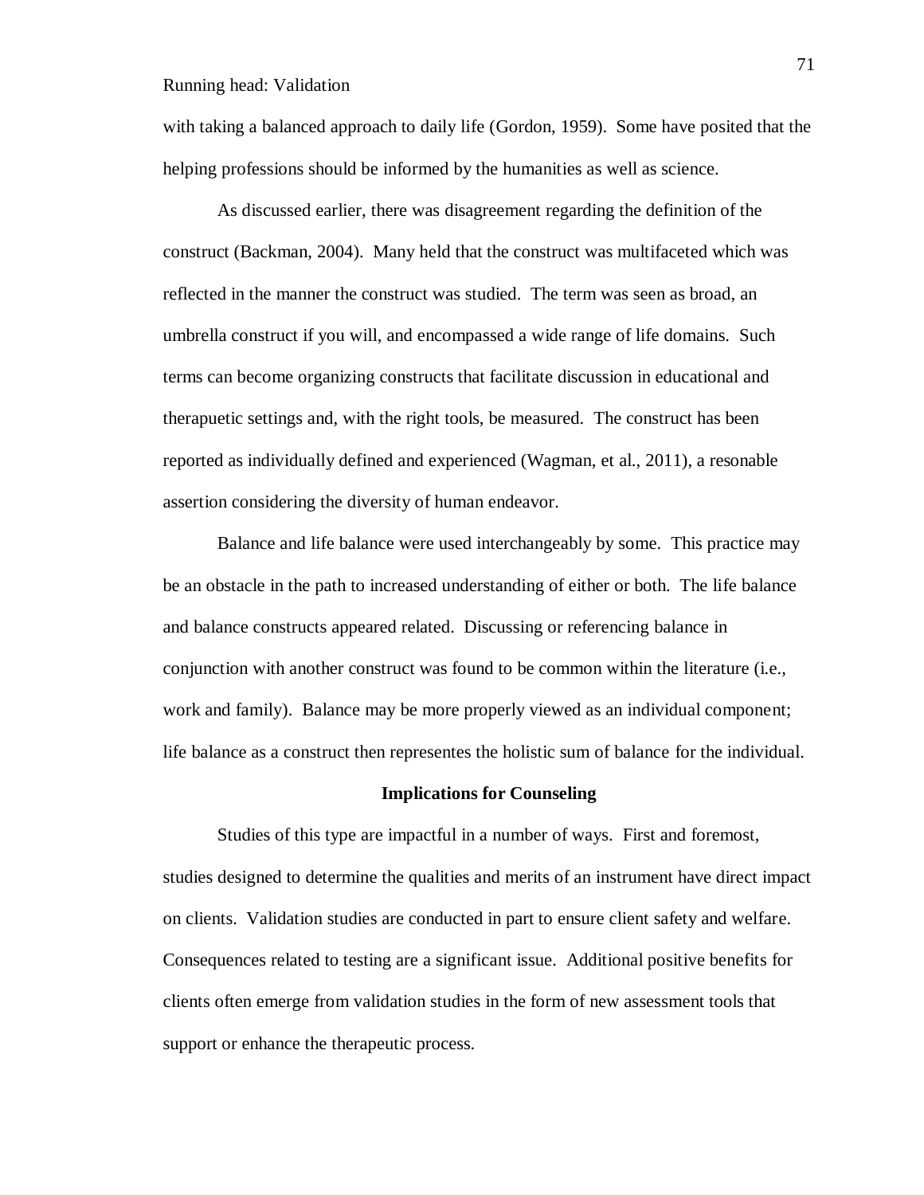with taking a balanced approach to daily life (Gordon, 1959). Some have posited that the helping professions should be informed by the humanities as well as science.

As discussed earlier, there was disagreement regarding the definition of the construct (Backman, 2004). Many held that the construct was multifaceted which was reflected in the manner the construct was studied. The term was seen as broad, an umbrella construct if you will, and encompassed a wide range of life domains. Such terms can become organizing constructs that facilitate discussion in educational and therapuetic settings and, with the right tools, be measured. The construct has been reported as individually defined and experienced (Wagman, et al., 2011), a resonable assertion considering the diversity of human endeavor.

Balance and life balance were used interchangeably by some. This practice may be an obstacle in the path to increased understanding of either or both. The life balance and balance constructs appeared related. Discussing or referencing balance in conjunction with another construct was found to be common within the literature (i.e., work and family). Balance may be more properly viewed as an individual component; life balance as a construct then representes the holistic sum of balance for the individual.

## Implications for Counseling

Studies of this type are impactful in a number of ways. First and foremost, studies designed to determine the qualities and merits of an instrument have direct impact on clients. Validation studies are conducted in part to ensure client safety and welfare. Consequences related to testing are a significant issue. Additional positive benefits for clients often emerge from validation studies in the form of new assessment tools that support or enhance the therapeutic process.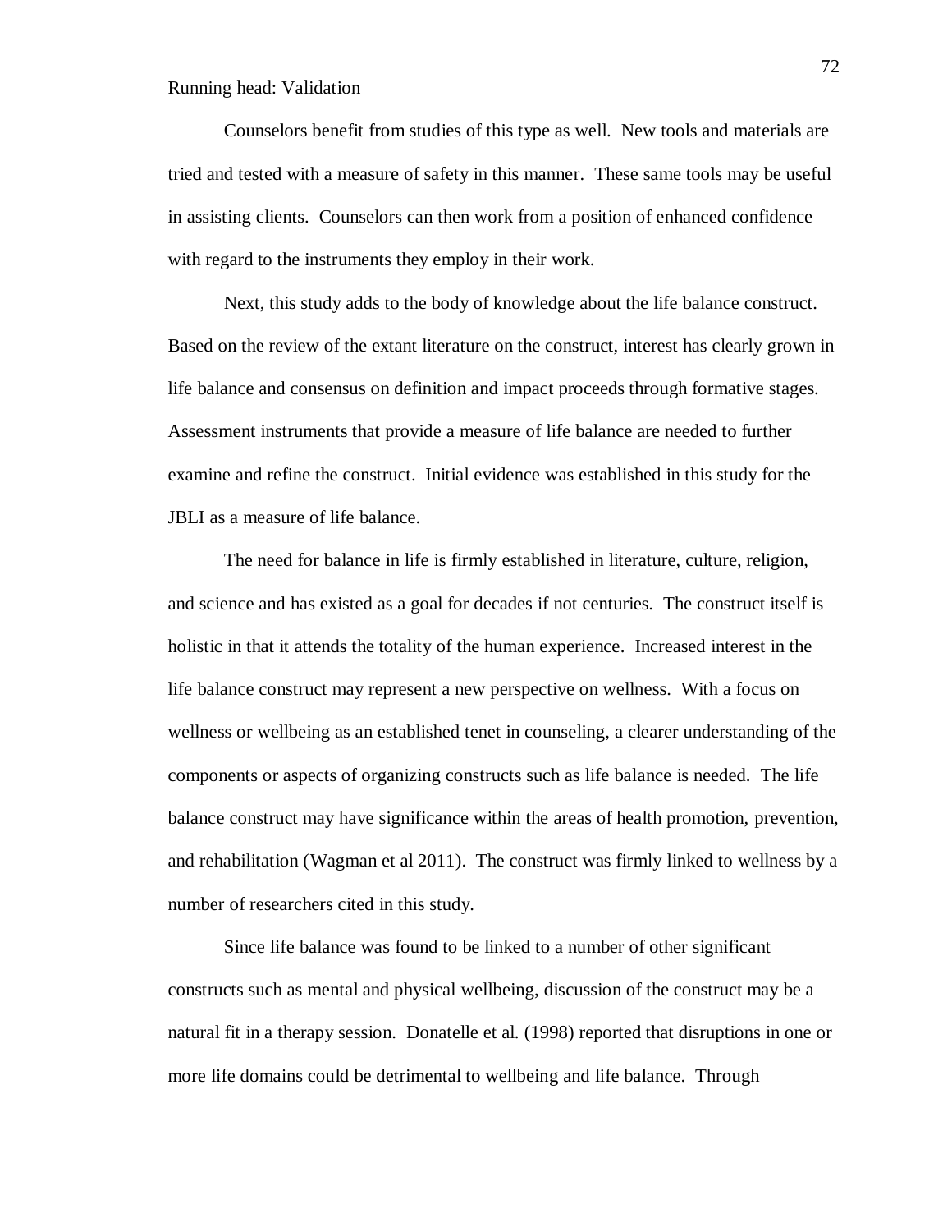Counselors benefit from studies of this type as well. New tools and materials are tried and tested with a measure of safety in this manner. These same tools may be useful in assisting clients. Counselors can then work from a position of enhanced confidence with regard to the instruments they employ in their work.

Next, this study adds to the body of knowledge about the life balance construct. Based on the review of the extant literature on the construct, interest has clearly grown in life balance and consensus on definition and impact proceeds through formative stages. Assessment instruments that provide a measure of life balance are needed to further examine and refine the construct. Initial evidence was established in this study for the JBLI as a measure of life balance.

The need for balance in life is firmly established in literature, culture, religion, and science and has existed as a goal for decades if not centuries. The construct itself is holistic in that it attends the totality of the human experience. Increased interest in the life balance construct may represent a new perspective on wellness. With a focus on wellness or wellbeing as an established tenet in counseling, a clearer understanding of the components or aspects of organizing constructs such as life balance is needed. The life balance construct may have significance within the areas of health promotion, prevention, and rehabilitation (Wagman et al 2011). The construct was firmly linked to wellness by a number of researchers cited in this study.

Since life balance was found to be linked to a number of other significant constructs such as mental and physical wellbeing, discussion of the construct may be a natural fit in a therapy session. Donatelle et al. (1998) reported that disruptions in one or more life domains could be detrimental to wellbeing and life balance. Through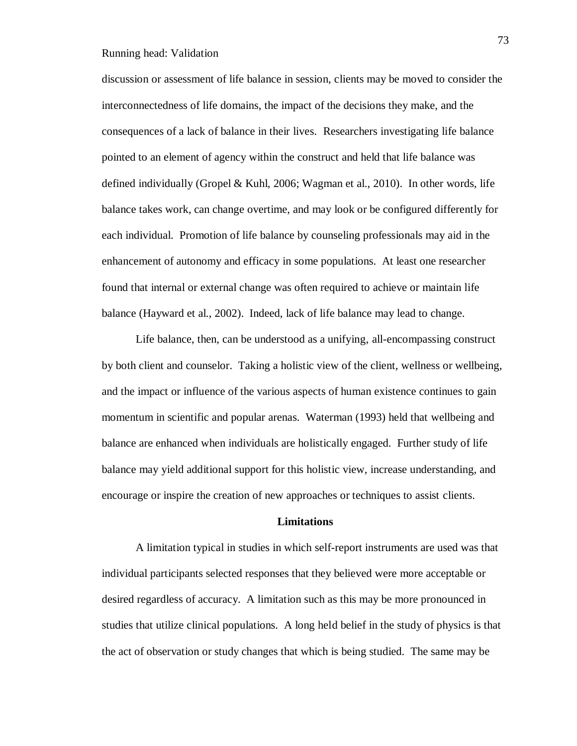discussion or assessment of life balance in session, clients may be moved to consider the interconnectedness of life domains, the impact of the decisions they make, and the consequences of a lack of balance in their lives. Researchers investigating life balance pointed to an element of agency within the construct and held that life balance was defined individually (Gropel & Kuhl, 2006; Wagman et al., 2010). In other words, life balance takes work, can change overtime, and may look or be configured differently for each individual. Promotion of life balance by counseling professionals may aid in the enhancement of autonomy and efficacy in some populations. At least one researcher found that internal or external change was often required to achieve or maintain life balance (Hayward et al., 2002). Indeed, lack of life balance may lead to change.

Life balance, then, can be understood as a unifying, all-encompassing construct by both client and counselor. Taking a holistic view of the client, wellness or wellbeing, and the impact or influence of the various aspects of human existence continues to gain momentum in scientific and popular arenas. Waterman (1993) held that wellbeing and balance are enhanced when individuals are holistically engaged. Further study of life balance may yield additional support for this holistic view, increase understanding, and encourage or inspire the creation of new approaches or techniques to assist clients.

## Limitations

A limitation typical in studies in which self-report instruments are used was that individual participants selected responses that they believed were more acceptable or desired regardless of accuracy. A limitation such as this may be more pronounced in studies that utilize clinical populations. A long held belief in the study of physics is that the act of observation or study changes that which is being studied. The same may be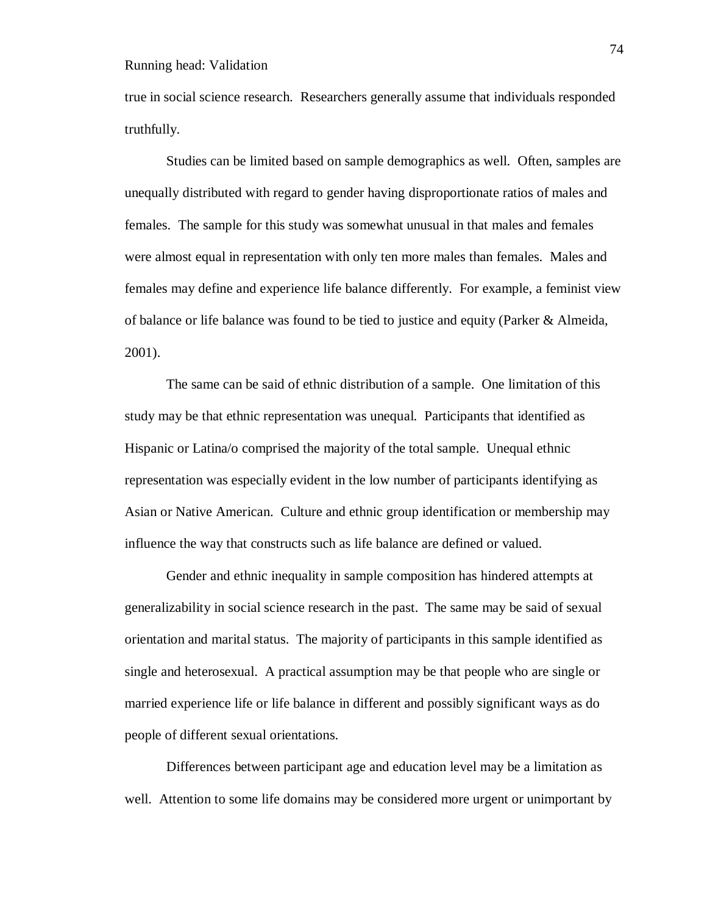true in social science research. Researchers generally assume that individuals responded truthfully.

Studies can be limited based on sample demographics as well. Often, samples are unequally distributed with regard to gender having disproportionate ratios of males and females. The sample for this study was somewhat unusual in that males and females were almost equal in representation with only ten more males than females. Males and females may define and experience life balance differently. For example, a feminist view of balance or life balance was found to be tied to justice and equity (Parker & Almeida, 2001).

The same can be said of ethnic distribution of a sample. One limitation of this study may be that ethnic representation was unequal. Participants that identified as Hispanic or Latina/o comprised the majority of the total sample. Unequal ethnic representation was especially evident in the low number of participants identifying as Asian or Native American. Culture and ethnic group identification or membership may influence the way that constructs such as life balance are defined or valued.

Gender and ethnic inequality in sample composition has hindered attempts at generalizability in social science research in the past. The same may be said of sexual orientation and marital status. The majority of participants in this sample identified as single and heterosexual. A practical assumption may be that people who are single or married experience life or life balance in different and possibly significant ways as do people of different sexual orientations.

Differences between participant age and education level may be a limitation as well. Attention to some life domains may be considered more urgent or unimportant by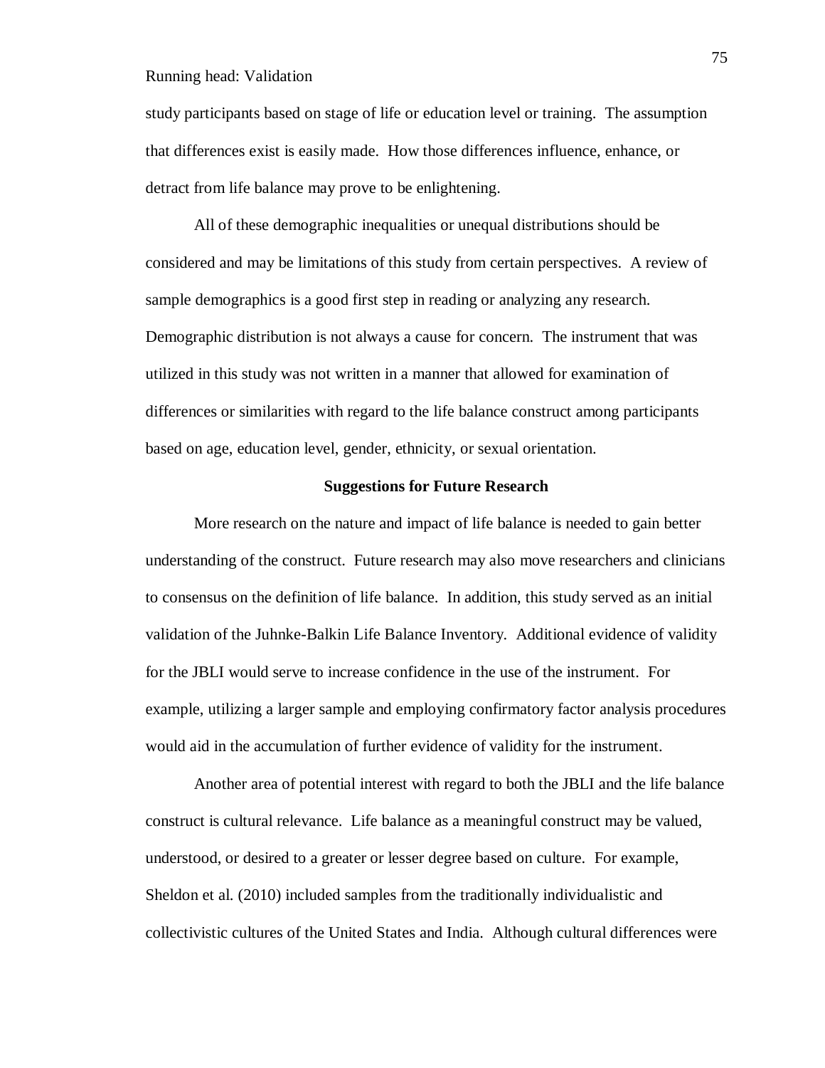study participants based on stage of life or education level or training. The assumption that differences exist is easily made. How those differences influence, enhance, or detract from life balance may prove to be enlightening.

All of these demographic inequalities or unequal distributions should be considered and may be limitations of this study from certain perspectives. A review of sample demographics is a good first step in reading or analyzing any research. Demographic distribution is not always a cause for concern. The instrument that was utilized in this study was not written in a manner that allowed for examination of differences or similarities with regard to the life balance construct among participants based on age, education level, gender, ethnicity, or sexual orientation.

## Suggestions for Future Research

More research on the nature and impact of life balance is needed to gain better understanding of the construct. Future research may also move researchers and clinicians to consensus on the definition of life balance. In addition, this study served as an initial validation of the Juhnke-Balkin Life Balance Inventory. Additional evidence of validity for the JBLI would serve to increase confidence in the use of the instrument. For example, utilizing a larger sample and employing confirmatory factor analysis procedures would aid in the accumulation of further evidence of validity for the instrument.

Another area of potential interest with regard to both the JBLI and the life balance construct is cultural relevance. Life balance as a meaningful construct may be valued, understood, or desired to a greater or lesser degree based on culture. For example, Sheldon et al. (2010) included samples from the traditionally individualistic and collectivistic cultures of the United States and India. Although cultural differences were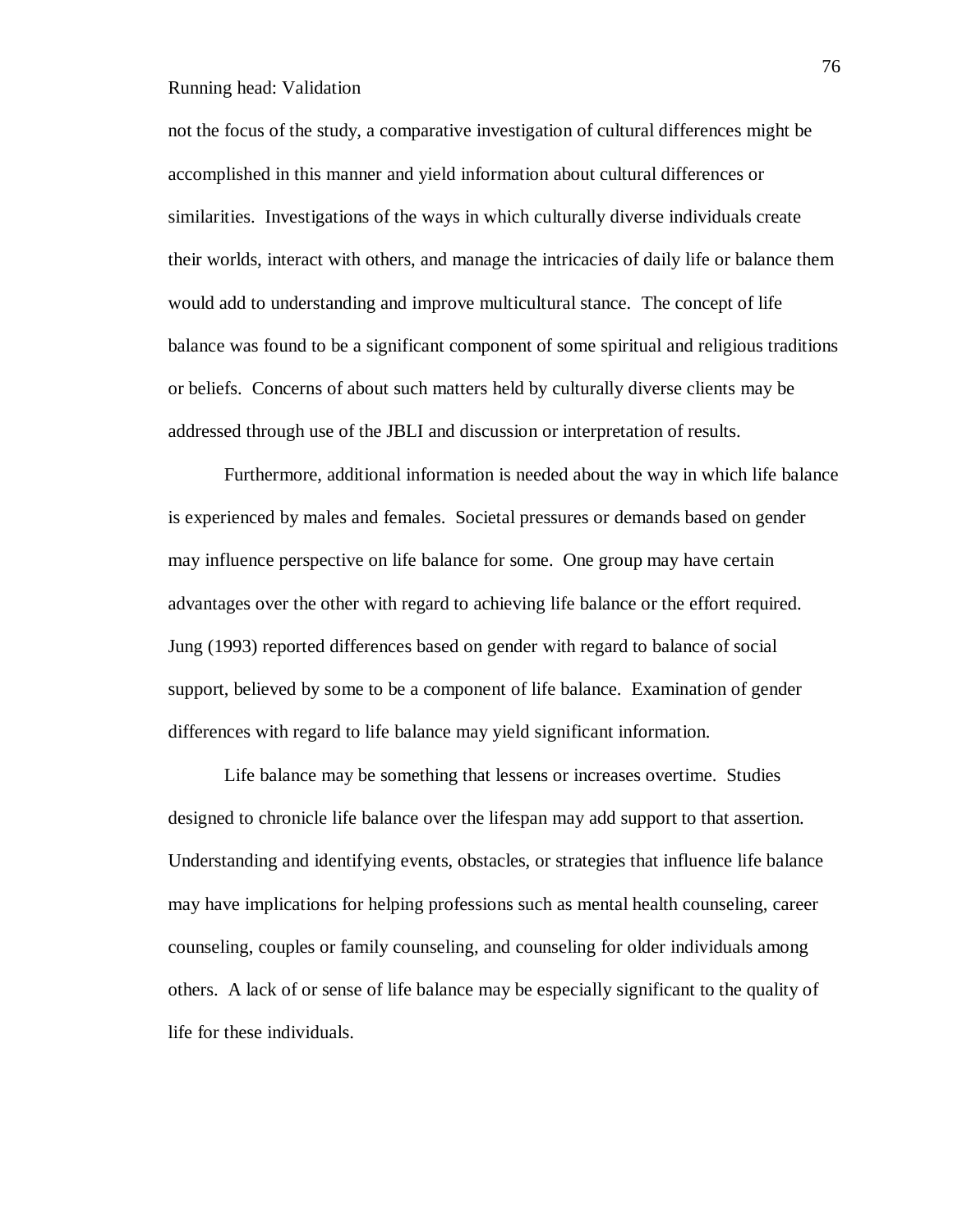not the focus of the study, a comparative investigation of cultural differences might be accomplished in this manner and yield information about cultural differences or similarities. Investigations of the ways in which culturally diverse individuals create their worlds, interact with others, and manage the intricacies of daily life or balance them would add to understanding and improve multicultural stance. The concept of life balance was found to be a significant component of some spiritual and religious traditions or beliefs. Concerns of about such matters held by culturally diverse clients may be addressed through use of the JBLI and discussion or interpretation of results.

Furthermore, additional information is needed about the way in which life balance is experienced by males and females. Societal pressures or demands based on gender may influence perspective on life balance for some. One group may have certain advantages over the other with regard to achieving life balance or the effort required. Jung (1993) reported differences based on gender with regard to balance of social support, believed by some to be a component of life balance. Examination of gender differences with regard to life balance may yield significant information.

Life balance may be something that lessens or increases overtime. Studies designed to chronicle life balance over the lifespan may add support to that assertion. Understanding and identifying events, obstacles, or strategies that influence life balance may have implications for helping professions such as mental health counseling, career counseling, couples or family counseling, and counseling for older individuals among others. A lack of or sense of life balance may be especially significant to the quality of life for these individuals.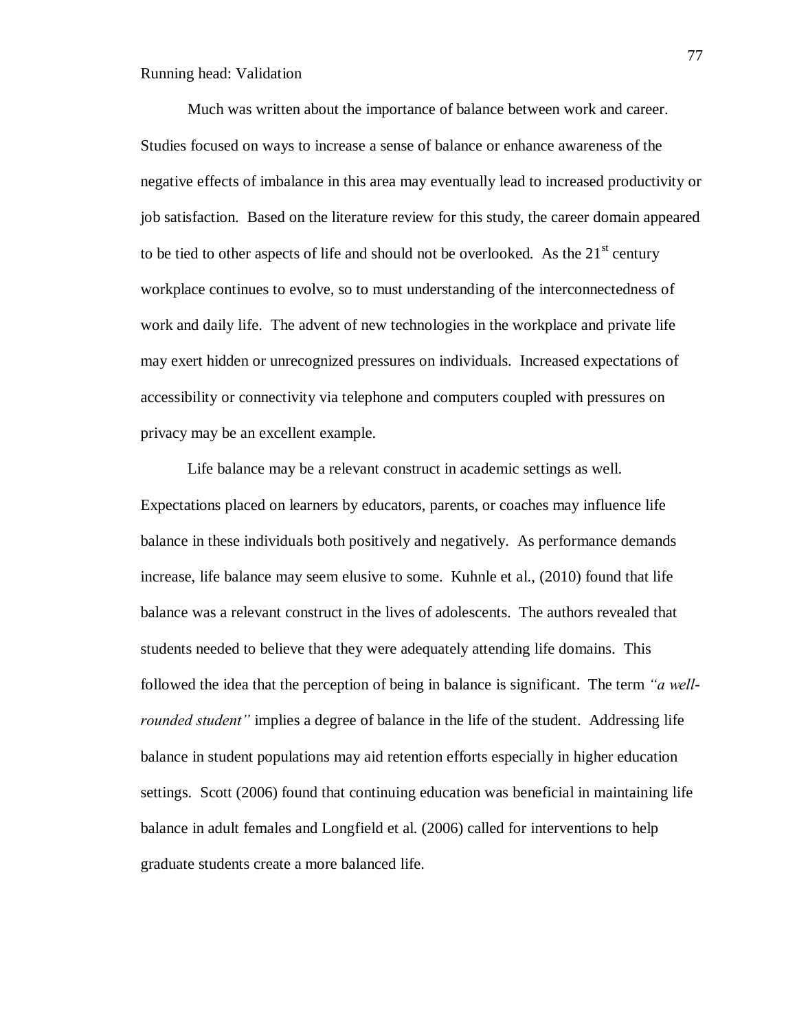Much was written about the importance of balance between work and career. Studies focused on ways to increase a sense of balance or enhance awareness of the negative effects of imbalance in this area may eventually lead to increased productivity or job satisfaction. Based on the literature review for this study, the career domain appeared to be tied to other aspects of life and should not be overlooked. As the 21st century workplace continues to evolve, so to must understanding of the interconnectedness of work and daily life. The advent of new technologies in the workplace and private life may exert hidden or unrecognized pressures on individuals. Increased expectations of accessibility or connectivity via telephone and computers coupled with pressures on privacy may be an excellent example.

Life balance may be a relevant construct in academic settings as well. Expectations placed on learners by educators, parents, or coaches may influence life balance in these individuals both positively and negatively. As performance demands increase, life balance may seem elusive to some. Kuhnle et al., (2010) found that life balance was a relevant construct in the lives of adolescents. The authors revealed that students needed to believe that they were adequately attending life domains. This followed the idea that the perception of being in balance is significant. The term *"a well-rounded student"* implies a degree of balance in the life of the student. Addressing life balance in student populations may aid retention efforts especially in higher education settings. Scott (2006) found that continuing education was beneficial in maintaining life balance in adult females and Longfield et al. (2006) called for interventions to help graduate students create a more balanced life.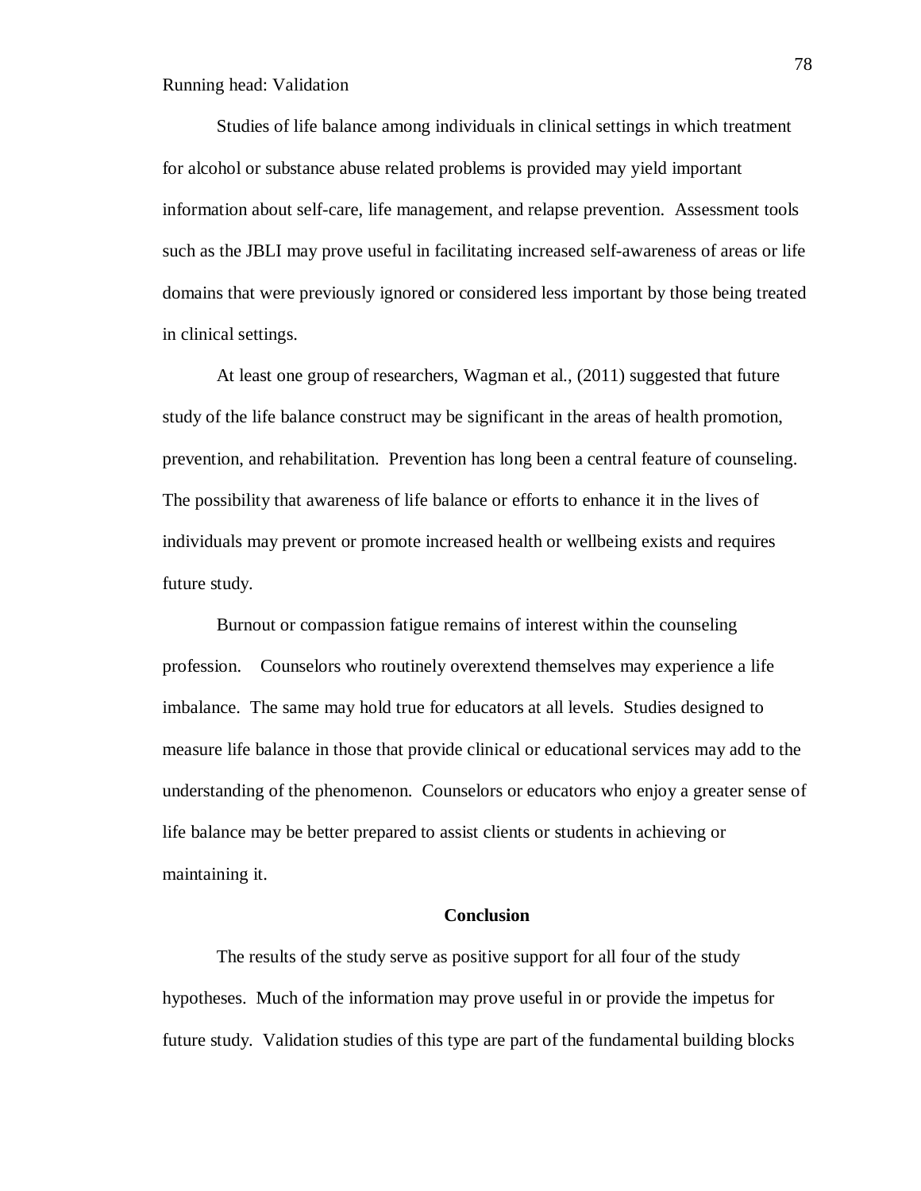Studies of life balance among individuals in clinical settings in which treatment for alcohol or substance abuse related problems is provided may yield important information about self-care, life management, and relapse prevention. Assessment tools such as the JBLI may prove useful in facilitating increased self-awareness of areas or life domains that were previously ignored or considered less important by those being treated in clinical settings.

At least one group of researchers, Wagman et al., (2011) suggested that future study of the life balance construct may be significant in the areas of health promotion, prevention, and rehabilitation. Prevention has long been a central feature of counseling. The possibility that awareness of life balance or efforts to enhance it in the lives of individuals may prevent or promote increased health or wellbeing exists and requires future study.

Burnout or compassion fatigue remains of interest within the counseling profession. Counselors who routinely overextend themselves may experience a life imbalance. The same may hold true for educators at all levels. Studies designed to measure life balance in those that provide clinical or educational services may add to the understanding of the phenomenon. Counselors or educators who enjoy a greater sense of life balance may be better prepared to assist clients or students in achieving or maintaining it.

## Conclusion

The results of the study serve as positive support for all four of the study hypotheses. Much of the information may prove useful in or provide the impetus for future study. Validation studies of this type are part of the fundamental building blocks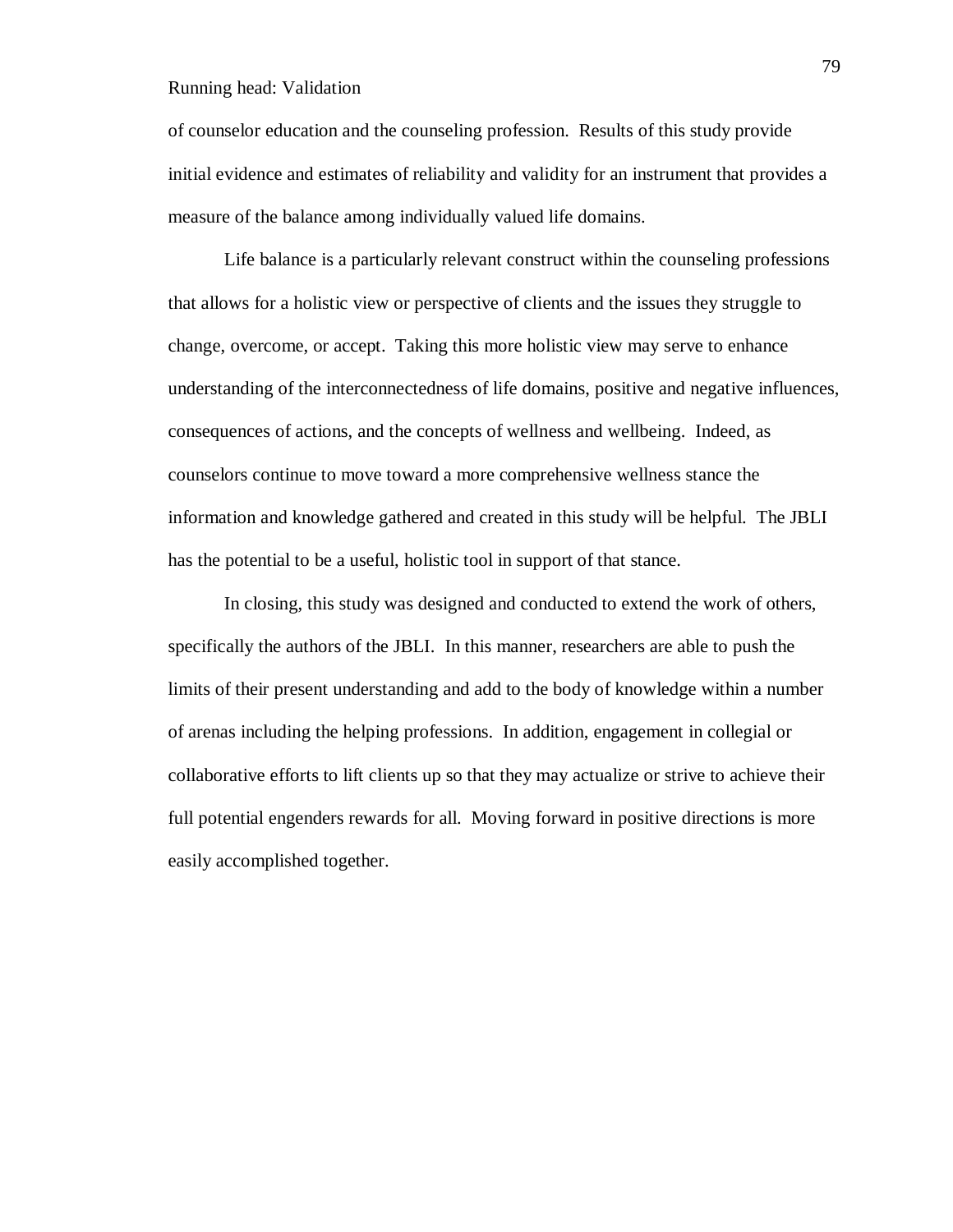of counselor education and the counseling profession. Results of this study provide initial evidence and estimates of reliability and validity for an instrument that provides a measure of the balance among individually valued life domains.

Life balance is a particularly relevant construct within the counseling professions that allows for a holistic view or perspective of clients and the issues they struggle to change, overcome, or accept. Taking this more holistic view may serve to enhance understanding of the interconnectedness of life domains, positive and negative influences, consequences of actions, and the concepts of wellness and wellbeing. Indeed, as counselors continue to move toward a more comprehensive wellness stance the information and knowledge gathered and created in this study will be helpful. The JBLI has the potential to be a useful, holistic tool in support of that stance.

In closing, this study was designed and conducted to extend the work of others, specifically the authors of the JBLI. In this manner, researchers are able to push the limits of their present understanding and add to the body of knowledge within a number of arenas including the helping professions. In addition, engagement in collegial or collaborative efforts to lift clients up so that they may actualize or strive to achieve their full potential engenders rewards for all. Moving forward in positive directions is more easily accomplished together.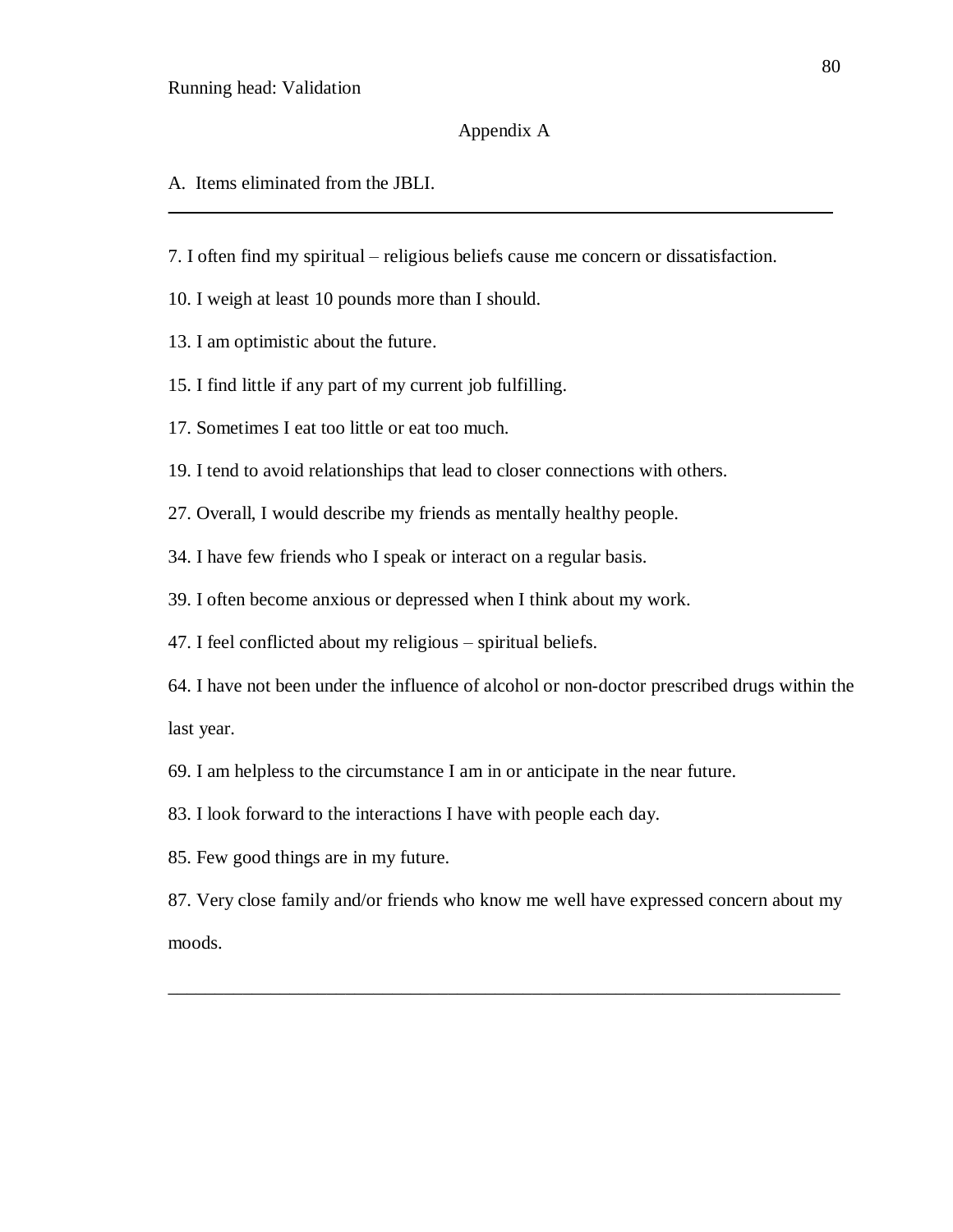## Appendix A

A. Items eliminated from the JBLI.

---

7. I often find my spiritual – religious beliefs cause me concern or dissatisfaction.

10. I weigh at least 10 pounds more than I should.

13. I am optimistic about the future.

15. I find little if any part of my current job fulfilling.

17. Sometimes I eat too little or eat too much.

19. I tend to avoid relationships that lead to closer connections with others.

27. Overall, I would describe my friends as mentally healthy people.

34. I have few friends who I speak or interact on a regular basis.

39. I often become anxious or depressed when I think about my work.

47. I feel conflicted about my religious – spiritual beliefs.

64. I have not been under the influence of alcohol or non-doctor prescribed drugs within the last year.

69. I am helpless to the circumstance I am in or anticipate in the near future.

83. I look forward to the interactions I have with people each day.

85. Few good things are in my future.

87. Very close family and/or friends who know me well have expressed concern about my moods.

---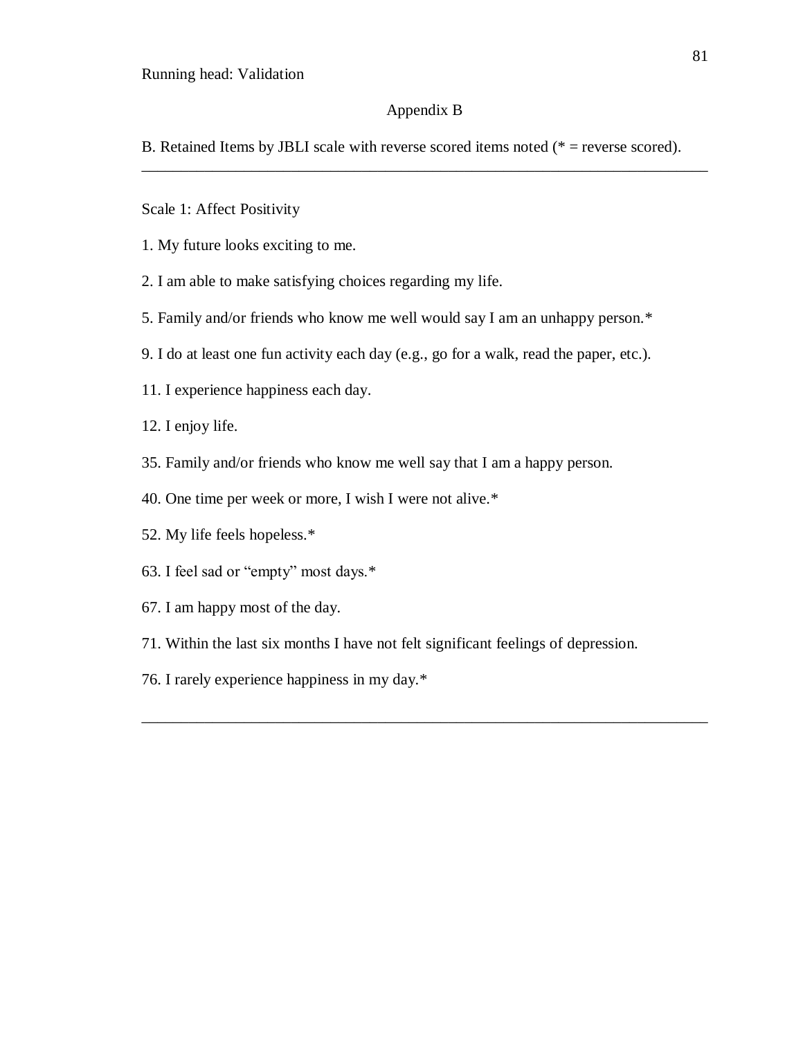## Appendix B

B. Retained Items by JBLI scale with reverse scored items noted (* = reverse scored).

---

Scale 1: Affect Positivity

1. My future looks exciting to me.

2. I am able to make satisfying choices regarding my life.

5. Family and/or friends who know me well would say I am an unhappy person.*

9. I do at least one fun activity each day (e.g., go for a walk, read the paper, etc.).

11. I experience happiness each day.

12. I enjoy life.

35. Family and/or friends who know me well say that I am a happy person.

40. One time per week or more, I wish I were not alive.*

52. My life feels hopeless.*

63. I feel sad or “empty” most days.*

67. I am happy most of the day.

71. Within the last six months I have not felt significant feelings of depression.

76. I rarely experience happiness in my day.*

---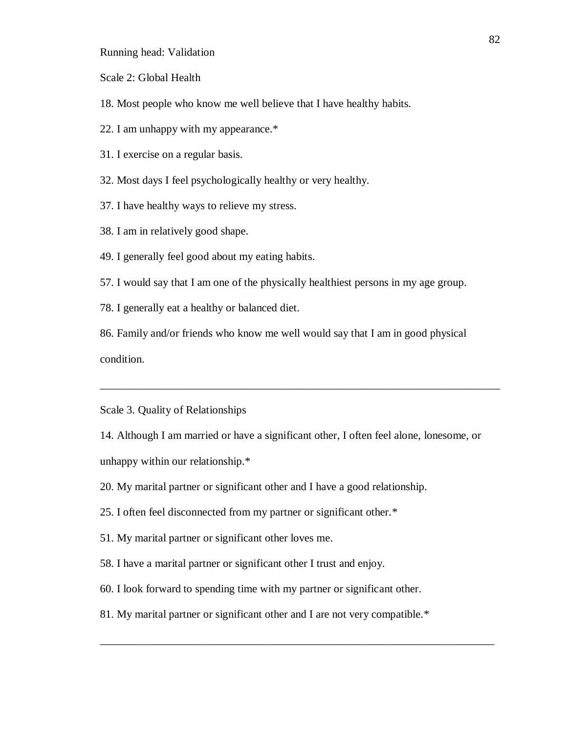Scale 2: Global Health

18. Most people who know me well believe that I have healthy habits.

22. I am unhappy with my appearance.*

31. I exercise on a regular basis.

32. Most days I feel psychologically healthy or very healthy.

37. I have healthy ways to relieve my stress.

38. I am in relatively good shape.

49. I generally feel good about my eating habits.

57. I would say that I am one of the physically healthiest persons in my age group.

78. I generally eat a healthy or balanced diet.

86. Family and/or friends who know me well would say that I am in good physical condition.

---

Scale 3. Quality of Relationships

14. Although I am married or have a significant other, I often feel alone, lonesome, or unhappy within our relationship.*

20. My marital partner or significant other and I have a good relationship.

25. I often feel disconnected from my partner or significant other.*

51. My marital partner or significant other loves me.

58. I have a marital partner or significant other I trust and enjoy.

60. I look forward to spending time with my partner or significant other.

81. My marital partner or significant other and I are not very compatible.*

---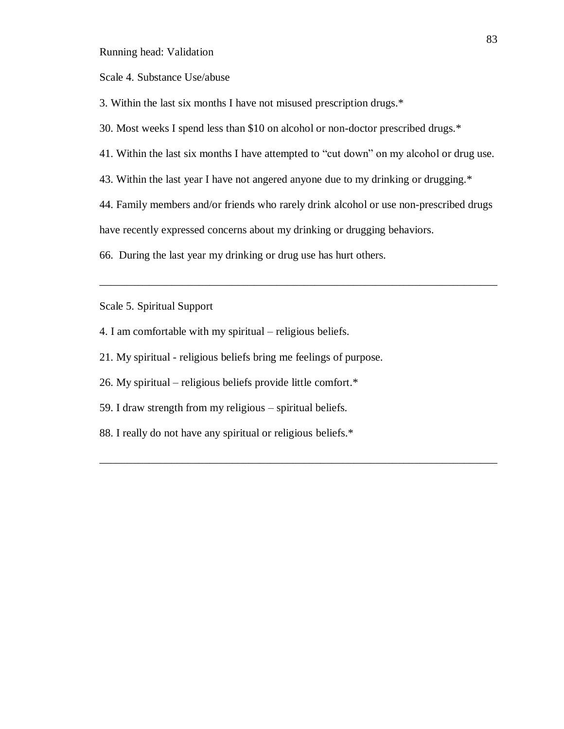Scale 4. Substance Use/abuse

3. Within the last six months I have not misused prescription drugs.*

30. Most weeks I spend less than $10 on alcohol or non-doctor prescribed drugs.*

41. Within the last six months I have attempted to “cut down” on my alcohol or drug use.

43. Within the last year I have not angered anyone due to my drinking or drugging.*

44. Family members and/or friends who rarely drink alcohol or use non-prescribed drugs have recently expressed concerns about my drinking or drugging behaviors.

66. During the last year my drinking or drug use has hurt others.

---

Scale 5. Spiritual Support

4. I am comfortable with my spiritual – religious beliefs.

21. My spiritual - religious beliefs bring me feelings of purpose.

26. My spiritual – religious beliefs provide little comfort.*

59. I draw strength from my religious – spiritual beliefs.

88. I really do not have any spiritual or religious beliefs.*

---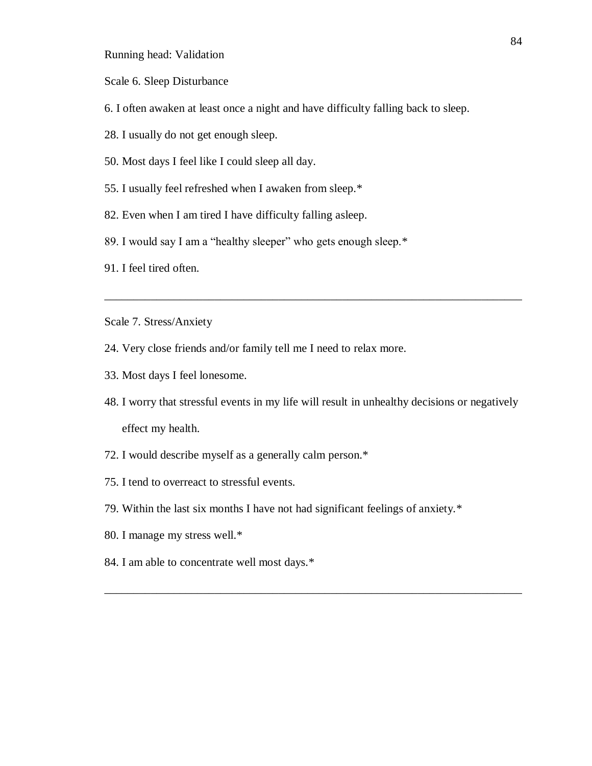Scale 6. Sleep Disturbance

6. I often awaken at least once a night and have difficulty falling back to sleep.

28. I usually do not get enough sleep.

50. Most days I feel like I could sleep all day.

55. I usually feel refreshed when I awaken from sleep.*

82. Even when I am tired I have difficulty falling asleep.

89. I would say I am a “healthy sleeper” who gets enough sleep.*

91. I feel tired often.

---

Scale 7. Stress/Anxiety

24. Very close friends and/or family tell me I need to relax more.

33. Most days I feel lonesome.

48. I worry that stressful events in my life will result in unhealthy decisions or negatively effect my health.

72. I would describe myself as a generally calm person.*

75. I tend to overreact to stressful events.

79. Within the last six months I have not had significant feelings of anxiety.*

80. I manage my stress well.*

84. I am able to concentrate well most days.*

---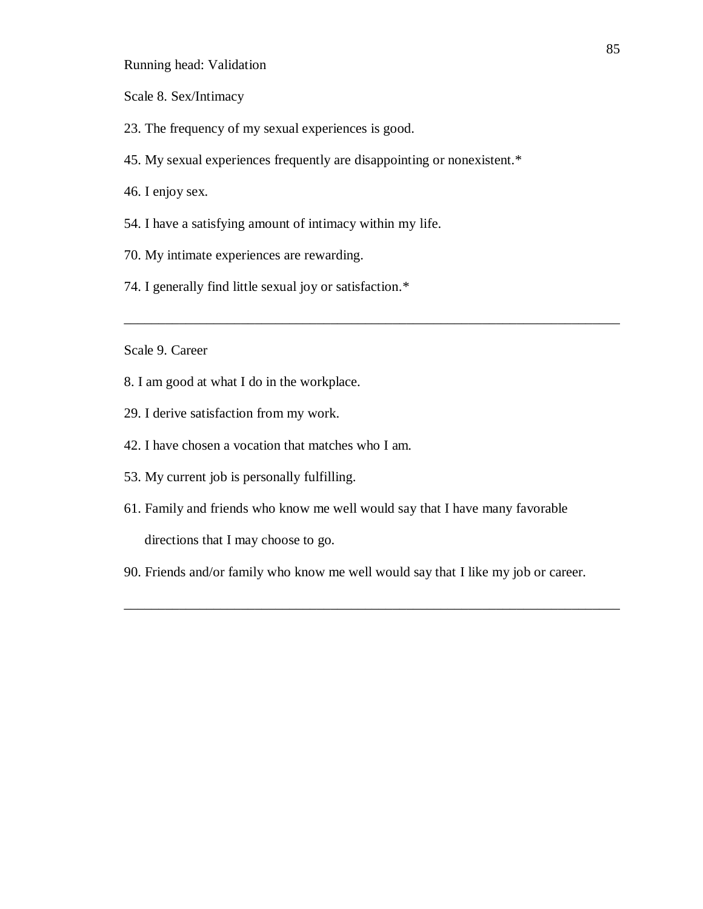Scale 8. Sex/Intimacy

23. The frequency of my sexual experiences is good.

45. My sexual experiences frequently are disappointing or nonexistent.*

46. I enjoy sex.

54. I have a satisfying amount of intimacy within my life.

70. My intimate experiences are rewarding.

74. I generally find little sexual joy or satisfaction.*

---

Scale 9. Career

8. I am good at what I do in the workplace.

29. I derive satisfaction from my work.

42. I have chosen a vocation that matches who I am.

53. My current job is personally fulfilling.

61. Family and friends who know me well would say that I have many favorable directions that I may choose to go.

90. Friends and/or family who know me well would say that I like my job or career.

---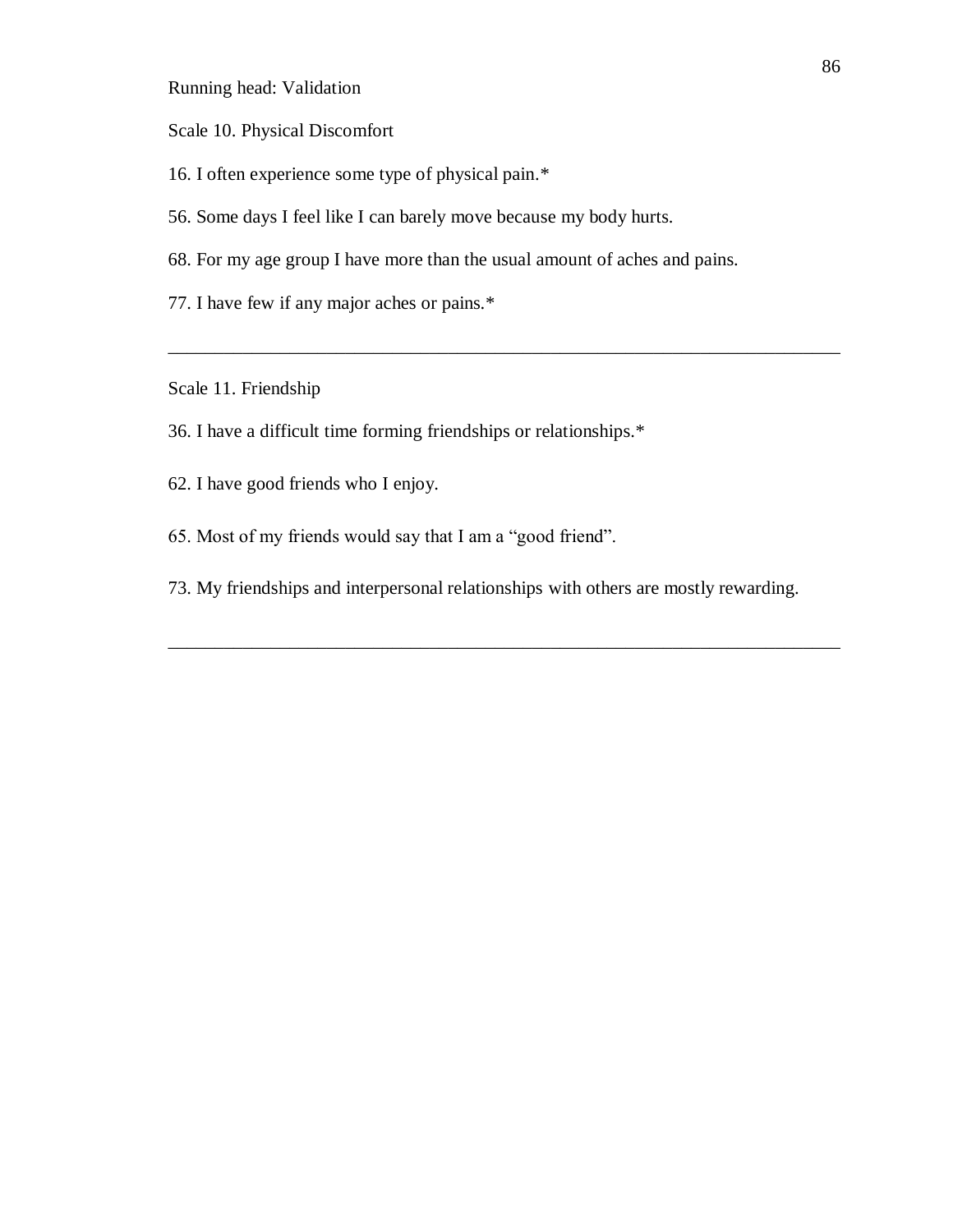Scale 10. Physical Discomfort

16. I often experience some type of physical pain.*

56. Some days I feel like I can barely move because my body hurts.

68. For my age group I have more than the usual amount of aches and pains.

77. I have few if any major aches or pains.*

---

Scale 11. Friendship

36. I have a difficult time forming friendships or relationships.*

62. I have good friends who I enjoy.

65. Most of my friends would say that I am a “good friend”.

73. My friendships and interpersonal relationships with others are mostly rewarding.

---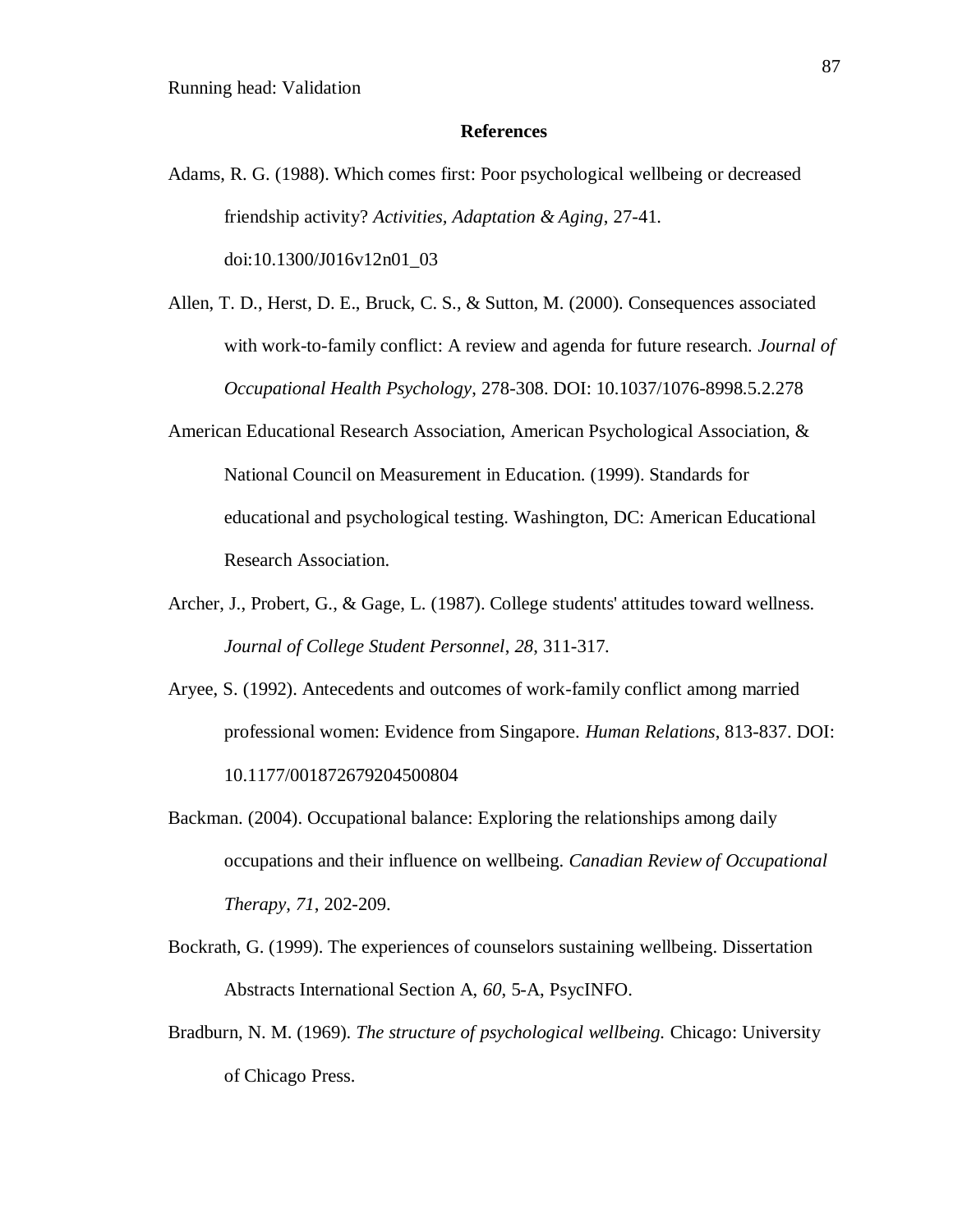## References

Adams, R. G. (1988). Which comes first: Poor psychological wellbeing or decreased friendship activity? *Activities, Adaptation & Aging*, 27-41. doi:10.1300/J016v12n01_03

Allen, T. D., Herst, D. E., Bruck, C. S., & Sutton, M. (2000). Consequences associated with work-to-family conflict: A review and agenda for future research. *Journal of Occupational Health Psychology*, 278-308. DOI: 10.1037/1076-8998.5.2.278

American Educational Research Association, American Psychological Association, & National Council on Measurement in Education. (1999). Standards for educational and psychological testing. Washington, DC: American Educational Research Association.

Archer, J., Probert, G., & Gage, L. (1987). College students' attitudes toward wellness. *Journal of College Student Personnel*, *28*, 311-317.

Aryee, S. (1992). Antecedents and outcomes of work-family conflict among married professional women: Evidence from Singapore. *Human Relations*, 813-837. DOI: 10.1177/001872679204500804

Backman. (2004). Occupational balance: Exploring the relationships among daily occupations and their influence on wellbeing. *Canadian Review of Occupational Therapy*, *71*, 202-209.

Bockrath, G. (1999). The experiences of counselors sustaining wellbeing. Dissertation Abstracts International Section A, *60*, 5-A, PsycINFO.

Bradburn, N. M. (1969). *The structure of psychological wellbeing.* Chicago: University of Chicago Press.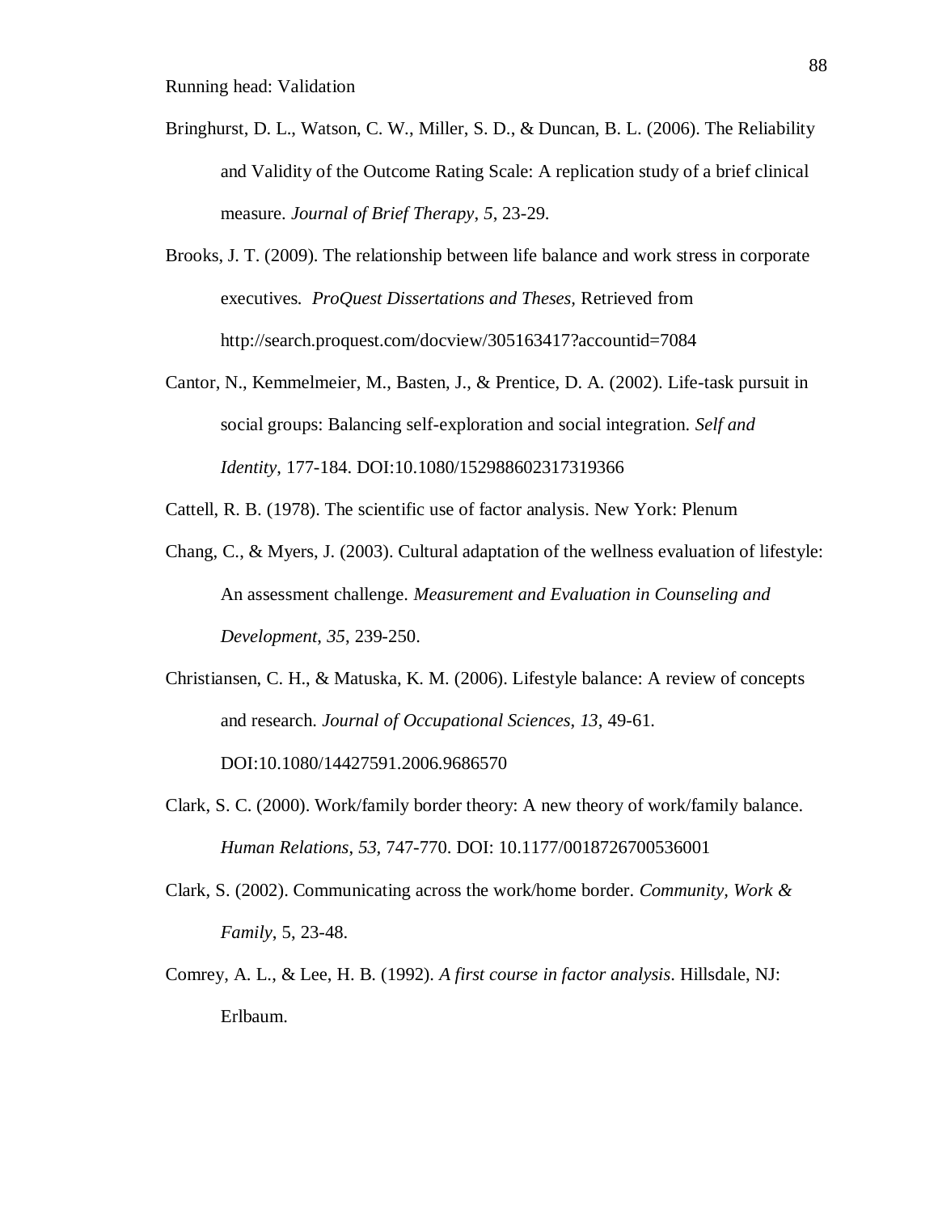Bringhurst, D. L., Watson, C. W., Miller, S. D., & Duncan, B. L. (2006). The Reliability and Validity of the Outcome Rating Scale: A replication study of a brief clinical measure. *Journal of Brief Therapy*, *5*, 23-29.

Brooks, J. T. (2009). The relationship between life balance and work stress in corporate executives. *ProQuest Dissertations and Theses*, Retrieved from http://search.proquest.com/docview/305163417?accountid=7084

Cantor, N., Kemmelmeier, M., Basten, J., & Prentice, D. A. (2002). Life-task pursuit in social groups: Balancing self-exploration and social integration. *Self and Identity*, 177-184. DOI:10.1080/152988602317319366

Cattell, R. B. (1978). The scientific use of factor analysis. New York: Plenum

Chang, C., & Myers, J. (2003). Cultural adaptation of the wellness evaluation of lifestyle: An assessment challenge. *Measurement and Evaluation in Counseling and Development*, *35*, 239-250.

Christiansen, C. H., & Matuska, K. M. (2006). Lifestyle balance: A review of concepts and research. *Journal of Occupational Sciences*, *13*, 49-61. DOI:10.1080/14427591.2006.9686570

Clark, S. C. (2000). Work/family border theory: A new theory of work/family balance. *Human Relations*, *53*, 747-770. DOI: 10.1177/0018726700536001

Clark, S. (2002). Communicating across the work/home border. *Community, Work & Family*, 5, 23-48.

Comrey, A. L., & Lee, H. B. (1992). *A first course in factor analysis*. Hillsdale, NJ: Erlbaum.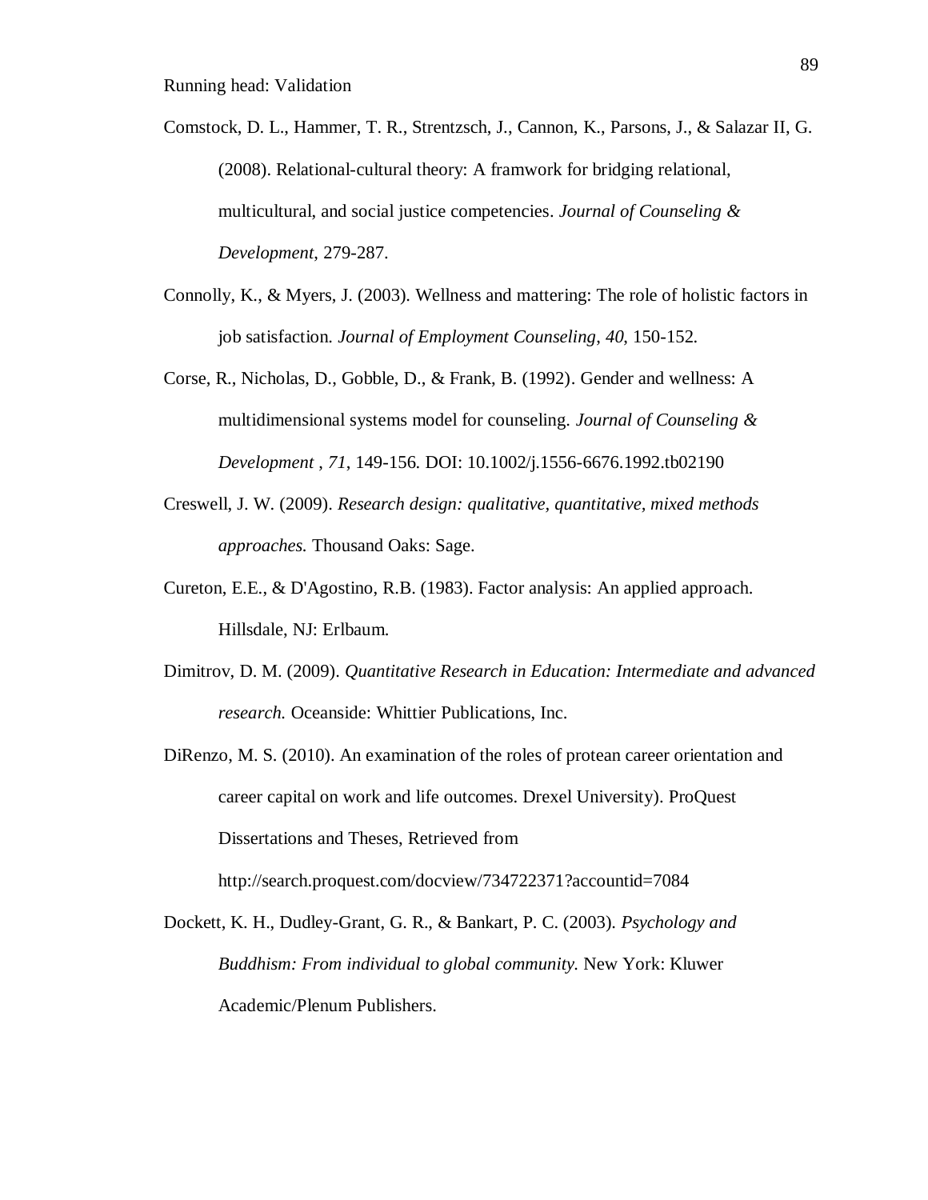Comstock, D. L., Hammer, T. R., Strentzsch, J., Cannon, K., Parsons, J., & Salazar II, G. (2008). Relational-cultural theory: A framwork for bridging relational, multicultural, and social justice competencies. *Journal of Counseling & Development*, 279-287.

Connolly, K., & Myers, J. (2003). Wellness and mattering: The role of holistic factors in job satisfaction. *Journal of Employment Counseling*, *40*, 150-152.

Corse, R., Nicholas, D., Gobble, D., & Frank, B. (1992). Gender and wellness: A multidimensional systems model for counseling. *Journal of Counseling & Development* , *71*, 149-156. DOI: 10.1002/j.1556-6676.1992.tb02190

Creswell, J. W. (2009). *Research design: qualitative, quantitative, mixed methods approaches.* Thousand Oaks: Sage.

Cureton, E.E., & D'Agostino, R.B. (1983). Factor analysis: An applied approach. Hillsdale, NJ: Erlbaum.

Dimitrov, D. M. (2009). *Quantitative Research in Education: Intermediate and advanced research.* Oceanside: Whittier Publications, Inc.

DiRenzo, M. S. (2010). An examination of the roles of protean career orientation and career capital on work and life outcomes. Drexel University). ProQuest Dissertations and Theses, Retrieved from http://search.proquest.com/docview/734722371?accountid=7084

Dockett, K. H., Dudley-Grant, G. R., & Bankart, P. C. (2003). *Psychology and Buddhism: From individual to global community.* New York: Kluwer Academic/Plenum Publishers.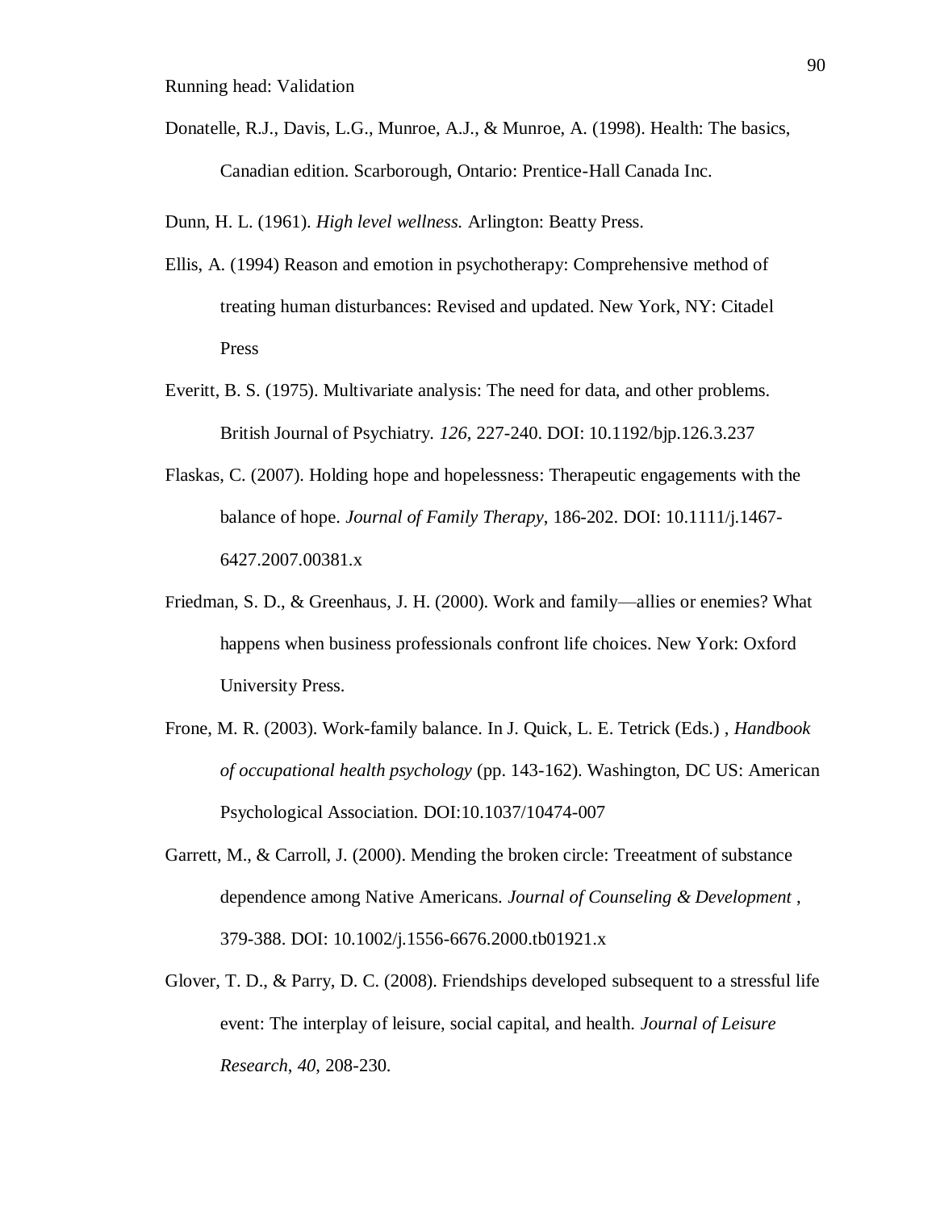Donatelle, R.J., Davis, L.G., Munroe, A.J., & Munroe, A. (1998). Health: The basics, Canadian edition. Scarborough, Ontario: Prentice-Hall Canada Inc.

Dunn, H. L. (1961). *High level wellness.* Arlington: Beatty Press.

Ellis, A. (1994) Reason and emotion in psychotherapy: Comprehensive method of treating human disturbances: Revised and updated. New York, NY: Citadel Press

Everitt, B. S. (1975). Multivariate analysis: The need for data, and other problems. British Journal of Psychiatry. *126*, 227-240. DOI: 10.1192/bjp.126.3.237

Flaskas, C. (2007). Holding hope and hopelessness: Therapeutic engagements with the balance of hope. *Journal of Family Therapy*, 186-202. DOI: 10.1111/j.1467-6427.2007.00381.x

Friedman, S. D., & Greenhaus, J. H. (2000). Work and family—allies or enemies? What happens when business professionals confront life choices. New York: Oxford University Press.

Frone, M. R. (2003). Work-family balance. In J. Quick, L. E. Tetrick (Eds.) , *Handbook of occupational health psychology* (pp. 143-162). Washington, DC US: American Psychological Association. DOI:10.1037/10474-007

Garrett, M., & Carroll, J. (2000). Mending the broken circle: Treeatment of substance dependence among Native Americans. *Journal of Counseling & Development* , 379-388. DOI: 10.1002/j.1556-6676.2000.tb01921.x

Glover, T. D., & Parry, D. C. (2008). Friendships developed subsequent to a stressful life event: The interplay of leisure, social capital, and health. *Journal of Leisure Research, 40*, 208-230.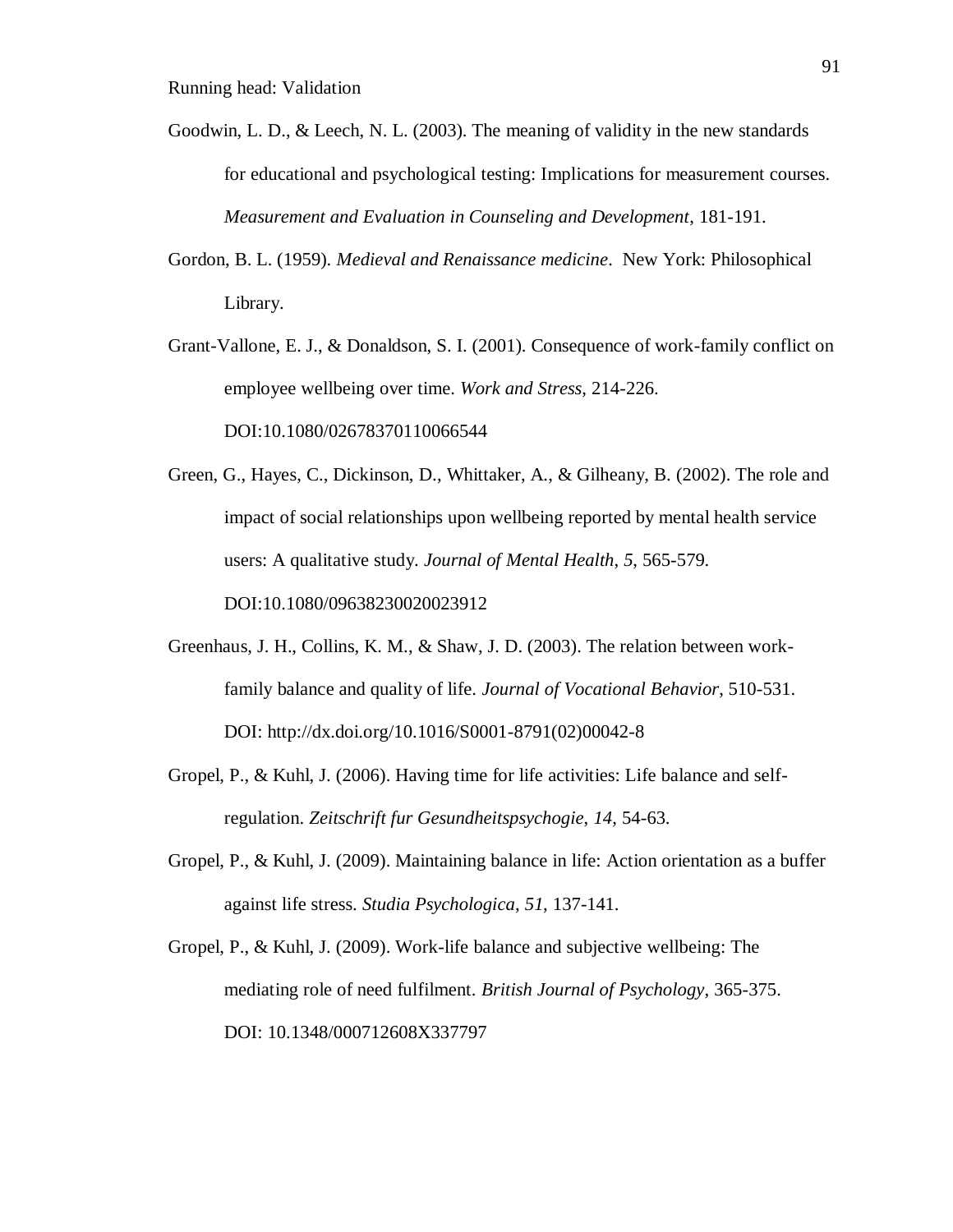Goodwin, L. D., & Leech, N. L. (2003). The meaning of validity in the new standards for educational and psychological testing: Implications for measurement courses. *Measurement and Evaluation in Counseling and Development*, 181-191.

Gordon, B. L. (1959). *Medieval and Renaissance medicine*. New York: Philosophical Library.

Grant-Vallone, E. J., & Donaldson, S. I. (2001). Consequence of work-family conflict on employee wellbeing over time. *Work and Stress*, 214-226. DOI:10.1080/02678370110066544

Green, G., Hayes, C., Dickinson, D., Whittaker, A., & Gilheany, B. (2002). The role and impact of social relationships upon wellbeing reported by mental health service users: A qualitative study. *Journal of Mental Health*, *5*, 565-579. DOI:10.1080/09638230020023912

Greenhaus, J. H., Collins, K. M., & Shaw, J. D. (2003). The relation between work-family balance and quality of life. *Journal of Vocational Behavior*, 510-531. DOI: http://dx.doi.org/10.1016/S0001-8791(02)00042-8

Gropel, P., & Kuhl, J. (2006). Having time for life activities: Life balance and self-regulation. *Zeitschrift fur Gesundheitspsychogie*, *14*, 54-63.

Gropel, P., & Kuhl, J. (2009). Maintaining balance in life: Action orientation as a buffer against life stress. *Studia Psychologica*, *51*, 137-141.

Gropel, P., & Kuhl, J. (2009). Work-life balance and subjective wellbeing: The mediating role of need fulfilment. *British Journal of Psychology*, 365-375. DOI: 10.1348/000712608X337797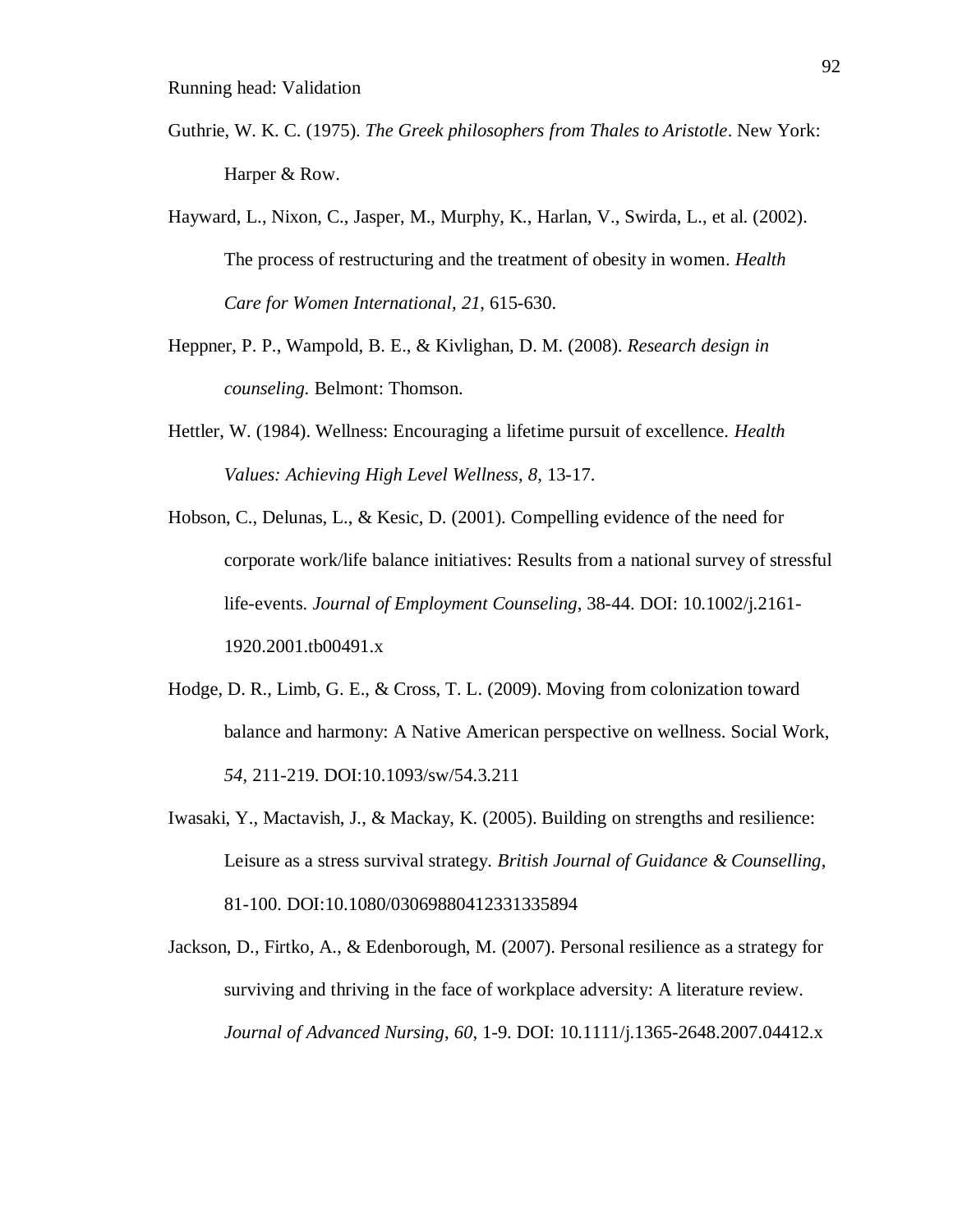Guthrie, W. K. C. (1975). *The Greek philosophers from Thales to Aristotle*. New York: Harper & Row.

Hayward, L., Nixon, C., Jasper, M., Murphy, K., Harlan, V., Swirda, L., et al. (2002). The process of restructuring and the treatment of obesity in women. *Health Care for Women International*, *21*, 615-630.

Heppner, P. P., Wampold, B. E., & Kivlighan, D. M. (2008). *Research design in counseling.* Belmont: Thomson.

Hettler, W. (1984). Wellness: Encouraging a lifetime pursuit of excellence. *Health Values: Achieving High Level Wellness*, *8*, 13-17.

Hobson, C., Delunas, L., & Kesic, D. (2001). Compelling evidence of the need for corporate work/life balance initiatives: Results from a national survey of stressful life-events. *Journal of Employment Counseling*, 38-44. DOI: 10.1002/j.2161-1920.2001.tb00491.x

Hodge, D. R., Limb, G. E., & Cross, T. L. (2009). Moving from colonization toward balance and harmony: A Native American perspective on wellness. Social Work, *54*, 211-219. DOI:10.1093/sw/54.3.211

Iwasaki, Y., Mactavish, J., & Mackay, K. (2005). Building on strengths and resilience: Leisure as a stress survival strategy. *British Journal of Guidance & Counselling*, 81-100. DOI:10.1080/03069880412331335894

Jackson, D., Firtko, A., & Edenborough, M. (2007). Personal resilience as a strategy for surviving and thriving in the face of workplace adversity: A literature review. *Journal of Advanced Nursing*, *60*, 1-9. DOI: 10.1111/j.1365-2648.2007.04412.x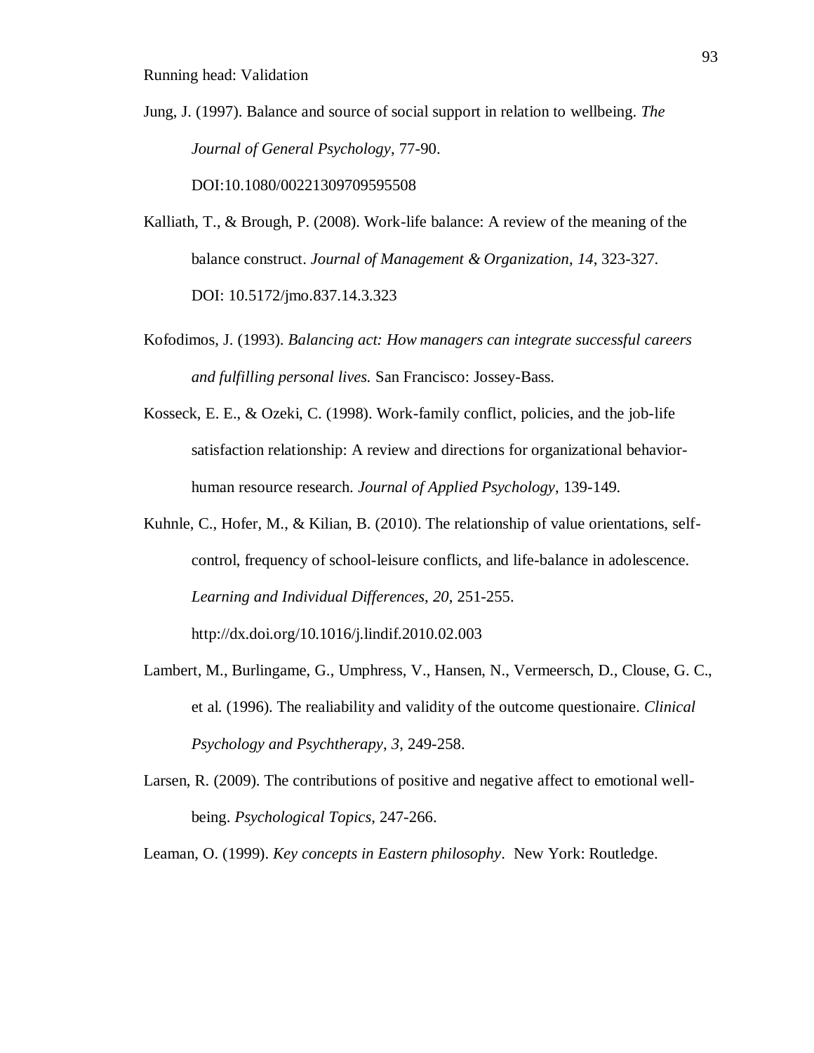Jung, J. (1997). Balance and source of social support in relation to wellbeing. *The Journal of General Psychology*, 77-90. DOI:10.1080/00221309709595508

Kalliath, T., & Brough, P. (2008). Work-life balance: A review of the meaning of the balance construct. *Journal of Management & Organization*, *14*, 323-327. DOI: 10.5172/jmo.837.14.3.323

Kofodimos, J. (1993). *Balancing act: How managers can integrate successful careers and fulfilling personal lives.* San Francisco: Jossey-Bass.

Kosseck, E. E., & Ozeki, C. (1998). Work-family conflict, policies, and the job-life satisfaction relationship: A review and directions for organizational behavior-human resource research. *Journal of Applied Psychology*, 139-149.

Kuhnle, C., Hofer, M., & Kilian, B. (2010). The relationship of value orientations, self-control, frequency of school-leisure conflicts, and life-balance in adolescence. *Learning and Individual Differences*, *20*, 251-255. http://dx.doi.org/10.1016/j.lindif.2010.02.003

Lambert, M., Burlingame, G., Umphress, V., Hansen, N., Vermeersch, D., Clouse, G. C., et al. (1996). The realiability and validity of the outcome questionaire. *Clinical Psychology and Psychtherapy*, *3*, 249-258.

Larsen, R. (2009). The contributions of positive and negative affect to emotional well-being. *Psychological Topics*, 247-266.

Leaman, O. (1999). *Key concepts in Eastern philosophy*. New York: Routledge.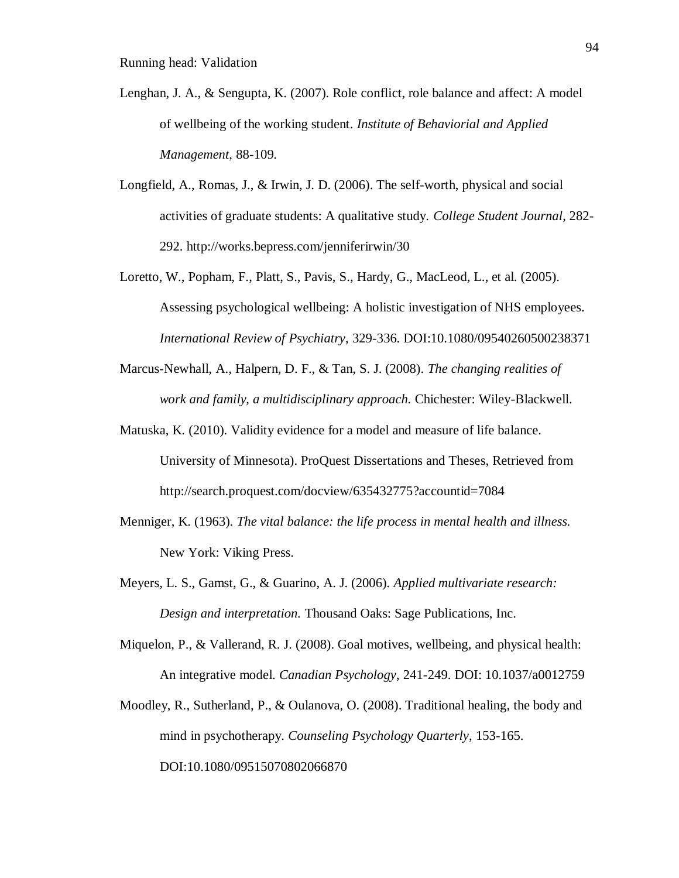Lenghan, J. A., & Sengupta, K. (2007). Role conflict, role balance and affect: A model of wellbeing of the working student. *Institute of Behaviorial and Applied Management*, 88-109.

Longfield, A., Romas, J., & Irwin, J. D. (2006). The self-worth, physical and social activities of graduate students: A qualitative study. *College Student Journal*, 282-292. http://works.bepress.com/jenniferirwin/30

Loretto, W., Popham, F., Platt, S., Pavis, S., Hardy, G., MacLeod, L., et al. (2005). Assessing psychological wellbeing: A holistic investigation of NHS employees. *International Review of Psychiatry*, 329-336. DOI:10.1080/09540260500238371

Marcus-Newhall, A., Halpern, D. F., & Tan, S. J. (2008). *The changing realities of work and family, a multidisciplinary approach.* Chichester: Wiley-Blackwell.

Matuska, K. (2010). Validity evidence for a model and measure of life balance. University of Minnesota). ProQuest Dissertations and Theses, Retrieved from http://search.proquest.com/docview/635432775?accountid=7084

Menniger, K. (1963). *The vital balance: the life process in mental health and illness.* New York: Viking Press.

Meyers, L. S., Gamst, G., & Guarino, A. J. (2006). *Applied multivariate research: Design and interpretation.* Thousand Oaks: Sage Publications, Inc.

Miquelon, P., & Vallerand, R. J. (2008). Goal motives, wellbeing, and physical health: An integrative model. *Canadian Psychology*, 241-249. DOI: 10.1037/a0012759

Moodley, R., Sutherland, P., & Oulanova, O. (2008). Traditional healing, the body and mind in psychotherapy. *Counseling Psychology Quarterly*, 153-165. DOI:10.1080/09515070802066870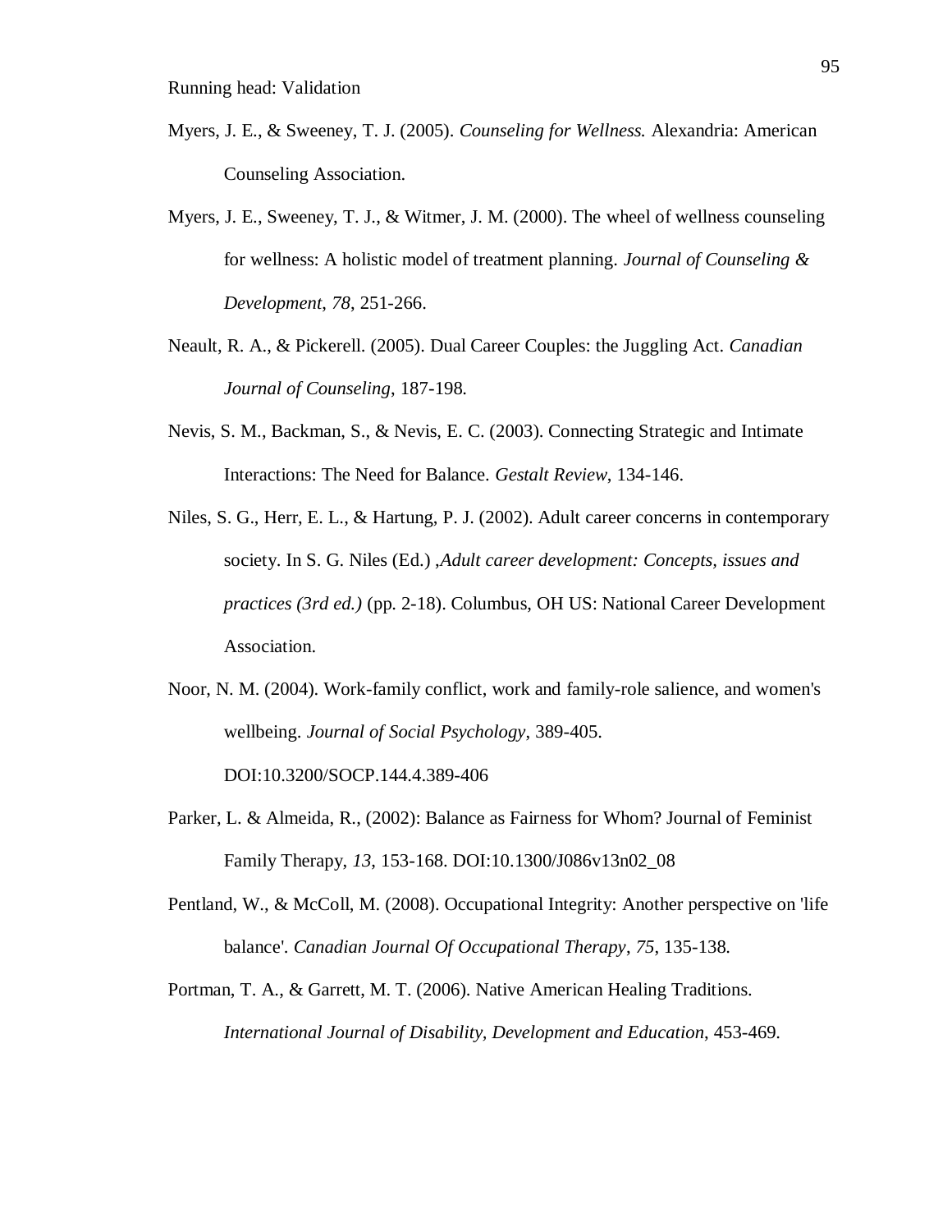Myers, J. E., & Sweeney, T. J. (2005). *Counseling for Wellness.* Alexandria: American Counseling Association.

Myers, J. E., Sweeney, T. J., & Witmer, J. M. (2000). The wheel of wellness counseling for wellness: A holistic model of treatment planning. *Journal of Counseling & Development*, *78*, 251-266.

Neault, R. A., & Pickerell. (2005). Dual Career Couples: the Juggling Act. *Canadian Journal of Counseling*, 187-198.

Nevis, S. M., Backman, S., & Nevis, E. C. (2003). Connecting Strategic and Intimate Interactions: The Need for Balance. *Gestalt Review*, 134-146.

Niles, S. G., Herr, E. L., & Hartung, P. J. (2002). Adult career concerns in contemporary society. In S. G. Niles (Ed.) ,*Adult career development: Concepts, issues and practices (3rd ed.)* (pp. 2-18). Columbus, OH US: National Career Development Association.

Noor, N. M. (2004). Work-family conflict, work and family-role salience, and women's wellbeing. *Journal of Social Psychology*, 389-405. DOI:10.3200/SOCP.144.4.389-406

Parker, L. & Almeida, R., (2002): Balance as Fairness for Whom? Journal of Feminist Family Therapy, *13*, 153-168. DOI:10.1300/J086v13n02_08

Pentland, W., & McColl, M. (2008). Occupational Integrity: Another perspective on 'life balance'. *Canadian Journal Of Occupational Therapy*, *75*, 135-138.

Portman, T. A., & Garrett, M. T. (2006). Native American Healing Traditions. *International Journal of Disability, Development and Education*, 453-469.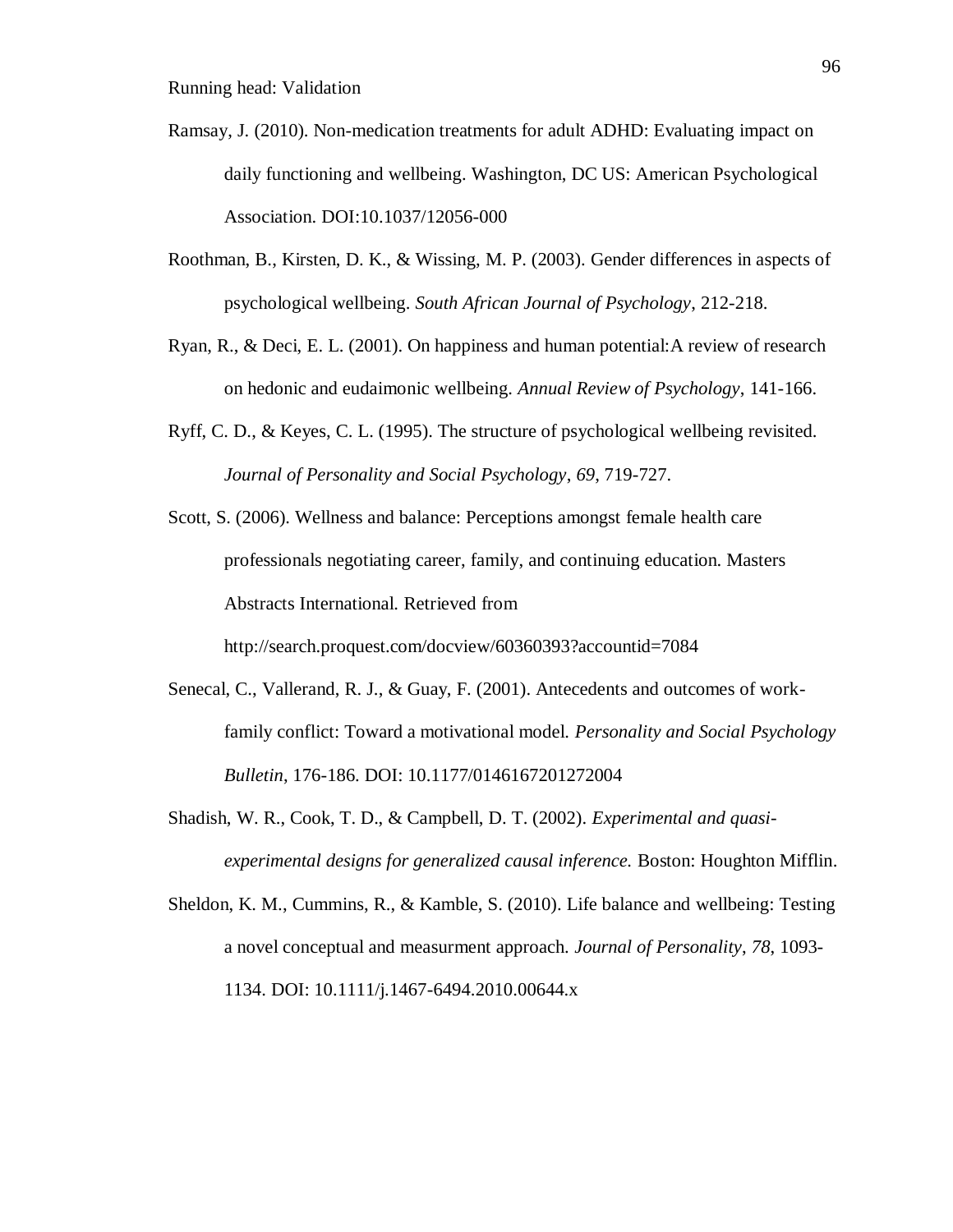Ramsay, J. (2010). Non-medication treatments for adult ADHD: Evaluating impact on daily functioning and wellbeing. Washington, DC US: American Psychological Association. DOI:10.1037/12056-000

Roothman, B., Kirsten, D. K., & Wissing, M. P. (2003). Gender differences in aspects of psychological wellbeing. *South African Journal of Psychology*, 212-218.

Ryan, R., & Deci, E. L. (2001). On happiness and human potential:A review of research on hedonic and eudaimonic wellbeing. *Annual Review of Psychology*, 141-166.

Ryff, C. D., & Keyes, C. L. (1995). The structure of psychological wellbeing revisited. *Journal of Personality and Social Psychology*, *69*, 719-727.

Scott, S. (2006). Wellness and balance: Perceptions amongst female health care professionals negotiating career, family, and continuing education. Masters Abstracts International. Retrieved from http://search.proquest.com/docview/60360393?accountid=7084

Senecal, C., Vallerand, R. J., & Guay, F. (2001). Antecedents and outcomes of work-family conflict: Toward a motivational model. *Personality and Social Psychology Bulletin*, 176-186. DOI: 10.1177/0146167201272004

Shadish, W. R., Cook, T. D., & Campbell, D. T. (2002). *Experimental and quasi-experimental designs for generalized causal inference.* Boston: Houghton Mifflin.

Sheldon, K. M., Cummins, R., & Kamble, S. (2010). Life balance and wellbeing: Testing a novel conceptual and measurment approach. *Journal of Personality*, *78*, 1093-1134. DOI: 10.1111/j.1467-6494.2010.00644.x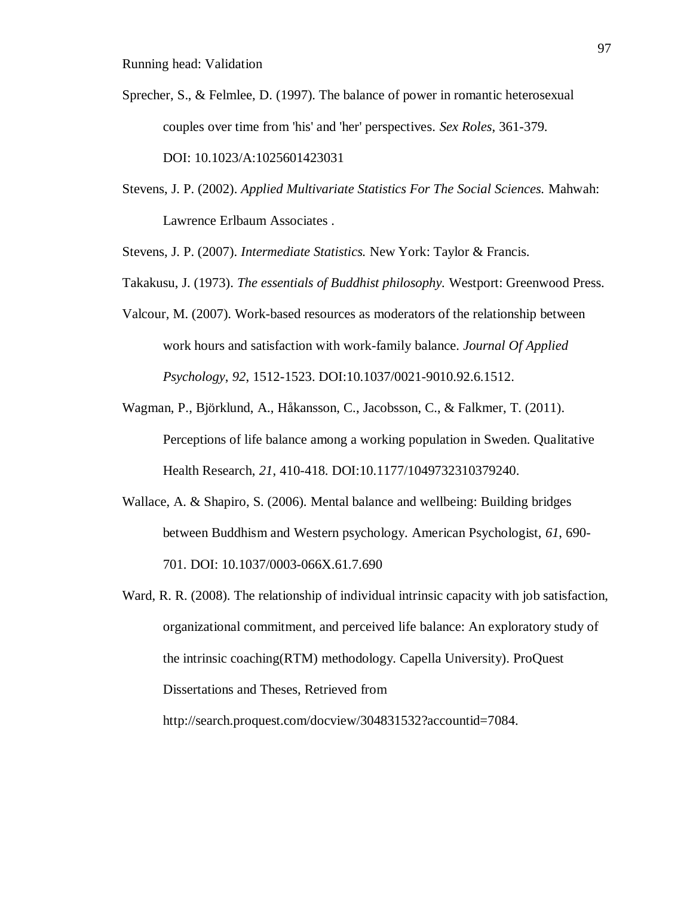Sprecher, S., & Felmlee, D. (1997). The balance of power in romantic heterosexual couples over time from 'his' and 'her' perspectives. *Sex Roles*, 361-379. DOI: 10.1023/A:1025601423031

Stevens, J. P. (2002). *Applied Multivariate Statistics For The Social Sciences.* Mahwah: Lawrence Erlbaum Associates .

Stevens, J. P. (2007). *Intermediate Statistics.* New York: Taylor & Francis.

Takakusu, J. (1973). *The essentials of Buddhist philosophy.* Westport: Greenwood Press.

Valcour, M. (2007). Work-based resources as moderators of the relationship between work hours and satisfaction with work-family balance. *Journal Of Applied Psychology*, *92*, 1512-1523. DOI:10.1037/0021-9010.92.6.1512.

Wagman, P., Björklund, A., Håkansson, C., Jacobsson, C., & Falkmer, T. (2011). Perceptions of life balance among a working population in Sweden. Qualitative Health Research, *21*, 410-418. DOI:10.1177/1049732310379240.

Wallace, A. & Shapiro, S. (2006). Mental balance and wellbeing: Building bridges between Buddhism and Western psychology. American Psychologist, *61*, 690-701. DOI: 10.1037/0003-066X.61.7.690

Ward, R. R. (2008). The relationship of individual intrinsic capacity with job satisfaction, organizational commitment, and perceived life balance: An exploratory study of the intrinsic coaching(RTM) methodology. Capella University). ProQuest Dissertations and Theses, Retrieved from http://search.proquest.com/docview/304831532?accountid=7084.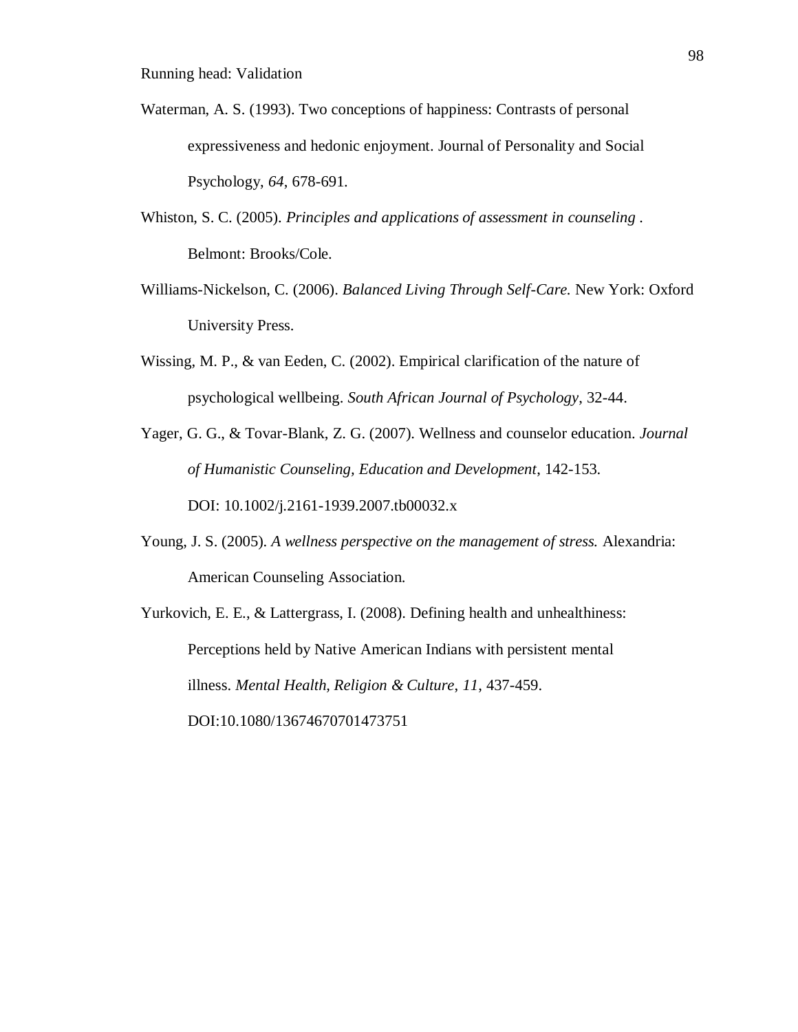Waterman, A. S. (1993). Two conceptions of happiness: Contrasts of personal expressiveness and hedonic enjoyment. Journal of Personality and Social Psychology, *64*, 678-691.

Whiston, S. C. (2005). *Principles and applications of assessment in counseling* . Belmont: Brooks/Cole.

Williams-Nickelson, C. (2006). *Balanced Living Through Self-Care.* New York: Oxford University Press.

Wissing, M. P., & van Eeden, C. (2002). Empirical clarification of the nature of psychological wellbeing. *South African Journal of Psychology*, 32-44.

Yager, G. G., & Tovar-Blank, Z. G. (2007). Wellness and counselor education. *Journal of Humanistic Counseling, Education and Development*, 142-153. DOI: 10.1002/j.2161-1939.2007.tb00032.x

Young, J. S. (2005). *A wellness perspective on the management of stress.* Alexandria: American Counseling Association.

Yurkovich, E. E., & Lattergrass, I. (2008). Defining health and unhealthiness: Perceptions held by Native American Indians with persistent mental illness. *Mental Health, Religion & Culture*, *11*, 437-459. DOI:10.1080/13674670701473751